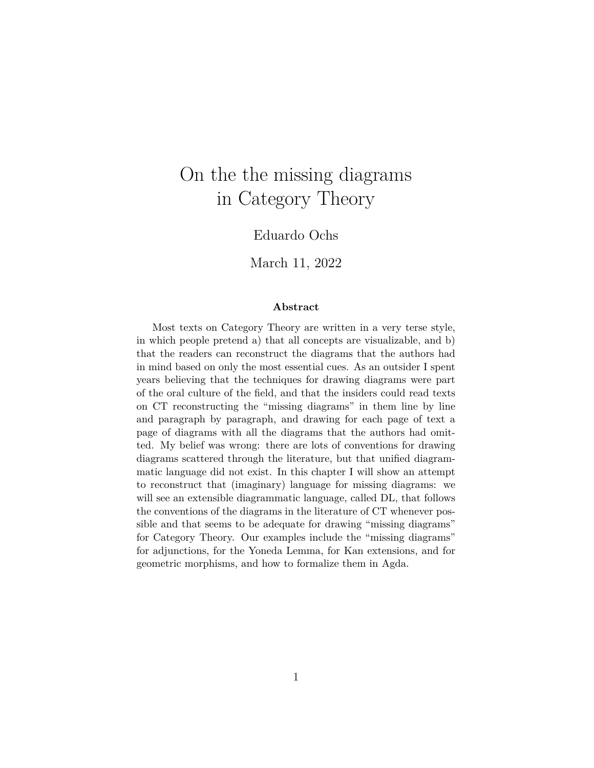# On the the missing diagrams in Category Theory

Eduardo Ochs

March 11, 2022

**Abstract**

Most texts on Category Theory are written in a very terse style, in which people pretend a) that all concepts are visualizable, and b) that the readers can reconstruct the diagrams that the authors had in mind based on only the most essential cues. As an outsider I spent years believing that the techniques for drawing diagrams were part of the oral culture of the field, and that the insiders could read texts on CT reconstructing the "missing diagrams" in them line by line and paragraph by paragraph, and drawing for each page of text a page of diagrams with all the diagrams that the authors had omitted. My belief was wrong: there are lots of conventions for drawing diagrams scattered through the literature, but that unified diagrammatic language did not exist. In this chapter I will show an attempt to reconstruct that (imaginary) language for missing diagrams: we will see an extensible diagrammatic language, called DL, that follows the conventions of the diagrams in the literature of CT whenever possible and that seems to be adequate for drawing "missing diagrams" for Category Theory. Our examples include the "missing diagrams" for adjunctions, for the Yoneda Lemma, for Kan extensions, and for geometric morphisms, and how to formalize them in Agda.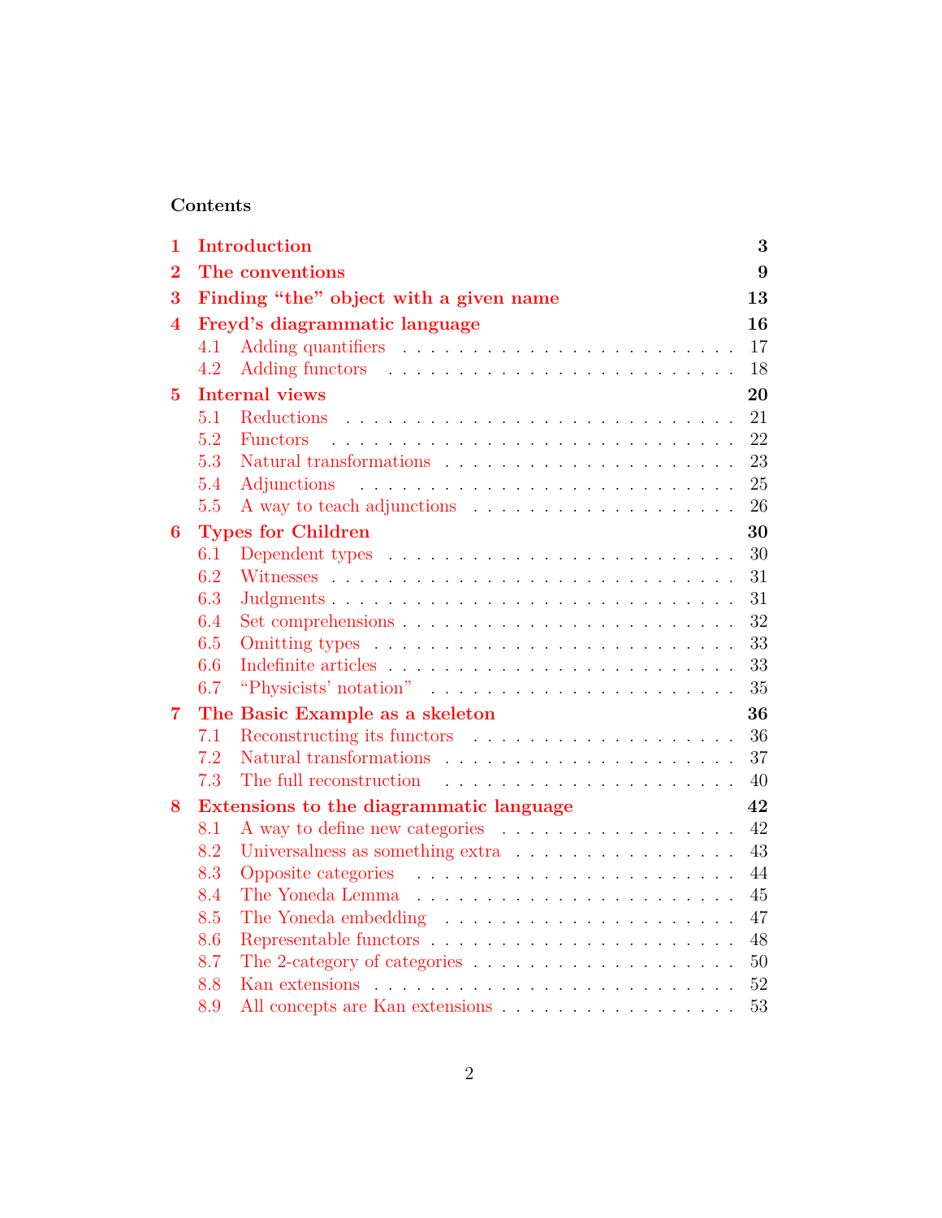## Contents

- **1 Introduction** — 3
- **2 The conventions** — 9
- **3 Finding "the" object with a given name** — 13
- **4 Freyd's diagrammatic language** — 16
  - 4.1 Adding quantifiers — 17
  - 4.2 Adding functors — 18
- **5 Internal views** — 20
  - 5.1 Reductions — 21
  - 5.2 Functors — 22
  - 5.3 Natural transformations — 23
  - 5.4 Adjunctions — 25
  - 5.5 A way to teach adjunctions — 26
- **6 Types for Children** — 30
  - 6.1 Dependent types — 30
  - 6.2 Witnesses — 31
  - 6.3 Judgments — 31
  - 6.4 Set comprehensions — 32
  - 6.5 Omitting types — 33
  - 6.6 Indefinite articles — 33
  - 6.7 "Physicists' notation" — 35
- **7 The Basic Example as a skeleton** — 36
  - 7.1 Reconstructing its functors — 36
  - 7.2 Natural transformations — 37
  - 7.3 The full reconstruction — 40
- **8 Extensions to the diagrammatic language** — 42
  - 8.1 A way to define new categories — 42
  - 8.2 Universalness as something extra — 43
  - 8.3 Opposite categories — 44
  - 8.4 The Yoneda Lemma — 45
  - 8.5 The Yoneda embedding — 47
  - 8.6 Representable functors — 48
  - 8.7 The 2-category of categories — 50
  - 8.8 Kan extensions — 52
  - 8.9 All concepts are Kan extensions — 53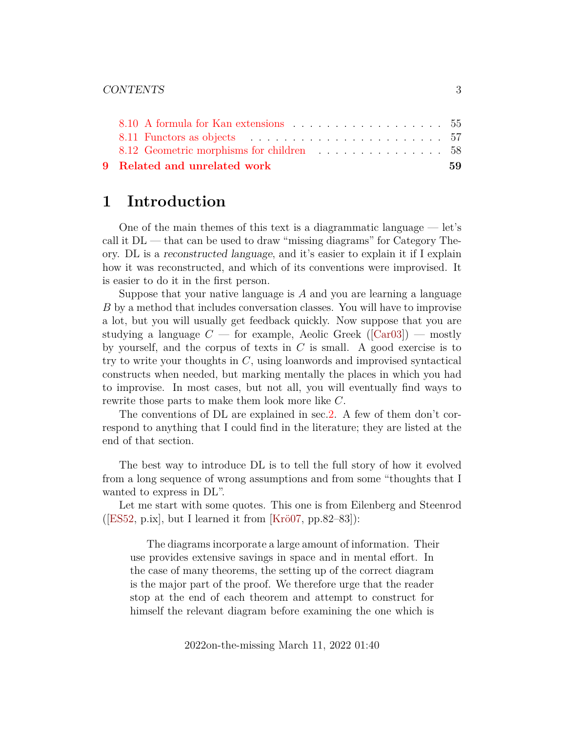8.10 A formula for Kan extensions . . . . . . . . . . . . . . . . . . 55
8.11 Functors as objects . . . . . . . . . . . . . . . . . . . . . . . 57
8.12 Geometric morphisms for children . . . . . . . . . . . . . . . 58

**9 Related and unrelated work** **59**

# 1 Introduction

One of the main themes of this text is a diagrammatic language — let's call it DL — that can be used to draw "missing diagrams" for Category Theory. DL is a *reconstructed language*, and it's easier to explain it if I explain how it was reconstructed, and which of its conventions were improvised. It is easier to do it in the first person.

Suppose that your native language is $A$ and you are learning a language $B$ by a method that includes conversation classes. You will have to improvise a lot, but you will usually get feedback quickly. Now suppose that you are studying a language $C$ — for example, Aeolic Greek ([Car03]) — mostly by yourself, and the corpus of texts in $C$ is small. A good exercise is to try to write your thoughts in $C$, using loanwords and improvised syntactical constructs when needed, but marking mentally the places in which you had to improvise. In most cases, but not all, you will eventually find ways to rewrite those parts to make them look more like $C$.

The conventions of DL are explained in sec.2. A few of them don't correspond to anything that I could find in the literature; they are listed at the end of that section.

The best way to introduce DL is to tell the full story of how it evolved from a long sequence of wrong assumptions and from some "thoughts that I wanted to express in DL".

Let me start with some quotes. This one is from Eilenberg and Steenrod ([ES52, p.ix], but I learned it from [Krö07, pp.82–83]):

> The diagrams incorporate a large amount of information. Their use provides extensive savings in space and in mental effort. In the case of many theorems, the setting up of the correct diagram is the major part of the proof. We therefore urge that the reader stop at the end of each theorem and attempt to construct for himself the relevant diagram before examining the one which is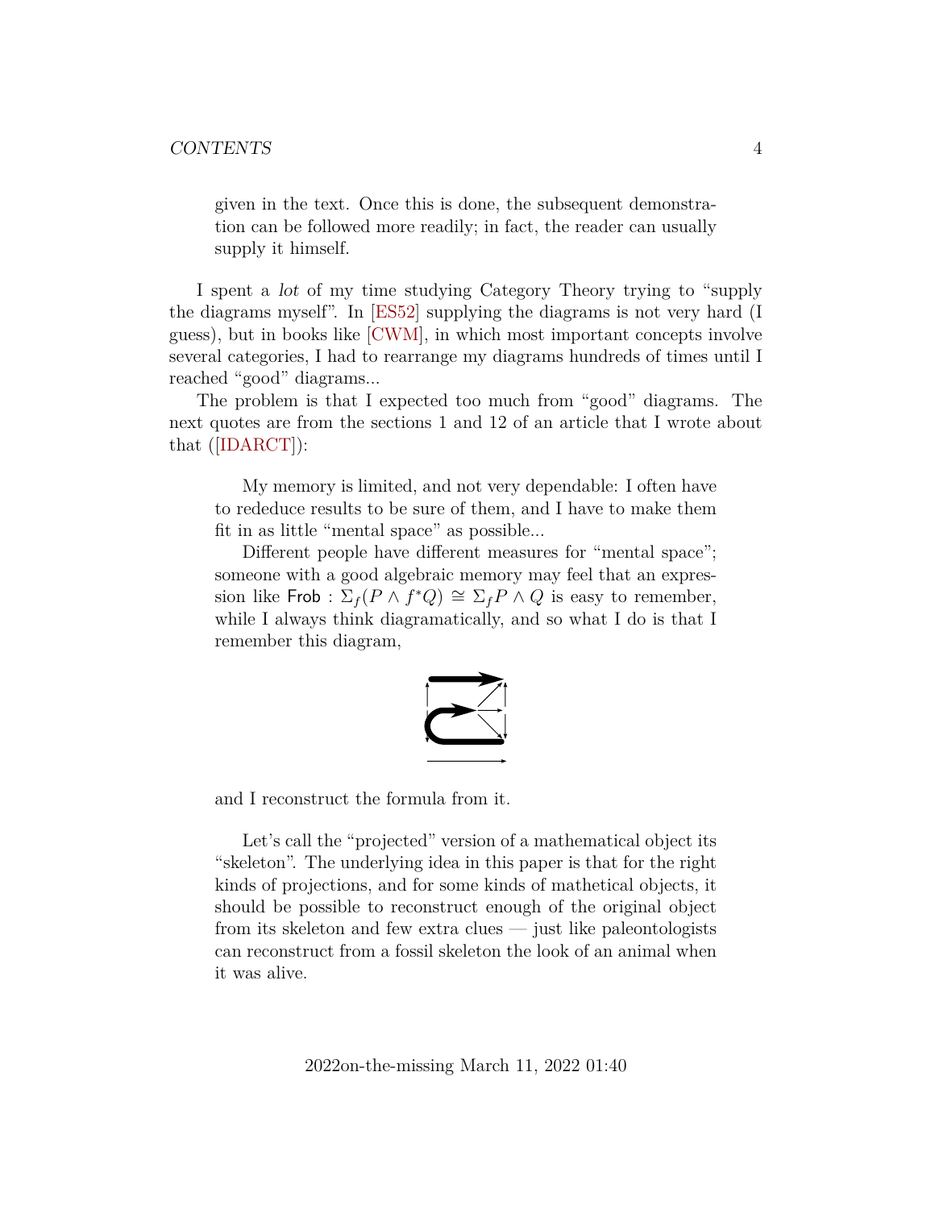> given in the text. Once this is done, the subsequent demonstration can be followed more readily; in fact, the reader can usually supply it himself.

I spent a *lot* of my time studying Category Theory trying to "supply the diagrams myself". In [ES52] supplying the diagrams is not very hard (I guess), but in books like [CWM], in which most important concepts involve several categories, I had to rearrange my diagrams hundreds of times until I reached "good" diagrams...

The problem is that I expected too much from "good" diagrams. The next quotes are from the sections 1 and 12 of an article that I wrote about that ([IDARCT]):

> My memory is limited, and not very dependable: I often have to rededuce results to be sure of them, and I have to make them fit in as little "mental space" as possible...
>
> Different people have different measures for "mental space"; someone with a good algebraic memory may feel that an expression like $\mathsf{Frob} : \Sigma_f(P \wedge f^*Q) \cong \Sigma_f P \wedge Q$ is easy to remember, while I always think diagramatically, and so what I do is that I remember this diagram,
>
> and I reconstruct the formula from it.
>
> Let's call the "projected" version of a mathematical object its "skeleton". The underlying idea in this paper is that for the right kinds of projections, and for some kinds of mathetical objects, it should be possible to reconstruct enough of the original object from its skeleton and few extra clues — just like paleontologists can reconstruct from a fossil skeleton the look of an animal when it was alive.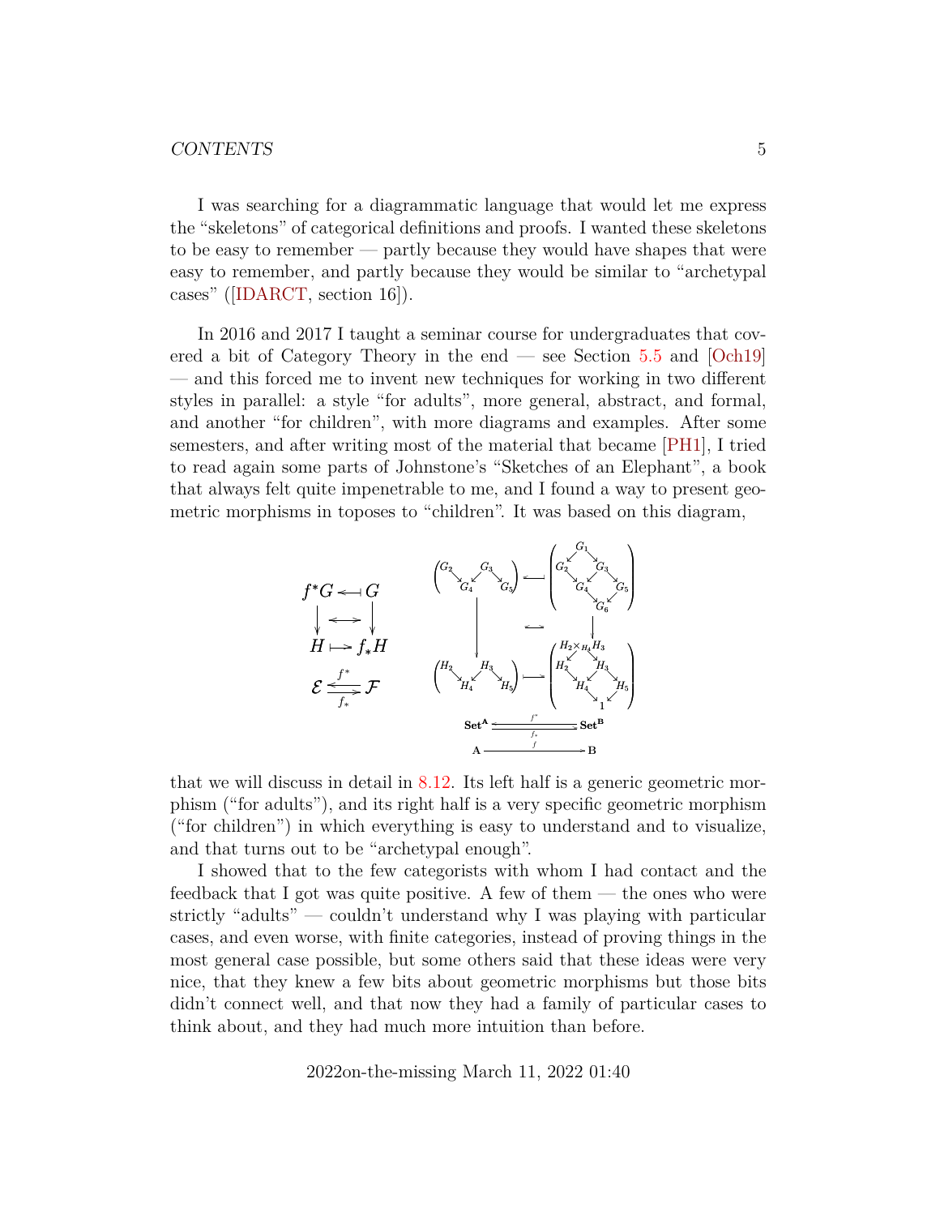I was searching for a diagrammatic language that would let me express the "skeletons" of categorical definitions and proofs. I wanted these skeletons to be easy to remember — partly because they would have shapes that were easy to remember, and partly because they would be similar to "archetypal cases" ([IDARCT, section 16]).

In 2016 and 2017 I taught a seminar course for undergraduates that covered a bit of Category Theory in the end — see Section 5.5 and [Och19] — and this forced me to invent new techniques for working in two different styles in parallel: a style "for adults", more general, abstract, and formal, and another "for children", with more diagrams and examples. After some semesters, and after writing most of the material that became [PH1], I tried to read again some parts of Johnstone's "Sketches of an Elephant", a book that always felt quite impenetrable to me, and I found a way to present geometric morphisms in toposes to "children". It was based on this diagram,

$$
\begin{array}{ccc}
f^*G & \longleftarrow & G \\
\downarrow & \longleftrightarrow & \downarrow \\
H & \longmapsto & f_*H \\
\mathcal{E} & \underset{f_*}{\overset{f^*}{\rightleftarrows}} & \mathcal{F}
\end{array}
\qquad
\begin{array}{ccc}
\begin{pmatrix} G_2 & & G_3 & & \\ & G_4 & & G_5 & \end{pmatrix} & \longleftarrow & \begin{pmatrix} & G_1 & & \\ G_2 & & G_3 & \\ & G_4 & & G_5 \\ & & G_6 & \end{pmatrix} \\
\downarrow & \longleftrightarrow & \downarrow \\
\begin{pmatrix} H_2 & & H_3 & & \\ & H_4 & & H_5 & \end{pmatrix} & \longmapsto & \begin{pmatrix} & H_2 \times_{H_4} H_3 & & \\ H_2 & & H_3 & \\ & H_4 & & H_5 \\ & & 1 & \end{pmatrix} \\
& \mathbf{Set}^{\mathbf{A}} \underset{f_*}{\overset{f^*}{\rightleftarrows}} \mathbf{Set}^{\mathbf{B}} & \\
& \mathbf{A} \xrightarrow{f} \mathbf{B} &
\end{array}
$$

that we will discuss in detail in 8.12. Its left half is a generic geometric morphism ("for adults"), and its right half is a very specific geometric morphism ("for children") in which everything is easy to understand and to visualize, and that turns out to be "archetypal enough".

I showed that to the few categorists with whom I had contact and the feedback that I got was quite positive. A few of them — the ones who were strictly "adults" — couldn't understand why I was playing with particular cases, and even worse, with finite categories, instead of proving things in the most general case possible, but some others said that these ideas were very nice, that they knew a few bits about geometric morphisms but those bits didn't connect well, and that now they had a family of particular cases to think about, and they had much more intuition than before.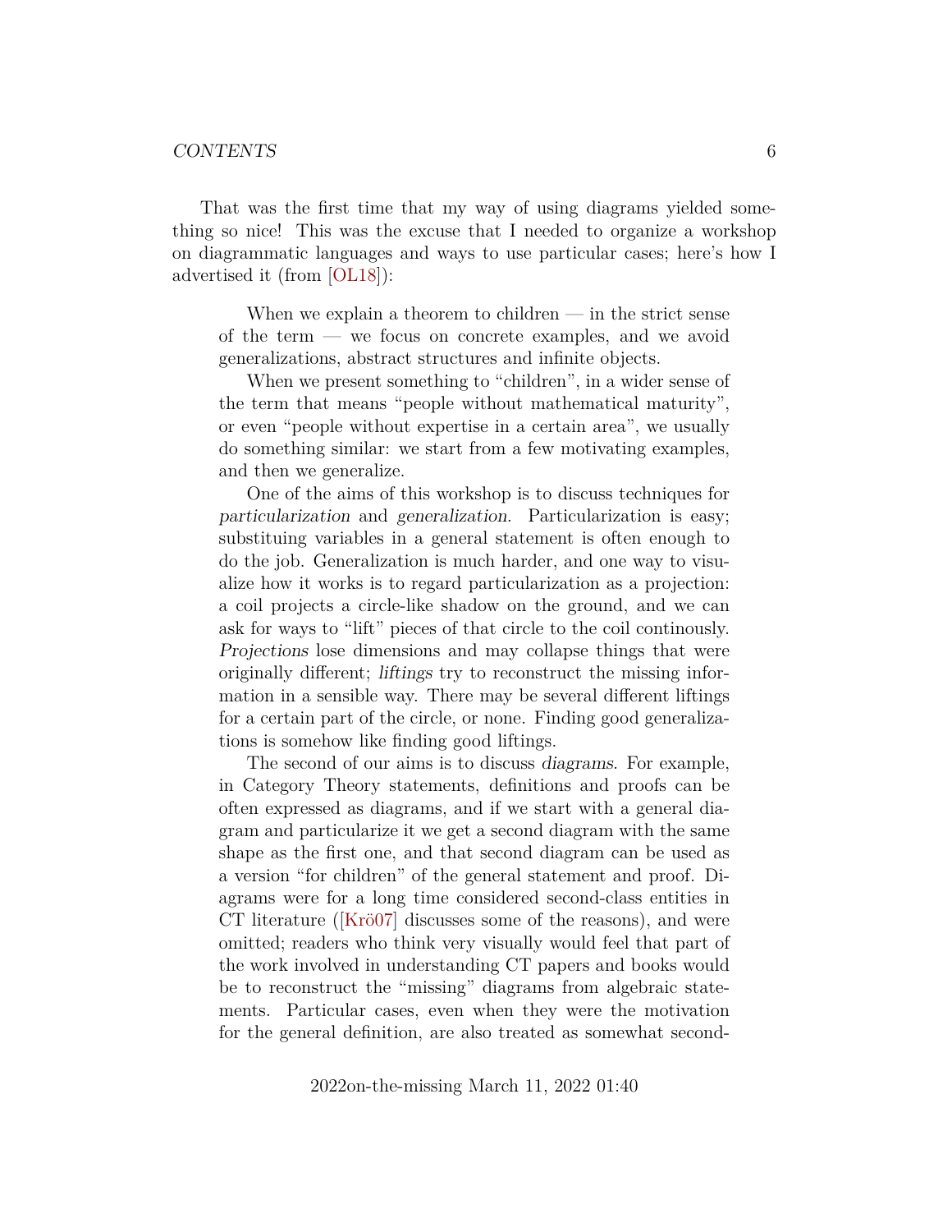That was the first time that my way of using diagrams yielded something so nice! This was the excuse that I needed to organize a workshop on diagrammatic languages and ways to use particular cases; here's how I advertised it (from [OL18]):

> When we explain a theorem to children — in the strict sense of the term — we focus on concrete examples, and we avoid generalizations, abstract structures and infinite objects.
>
> When we present something to "children", in a wider sense of the term that means "people without mathematical maturity", or even "people without expertise in a certain area", we usually do something similar: we start from a few motivating examples, and then we generalize.
>
> One of the aims of this workshop is to discuss techniques for *particularization* and *generalization*. Particularization is easy; substituing variables in a general statement is often enough to do the job. Generalization is much harder, and one way to visualize how it works is to regard particularization as a projection: a coil projects a circle-like shadow on the ground, and we can ask for ways to "lift" pieces of that circle to the coil continously. *Projections* lose dimensions and may collapse things that were originally different; *liftings* try to reconstruct the missing information in a sensible way. There may be several different liftings for a certain part of the circle, or none. Finding good generalizations is somehow like finding good liftings.
>
> The second of our aims is to discuss *diagrams*. For example, in Category Theory statements, definitions and proofs can be often expressed as diagrams, and if we start with a general diagram and particularize it we get a second diagram with the same shape as the first one, and that second diagram can be used as a version "for children" of the general statement and proof. Diagrams were for a long time considered second-class entities in CT literature ([Krö07] discusses some of the reasons), and were omitted; readers who think very visually would feel that part of the work involved in understanding CT papers and books would be to reconstruct the "missing" diagrams from algebraic statements. Particular cases, even when they were the motivation for the general definition, are also treated as somewhat second-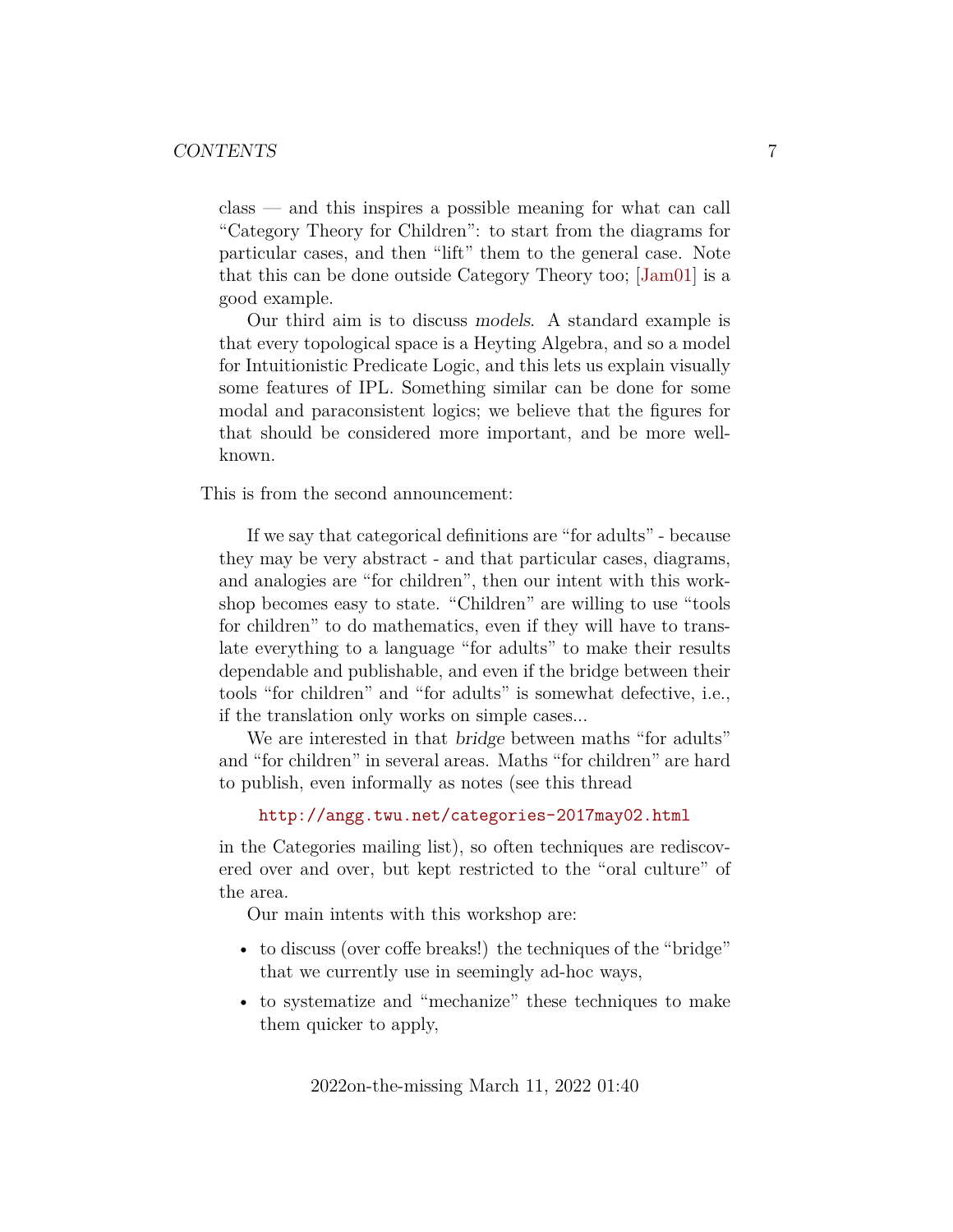class — and this inspires a possible meaning for what can call "Category Theory for Children": to start from the diagrams for particular cases, and then "lift" them to the general case. Note that this can be done outside Category Theory too; [Jam01] is a good example.

Our third aim is to discuss *models*. A standard example is that every topological space is a Heyting Algebra, and so a model for Intuitionistic Predicate Logic, and this lets us explain visually some features of IPL. Something similar can be done for some modal and paraconsistent logics; we believe that the figures for that should be considered more important, and be more well-known.

This is from the second announcement:

> If we say that categorical definitions are "for adults" - because they may be very abstract - and that particular cases, diagrams, and analogies are "for children", then our intent with this workshop becomes easy to state. "Children" are willing to use "tools for children" to do mathematics, even if they will have to translate everything to a language "for adults" to make their results dependable and publishable, and even if the bridge between their tools "for children" and "for adults" is somewhat defective, i.e., if the translation only works on simple cases...
>
> We are interested in that *bridge* between maths "for adults" and "for children" in several areas. Maths "for children" are hard to publish, even informally as notes (see this thread
>
> `http://angg.twu.net/categories-2017may02.html`
>
> in the Categories mailing list), so often techniques are rediscovered over and over, but kept restricted to the "oral culture" of the area.
>
> Our main intents with this workshop are:
>
> - to discuss (over coffe breaks!) the techniques of the "bridge" that we currently use in seemingly ad-hoc ways,
> - to systematize and "mechanize" these techniques to make them quicker to apply,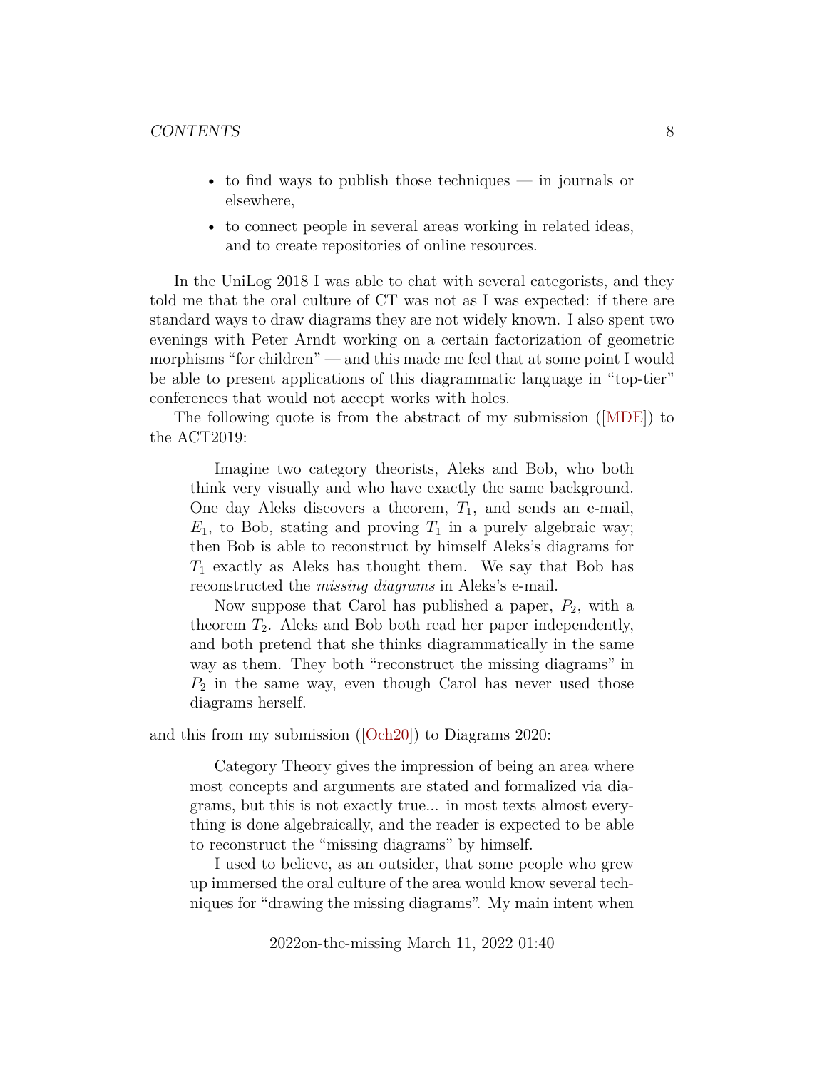- to find ways to publish those techniques — in journals or elsewhere,
- to connect people in several areas working in related ideas, and to create repositories of online resources.

In the UniLog 2018 I was able to chat with several categorists, and they told me that the oral culture of CT was not as I was expected: if there are standard ways to draw diagrams they are not widely known. I also spent two evenings with Peter Arndt working on a certain factorization of geometric morphisms "for children" — and this made me feel that at some point I would be able to present applications of this diagrammatic language in "top-tier" conferences that would not accept works with holes.

The following quote is from the abstract of my submission ([MDE]) to the ACT2019:

> Imagine two category theorists, Aleks and Bob, who both think very visually and who have exactly the same background. One day Aleks discovers a theorem, $T_1$, and sends an e-mail, $E_1$, to Bob, stating and proving $T_1$ in a purely algebraic way; then Bob is able to reconstruct by himself Aleks's diagrams for $T_1$ exactly as Aleks has thought them. We say that Bob has reconstructed the *missing diagrams* in Aleks's e-mail.
>
> Now suppose that Carol has published a paper, $P_2$, with a theorem $T_2$. Aleks and Bob both read her paper independently, and both pretend that she thinks diagrammatically in the same way as them. They both "reconstruct the missing diagrams" in $P_2$ in the same way, even though Carol has never used those diagrams herself.

and this from my submission ([Och20]) to Diagrams 2020:

> Category Theory gives the impression of being an area where most concepts and arguments are stated and formalized via diagrams, but this is not exactly true... in most texts almost everything is done algebraically, and the reader is expected to be able to reconstruct the "missing diagrams" by himself.
>
> I used to believe, as an outsider, that some people who grew up immersed the oral culture of the area would know several techniques for "drawing the missing diagrams". My main intent when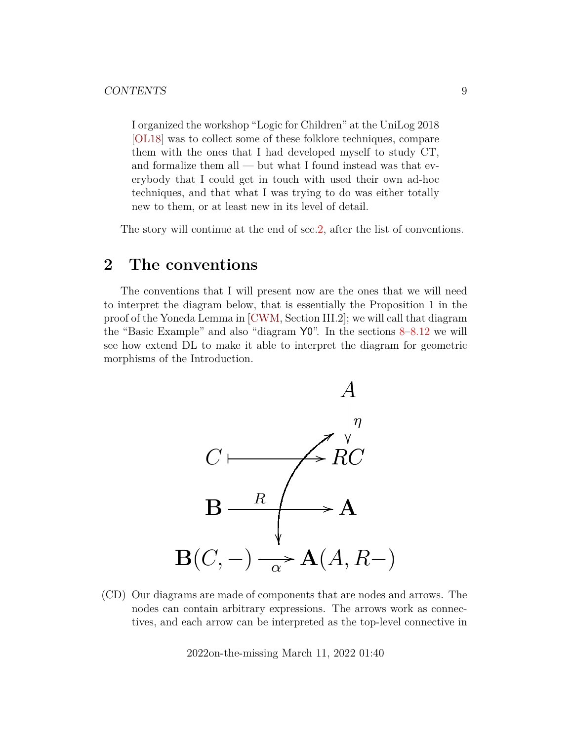I organized the workshop "Logic for Children" at the UniLog 2018 [OL18] was to collect some of these folklore techniques, compare them with the ones that I had developed myself to study CT, and formalize them all — but what I found instead was that everybody that I could get in touch with used their own ad-hoc techniques, and that what I was trying to do was either totally new to them, or at least new in its level of detail.

The story will continue at the end of sec.2, after the list of conventions.

## 2 The conventions

The conventions that I will present now are the ones that we will need to interpret the diagram below, that is essentially the Proposition 1 in the proof of the Yoneda Lemma in [CWM, Section III.2]; we will call that diagram the "Basic Example" and also "diagram Y0". In the sections 8–8.12 we will see how extend DL to make it able to interpret the diagram for geometric morphisms of the Introduction.

$$
\begin{array}{ccc}
 & & A \\
 & & \downarrow \eta \\
C & \longmapsto & RC \\
\mathbf{B} & \xrightarrow{R} & \mathbf{A} \\
\mathbf{B}(C,-) & \xrightarrow[\alpha]{} & \mathbf{A}(A,R-)
\end{array}
$$

(CD) Our diagrams are made of components that are nodes and arrows. The nodes can contain arbitrary expressions. The arrows work as connectives, and each arrow can be interpreted as the top-level connective in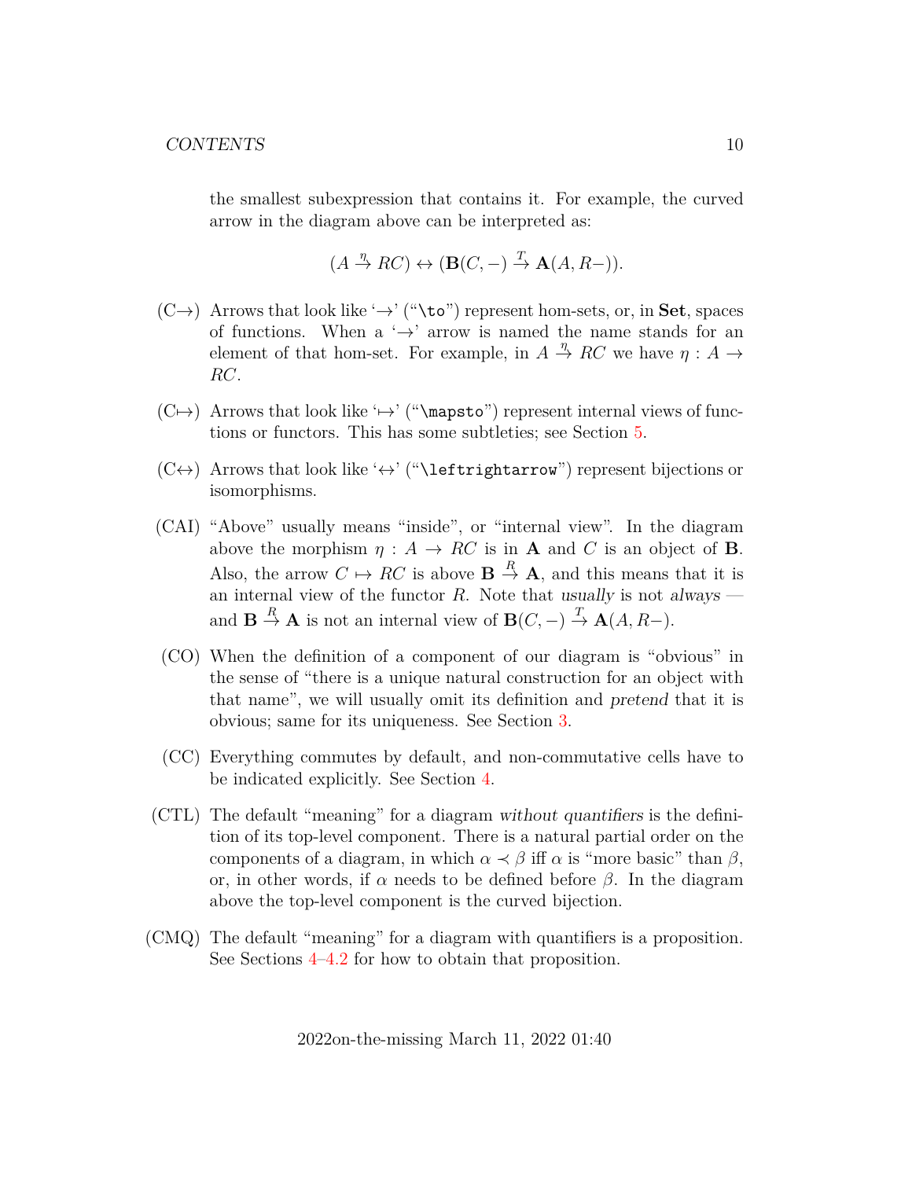the smallest subexpression that contains it. For example, the curved arrow in the diagram above can be interpreted as:

$$(A \overset{\eta}{\to} RC) \leftrightarrow (\mathbf{B}(C,-) \overset{T}{\to} \mathbf{A}(A,R-)).$$

(C→) Arrows that look like '→' ("`\to`") represent hom-sets, or, in **Set**, spaces of functions. When a '→' arrow is named the name stands for an element of that hom-set. For example, in $A \overset{\eta}{\to} RC$ we have $\eta : A \to RC$.

(C↦) Arrows that look like '↦' ("`\mapsto`") represent internal views of functions or functors. This has some subtleties; see Section 5.

(C↔) Arrows that look like '↔' ("`\leftrightarrow`") represent bijections or isomorphisms.

(CAI) "Above" usually means "inside", or "internal view". In the diagram above the morphism $\eta : A \to RC$ is in $\mathbf{A}$ and $C$ is an object of $\mathbf{B}$. Also, the arrow $C \mapsto RC$ is above $\mathbf{B} \overset{R}{\to} \mathbf{A}$, and this means that it is an internal view of the functor $R$. Note that *usually* is not *always* — and $\mathbf{B} \overset{R}{\to} \mathbf{A}$ is not an internal view of $\mathbf{B}(C,-) \overset{T}{\to} \mathbf{A}(A,R-)$.

(CO) When the definition of a component of our diagram is "obvious" in the sense of "there is a unique natural construction for an object with that name", we will usually omit its definition and *pretend* that it is obvious; same for its uniqueness. See Section 3.

(CC) Everything commutes by default, and non-commutative cells have to be indicated explicitly. See Section 4.

(CTL) The default "meaning" for a diagram *without quantifiers* is the definition of its top-level component. There is a natural partial order on the components of a diagram, in which $\alpha \prec \beta$ iff $\alpha$ is "more basic" than $\beta$, or, in other words, if $\alpha$ needs to be defined before $\beta$. In the diagram above the top-level component is the curved bijection.

(CMQ) The default "meaning" for a diagram with quantifiers is a proposition. See Sections 4–4.2 for how to obtain that proposition.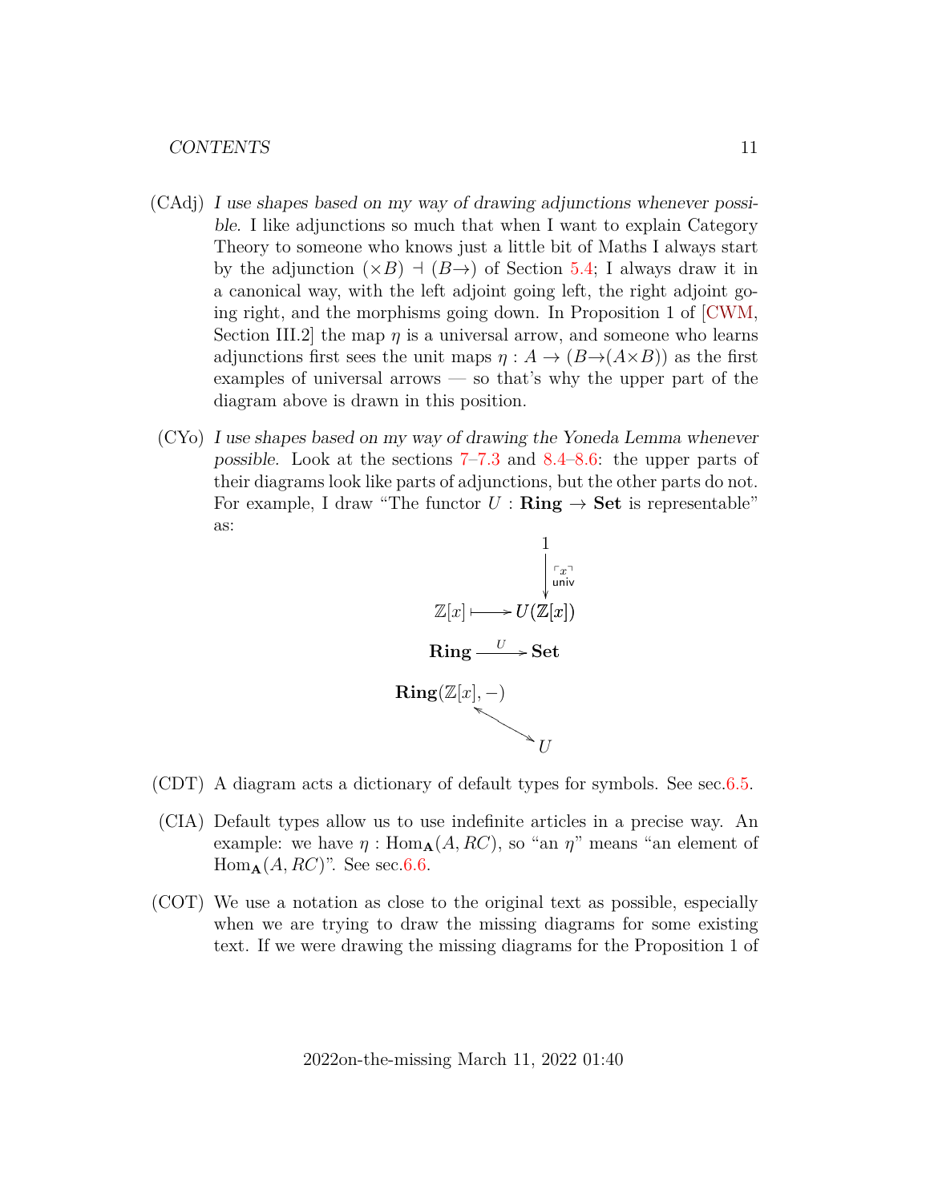(CAdj) *I use shapes based on my way of drawing adjunctions whenever possible*. I like adjunctions so much that when I want to explain Category Theory to someone who knows just a little bit of Maths I always start by the adjunction $(\times B) \dashv (B{\to})$ of Section 5.4; I always draw it in a canonical way, with the left adjoint going left, the right adjoint going right, and the morphisms going down. In Proposition 1 of [CWM, Section III.2] the map $\eta$ is a universal arrow, and someone who learns adjunctions first sees the unit maps $\eta : A \to (B{\to}(A{\times}B))$ as the first examples of universal arrows — so that's why the upper part of the diagram above is drawn in this position.

(CYo) *I use shapes based on my way of drawing the Yoneda Lemma whenever possible*. Look at the sections 7–7.3 and 8.4–8.6: the upper parts of their diagrams look like parts of adjunctions, but the other parts do not. For example, I draw "The functor $U : \mathbf{Ring} \to \mathbf{Set}$ is representable" as:

$$
\begin{array}{ccc}
 & & 1 \\
 & & \downarrow {\scriptstyle \ulcorner x \urcorner \text{ univ}} \\
\mathbb{Z}[x] & \longmapsto & U(\mathbb{Z}[x]) \\
\mathbf{Ring} & \xrightarrow{U} & \mathbf{Set} \\
\mathbf{Ring}(\mathbb{Z}[x], -) & & \\
 & \nwarrow\!\!\searrow & \\
 & & U
\end{array}
$$

(CDT) A diagram acts a dictionary of default types for symbols. See sec.6.5.

(CIA) Default types allow us to use indefinite articles in a precise way. An example: we have $\eta : \mathrm{Hom}_{\mathbf{A}}(A, RC)$, so "an $\eta$" means "an element of $\mathrm{Hom}_{\mathbf{A}}(A, RC)$". See sec.6.6.

(COT) We use a notation as close to the original text as possible, especially when we are trying to draw the missing diagrams for some existing text. If we were drawing the missing diagrams for the Proposition 1 of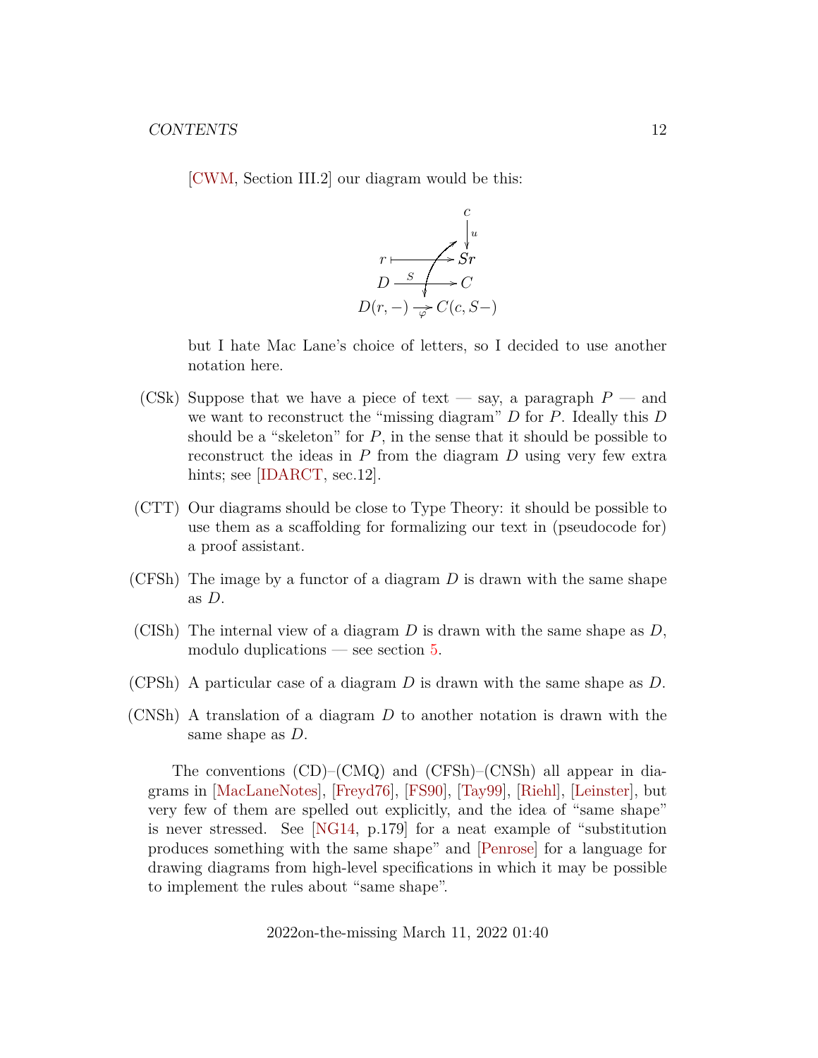[CWM, Section III.2] our diagram would be this:

$$
\begin{array}{ccc}
 & & c \\
 & & \downarrow{\scriptstyle u} \\
r & \longmapsto & Sr \\
D & \xrightarrow{S} & C \\
D(r,-) & \xrightarrow[\varphi]{} & C(c,S-)
\end{array}
$$

but I hate Mac Lane's choice of letters, so I decided to use another notation here.

(CSk) Suppose that we have a piece of text — say, a paragraph $P$ — and we want to reconstruct the "missing diagram" $D$ for $P$. Ideally this $D$ should be a "skeleton" for $P$, in the sense that it should be possible to reconstruct the ideas in $P$ from the diagram $D$ using very few extra hints; see [IDARCT, sec.12].

(CTT) Our diagrams should be close to Type Theory: it should be possible to use them as a scaffolding for formalizing our text in (pseudocode for) a proof assistant.

(CFSh) The image by a functor of a diagram $D$ is drawn with the same shape as $D$.

(CISh) The internal view of a diagram $D$ is drawn with the same shape as $D$, modulo duplications — see section 5.

(CPSh) A particular case of a diagram $D$ is drawn with the same shape as $D$.

(CNSh) A translation of a diagram $D$ to another notation is drawn with the same shape as $D$.

The conventions (CD)–(CMQ) and (CFSh)–(CNSh) all appear in diagrams in [MacLaneNotes], [Freyd76], [FS90], [Tay99], [Riehl], [Leinster], but very few of them are spelled out explicitly, and the idea of "same shape" is never stressed. See [NG14, p.179] for a neat example of "substitution produces something with the same shape" and [Penrose] for a language for drawing diagrams from high-level specifications in which it may be possible to implement the rules about "same shape".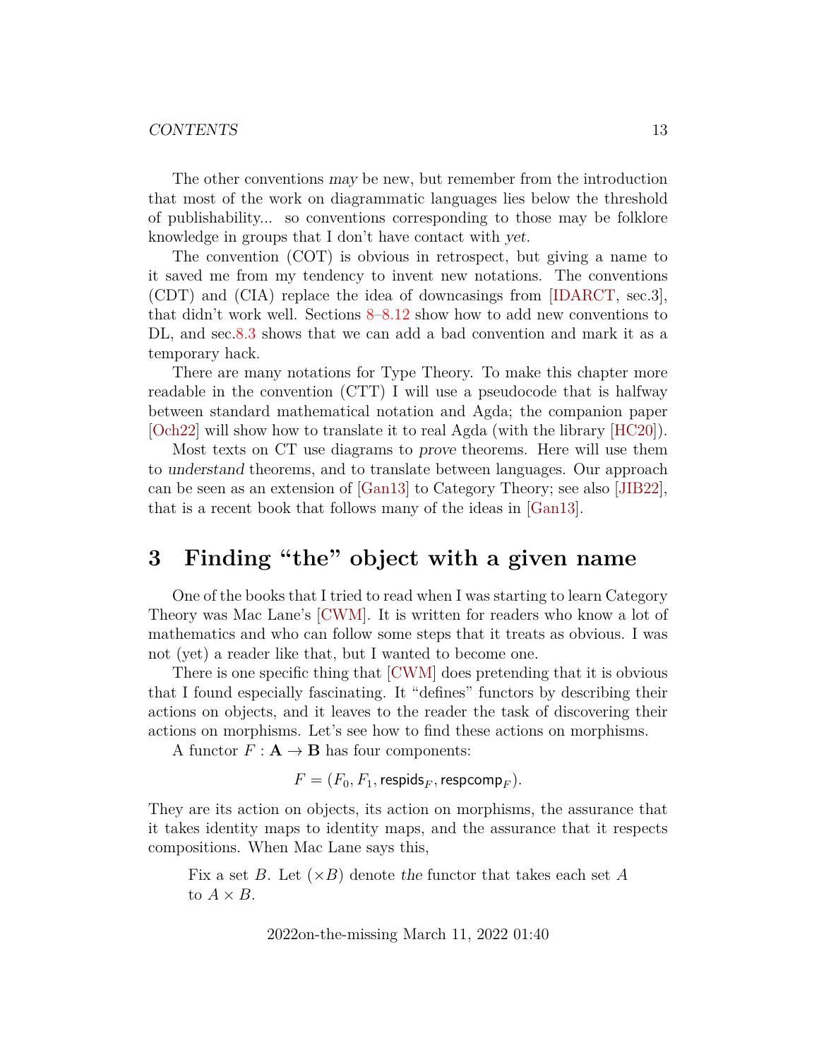The other conventions *may* be new, but remember from the introduction that most of the work on diagrammatic languages lies below the threshold of publishability... so conventions corresponding to those may be folklore knowledge in groups that I don't have contact with *yet*.

The convention (COT) is obvious in retrospect, but giving a name to it saved me from my tendency to invent new notations. The conventions (CDT) and (CIA) replace the idea of downcasings from [IDARCT, sec.3], that didn't work well. Sections 8–8.12 show how to add new conventions to DL, and sec.8.3 shows that we can add a bad convention and mark it as a temporary hack.

There are many notations for Type Theory. To make this chapter more readable in the convention (CTT) I will use a pseudocode that is halfway between standard mathematical notation and Agda; the companion paper [Och22] will show how to translate it to real Agda (with the library [HC20]).

Most texts on CT use diagrams to *prove* theorems. Here will use them to *understand* theorems, and to translate between languages. Our approach can be seen as an extension of [Gan13] to Category Theory; see also [JIB22], that is a recent book that follows many of the ideas in [Gan13].

# 3 Finding "the" object with a given name

One of the books that I tried to read when I was starting to learn Category Theory was Mac Lane's [CWM]. It is written for readers who know a lot of mathematics and who can follow some steps that it treats as obvious. I was not (yet) a reader like that, but I wanted to become one.

There is one specific thing that [CWM] does pretending that it is obvious that I found especially fascinating. It "defines" functors by describing their actions on objects, and it leaves to the reader the task of discovering their actions on morphisms. Let's see how to find these actions on morphisms.

A functor $F : \mathbf{A} \to \mathbf{B}$ has four components:

$$F = (F_0, F_1, \mathsf{respids}_F, \mathsf{respcomp}_F).$$

They are its action on objects, its action on morphisms, the assurance that it takes identity maps to identity maps, and the assurance that it respects compositions. When Mac Lane says this,

> Fix a set $B$. Let $(\times B)$ denote *the* functor that takes each set $A$ to $A \times B$.

2022on-the-missing March 11, 2022 01:40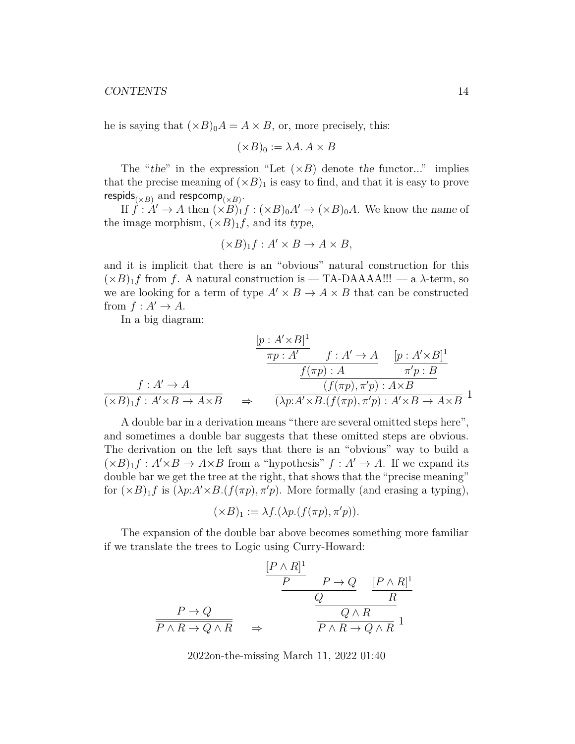he is saying that $(\times B)_0 A = A \times B$, or, more precisely, this:

$$(\times B)_0 := \lambda A.\, A \times B$$

The "*the*" in the expression "Let $(\times B)$ denote *the* functor..." implies that the precise meaning of $(\times B)_1$ is easy to find, and that it is easy to prove $\mathsf{respids}_{(\times B)}$ and $\mathsf{respcomp}_{(\times B)}$.

If $f : A' \to A$ then $(\times B)_1 f : (\times B)_0 A' \to (\times B)_0 A$. We know the *name* of the image morphism, $(\times B)_1 f$, and its *type*,

$$(\times B)_1 f : A' \times B \to A \times B,$$

and it is implicit that there is an "obvious" natural construction for this $(\times B)_1 f$ from $f$. A natural construction is — TA-DAAAA!!! — a $\lambda$-term, so we are looking for a term of type $A' \times B \to A \times B$ that can be constructed from $f : A' \to A$.

In a big diagram:

$$\dfrac{f : A' \to A}{\overline{(\times B)_1 f : A' {\times} B \to A {\times} B}} \quad \Rightarrow \quad \dfrac{\dfrac{\dfrac{\dfrac{[p : A' {\times} B]^1}{\pi p : A'} \quad f : A' \to A}{f(\pi p) : A} \quad \dfrac{[p : A' {\times} B]^1}{\pi' p : B}}{(f(\pi p), \pi' p) : A {\times} B}}{(\lambda p{:}A' {\times} B.(f(\pi p), \pi' p) : A' {\times} B \to A {\times} B} \; 1$$

A double bar in a derivation means "there are several omitted steps here", and sometimes a double bar suggests that these omitted steps are obvious. The derivation on the left says that there is an "obvious" way to build a $(\times B)_1 f : A' {\times} B \to A {\times} B$ from a "hypothesis" $f : A' \to A$. If we expand its double bar we get the tree at the right, that shows that the "precise meaning" for $(\times B)_1 f$ is $(\lambda p{:}A' {\times} B.(f(\pi p), \pi' p)$. More formally (and erasing a typing),

$$(\times B)_1 := \lambda f.(\lambda p.(f(\pi p), \pi' p)).$$

The expansion of the double bar above becomes something more familiar if we translate the trees to Logic using Curry-Howard:

$$\dfrac{P \to Q}{\overline{P \land R \to Q \land R}} \quad \Rightarrow \quad \dfrac{\dfrac{\dfrac{\dfrac{[P \land R]^1}{P} \quad P \to Q}{Q} \quad \dfrac{[P \land R]^1}{R}}{Q \land R}}{P \land R \to Q \land R} \; 1$$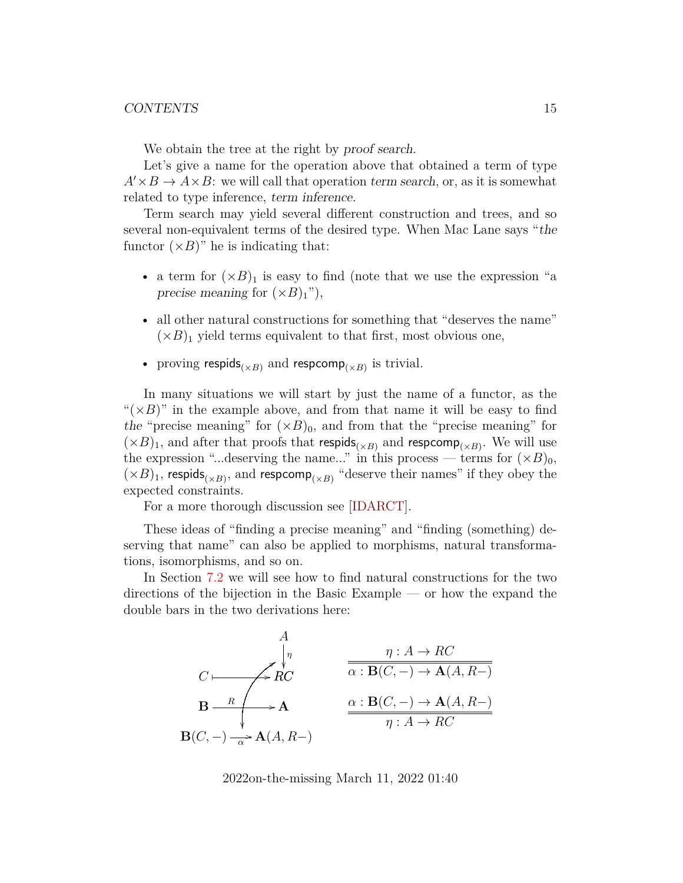We obtain the tree at the right by *proof search*.

Let's give a name for the operation above that obtained a term of type $A' \times B \to A \times B$: we will call that operation *term search*, or, as it is somewhat related to type inference, *term inference*.

Term search may yield several different construction and trees, and so several non-equivalent terms of the desired type. When Mac Lane says "*the* functor $(\times B)$" he is indicating that:

- a term for $(\times B)_1$ is easy to find (note that we use the expression "a *precise meaning* for $(\times B)_1$"),
- all other natural constructions for something that "deserves the name" $(\times B)_1$ yield terms equivalent to that first, most obvious one,
- proving $\mathsf{respids}_{(\times B)}$ and $\mathsf{respcomp}_{(\times B)}$ is trivial.

In many situations we will start by just the name of a functor, as the "$(\times B)$" in the example above, and from that name it will be easy to find *the* "precise meaning" for $(\times B)_0$, and from that the "precise meaning" for $(\times B)_1$, and after that proofs that $\mathsf{respids}_{(\times B)}$ and $\mathsf{respcomp}_{(\times B)}$. We will use the expression "...deserving the name..." in this process — terms for $(\times B)_0$, $(\times B)_1$, $\mathsf{respids}_{(\times B)}$, and $\mathsf{respcomp}_{(\times B)}$ "deserve their names" if they obey the expected constraints.

For a more thorough discussion see [IDARCT].

These ideas of "finding a precise meaning" and "finding (something) deserving that name" can also be applied to morphisms, natural transformations, isomorphisms, and so on.

In Section 7.2 we will see how to find natural constructions for the two directions of the bijection in the Basic Example — or how the expand the double bars in the two derivations here:

$$
\begin{array}{ccc}
 & & A \\
 & & \downarrow \eta \\
C & \longmapsto & RC \\
\mathbf{B} & \xrightarrow{R} & \mathbf{A} \\
\mathbf{B}(C,-) & \xrightarrow{\alpha} & \mathbf{A}(A,R-)
\end{array}
\qquad
\dfrac{\eta : A \to RC}{\alpha : \mathbf{B}(C,-) \to \mathbf{A}(A,R-)}
\qquad
\dfrac{\alpha : \mathbf{B}(C,-) \to \mathbf{A}(A,R-)}{\eta : A \to RC}
$$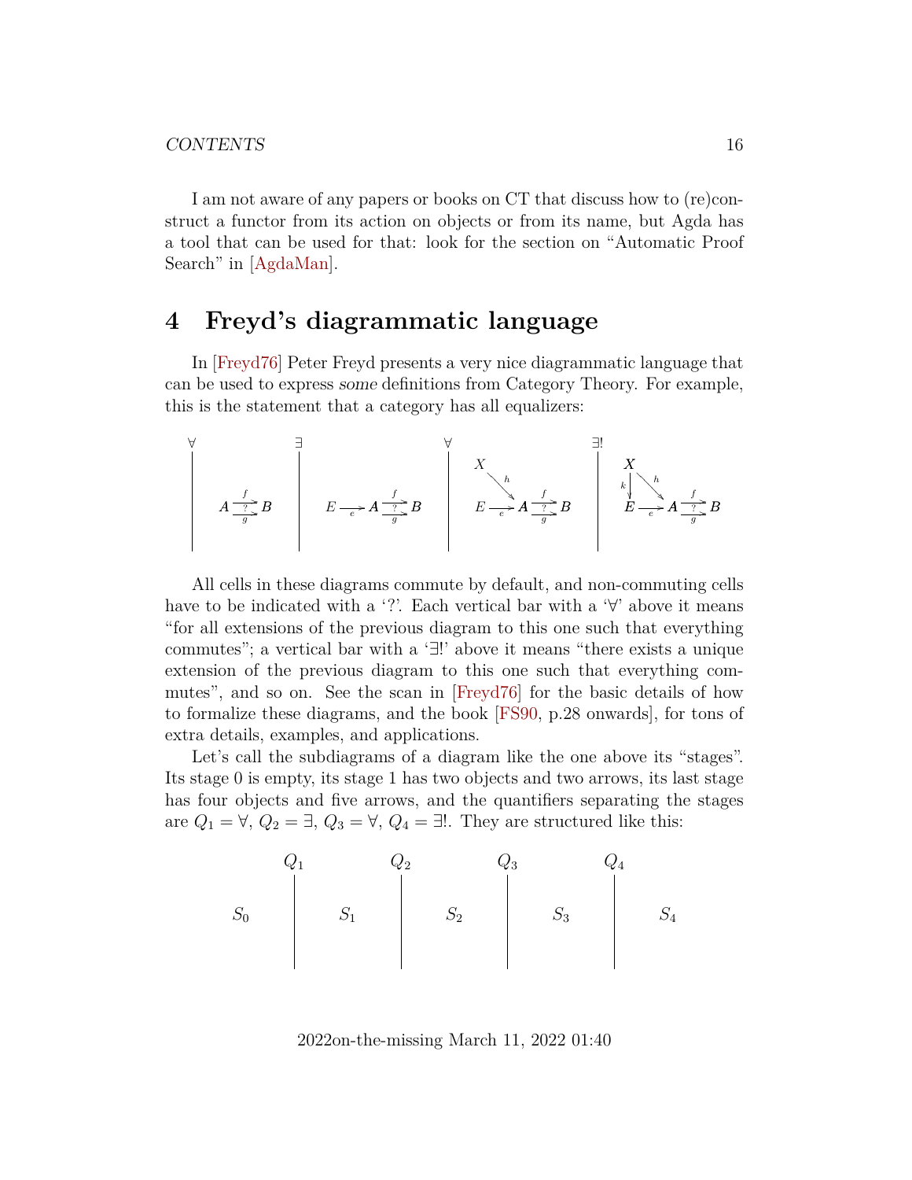I am not aware of any papers or books on CT that discuss how to (re)construct a functor from its action on objects or from its name, but Agda has a tool that can be used for that: look for the section on "Automatic Proof Search" in [AgdaMan].

## 4 Freyd's diagrammatic language

In [Freyd76] Peter Freyd presents a very nice diagrammatic language that can be used to express *some* definitions from Category Theory. For example, this is the statement that a category has all equalizers:

$$
\forall \;\Big|\; A \underset{g}{\overset{f}{\rightrightarrows}}_{?} B \;\Big|\; \exists \;\; E \xrightarrow{e} A \underset{g}{\overset{f}{\rightrightarrows}}_{?} B \;\Big|\; \forall \;\; X \xrightarrow{h} A,\; E \xrightarrow{e} A \underset{g}{\overset{f}{\rightrightarrows}}_{?} B \;\Big|\; \exists! \;\; X \xrightarrow{k} E,\; X \xrightarrow{h} A,\; E \xrightarrow{e} A \underset{g}{\overset{f}{\rightrightarrows}}_{?} B
$$

All cells in these diagrams commute by default, and non-commuting cells have to be indicated with a '?'. Each vertical bar with a '∀' above it means "for all extensions of the previous diagram to this one such that everything commutes"; a vertical bar with a '∃!' above it means "there exists a unique extension of the previous diagram to this one such that everything commutes", and so on. See the scan in [Freyd76] for the basic details of how to formalize these diagrams, and the book [FS90, p.28 onwards], for tons of extra details, examples, and applications.

Let's call the subdiagrams of a diagram like the one above its "stages". Its stage 0 is empty, its stage 1 has two objects and two arrows, its last stage has four objects and five arrows, and the quantifiers separating the stages are $Q_1 = \forall$, $Q_2 = \exists$, $Q_3 = \forall$, $Q_4 = \exists!$. They are structured like this:

$$
S_0 \;\overset{Q_1}{\Big|}\; S_1 \;\overset{Q_2}{\Big|}\; S_2 \;\overset{Q_3}{\Big|}\; S_3 \;\overset{Q_4}{\Big|}\; S_4
$$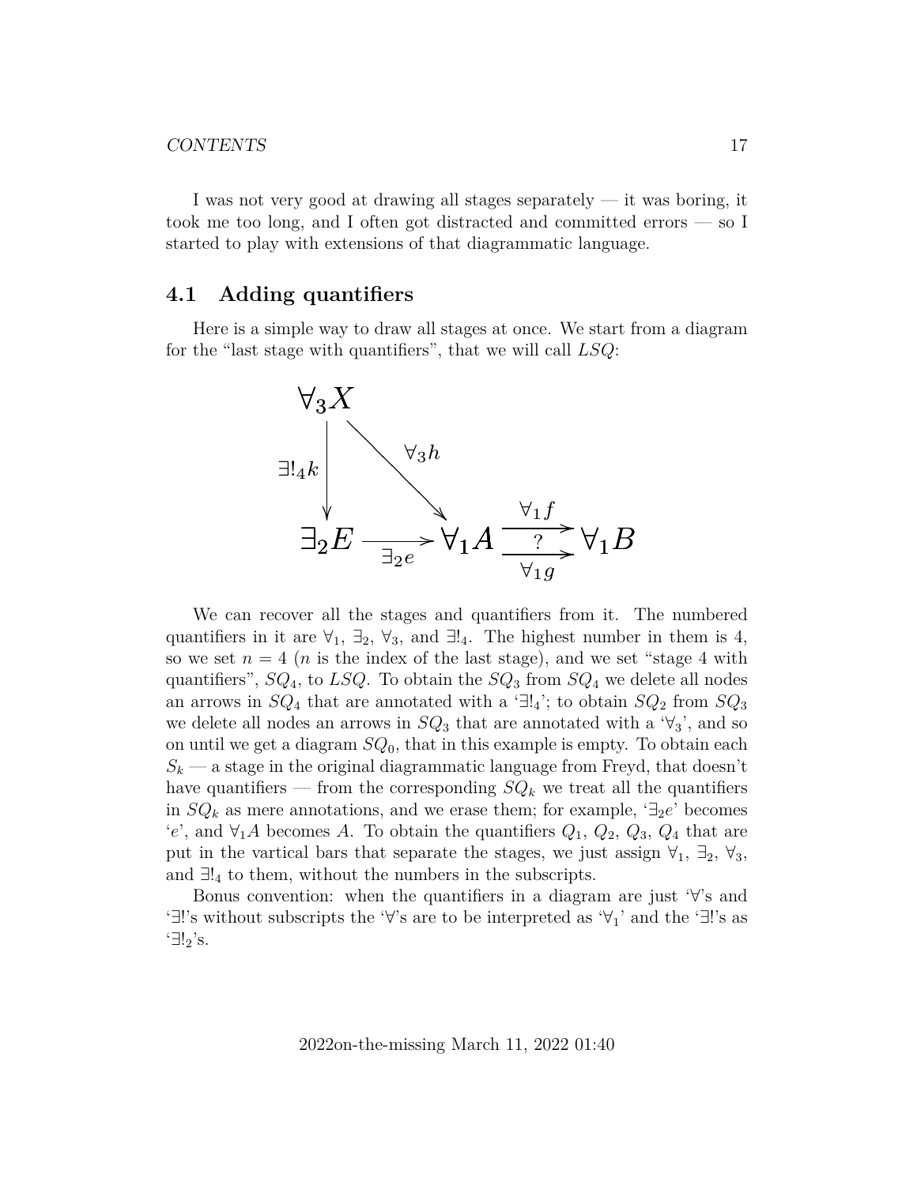I was not very good at drawing all stages separately — it was boring, it took me too long, and I often got distracted and committed errors — so I started to play with extensions of that diagrammatic language.

## 4.1 Adding quantifiers

Here is a simple way to draw all stages at once. We start from a diagram for the "last stage with quantifiers", that we will call $LSQ$:

$$\begin{array}{ccccc} \forall_3 X & & & & \\ {\scriptstyle \exists!_4 k}\downarrow & \searrow^{\forall_3 h} & & & \\ \exists_2 E & \xrightarrow[\exists_2 e]{} & \forall_1 A & \underset{\forall_1 g}{\overset{\forall_1 f}{\overset{?}{\rightrightarrows}}} & \forall_1 B \end{array}$$

We can recover all the stages and quantifiers from it. The numbered quantifiers in it are $\forall_1$, $\exists_2$, $\forall_3$, and $\exists!_4$. The highest number in them is 4, so we set $n = 4$ ($n$ is the index of the last stage), and we set "stage 4 with quantifiers", $SQ_4$, to $LSQ$. To obtain the $SQ_3$ from $SQ_4$ we delete all nodes an arrows in $SQ_4$ that are annotated with a '$\exists!_4$'; to obtain $SQ_2$ from $SQ_3$ we delete all nodes an arrows in $SQ_3$ that are annotated with a '$\forall_3$', and so on until we get a diagram $SQ_0$, that in this example is empty. To obtain each $S_k$ — a stage in the original diagrammatic language from Freyd, that doesn't have quantifiers — from the corresponding $SQ_k$ we treat all the quantifiers in $SQ_k$ as mere annotations, and we erase them; for example, '$\exists_2 e$' becomes '$e$', and $\forall_1 A$ becomes $A$. To obtain the quantifiers $Q_1$, $Q_2$, $Q_3$, $Q_4$ that are put in the vartical bars that separate the stages, we just assign $\forall_1$, $\exists_2$, $\forall_3$, and $\exists!_4$ to them, without the numbers in the subscripts.

Bonus convention: when the quantifiers in a diagram are just '$\forall$'s and '$\exists!$'s without subscripts the '$\forall$'s are to be interpreted as '$\forall_1$' and the '$\exists!$'s as '$\exists!_2$'s.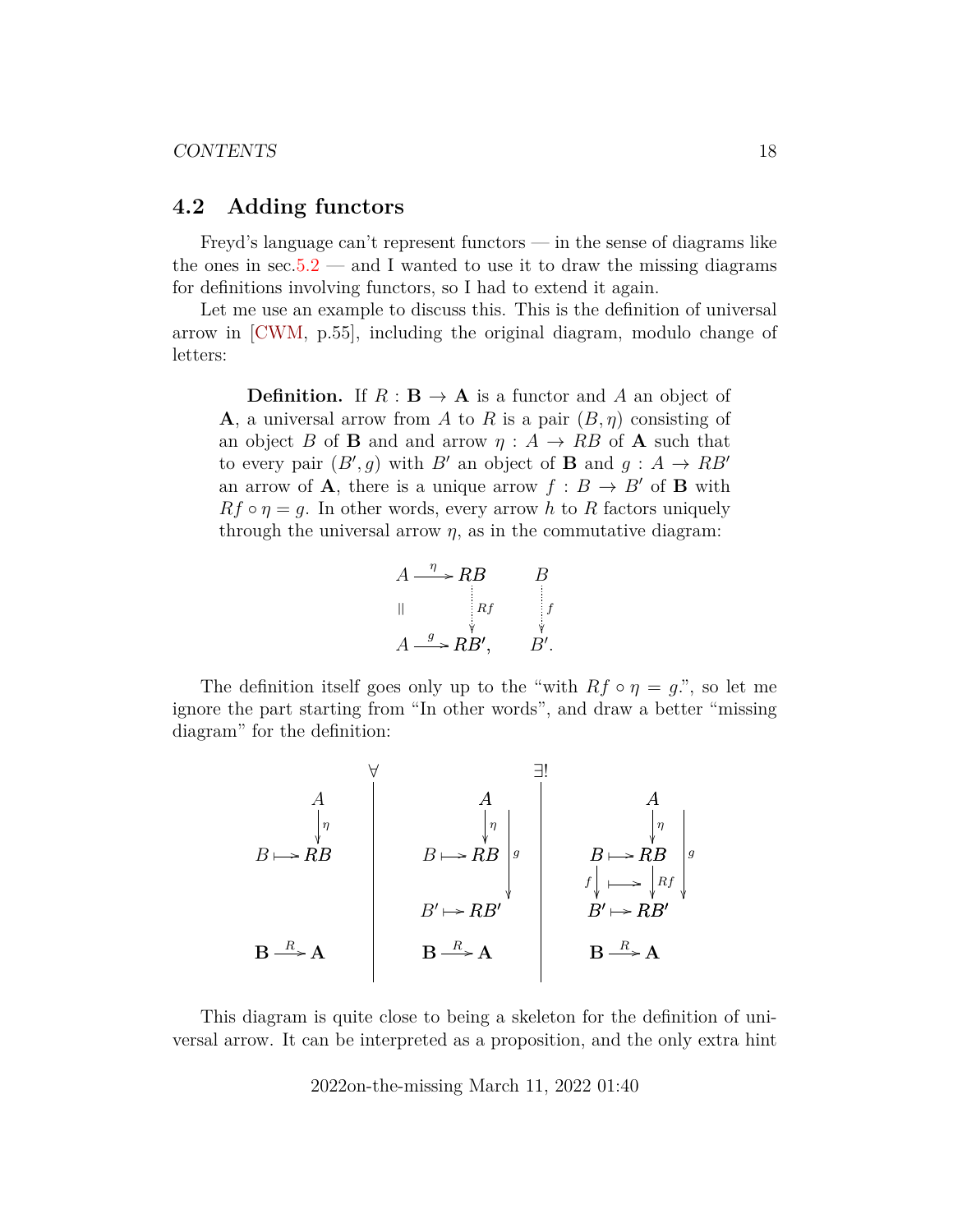## 4.2 Adding functors

Freyd's language can't represent functors — in the sense of diagrams like the ones in sec.5.2 — and I wanted to use it to draw the missing diagrams for definitions involving functors, so I had to extend it again.

Let me use an example to discuss this. This is the definition of universal arrow in [CWM, p.55], including the original diagram, modulo change of letters:

> **Definition.** If $R : \mathbf{B} \to \mathbf{A}$ is a functor and $A$ an object of $\mathbf{A}$, a universal arrow from $A$ to $R$ is a pair $(B, \eta)$ consisting of an object $B$ of $\mathbf{B}$ and and arrow $\eta : A \to RB$ of $\mathbf{A}$ such that to every pair $(B', g)$ with $B'$ an object of $\mathbf{B}$ and $g : A \to RB'$ an arrow of $\mathbf{A}$, there is a unique arrow $f : B \to B'$ of $\mathbf{B}$ with $Rf \circ \eta = g$. In other words, every arrow $h$ to $R$ factors uniquely through the universal arrow $\eta$, as in the commutative diagram:
>
> $$\begin{array}{ccccc} A & \xrightarrow{\eta} & RB & \qquad & B \\ \| & & \downarrow{\scriptstyle Rf} & & \downarrow{\scriptstyle f} \\ A & \xrightarrow{g} & RB', & & B'. \end{array}$$

The definition itself goes only up to the "with $Rf \circ \eta = g$.", so let me ignore the part starting from "In other words", and draw a better "missing diagram" for the definition:

$$\begin{array}{ccc|ccc|ccc}
& & & \forall & & & \exists! & & \\
& A & & & A & & & A & \\
& \downarrow{\scriptstyle \eta} & & & \downarrow{\scriptstyle \eta} & & & \downarrow{\scriptstyle \eta} & \\
B & \mapsto & RB & B & \mapsto & RB \;\; {\scriptstyle g}\downarrow & B & \mapsto & RB \;\; {\scriptstyle g}\downarrow \\
& & & & & & {\scriptstyle f}\downarrow & \mapsto & \downarrow{\scriptstyle Rf} \\
& & & B' & \mapsto & RB' & B' & \mapsto & RB' \\
\mathbf{B} & \xrightarrow{R} & \mathbf{A} & \mathbf{B} & \xrightarrow{R} & \mathbf{A} & \mathbf{B} & \xrightarrow{R} & \mathbf{A}
\end{array}$$

This diagram is quite close to being a skeleton for the definition of universal arrow. It can be interpreted as a proposition, and the only extra hint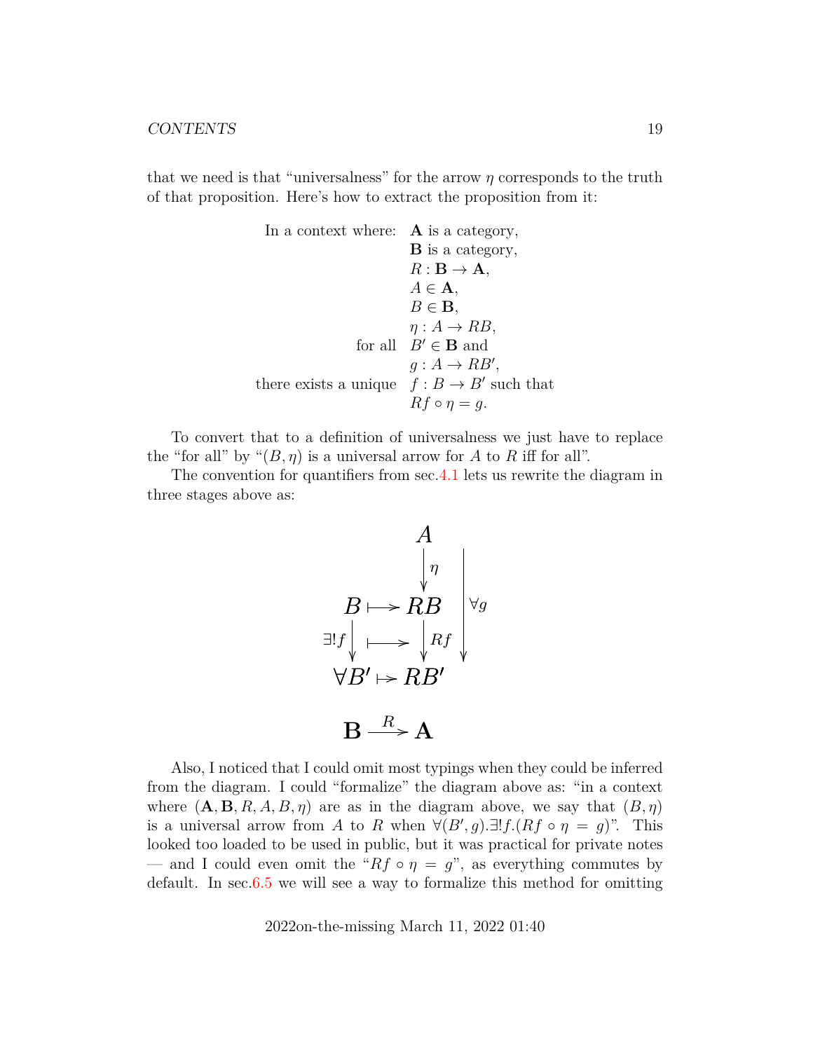that we need is that "universalness" for the arrow $\eta$ corresponds to the truth of that proposition. Here's how to extract the proposition from it:

$$
\begin{array}{rl}
\text{In a context where:} & \mathbf{A} \text{ is a category}, \\
& \mathbf{B} \text{ is a category}, \\
& R : \mathbf{B} \to \mathbf{A}, \\
& A \in \mathbf{A}, \\
& B \in \mathbf{B}, \\
& \eta : A \to RB, \\
\text{for all} & B' \in \mathbf{B} \text{ and} \\
& g : A \to RB', \\
\text{there exists a unique} & f : B \to B' \text{ such that} \\
& Rf \circ \eta = g.
\end{array}
$$

To convert that to a definition of universalness we just have to replace the "for all" by "$(B, \eta)$ is a universal arrow for $A$ to $R$ iff for all".

The convention for quantifiers from sec.4.1 lets us rewrite the diagram in three stages above as:

$$
\begin{array}{ccccc}
 & & A & & \\
 & & \downarrow{\scriptstyle \eta} & & \\
B & \longmapsto & RB & & \forall g \\
{\scriptstyle \exists! f}\downarrow & \longmapsto & \downarrow{\scriptstyle Rf} & & \downarrow \\
\forall B' & \mapsto & RB' & & \\
 & & & & \\
\mathbf{B} & \xrightarrow{R} & \mathbf{A} & &
\end{array}
$$

Also, I noticed that I could omit most typings when they could be inferred from the diagram. I could "formalize" the diagram above as: "in a context where $(\mathbf{A}, \mathbf{B}, R, A, B, \eta)$ are as in the diagram above, we say that $(B, \eta)$ is a universal arrow from $A$ to $R$ when $\forall (B', g). \exists! f. (Rf \circ \eta = g)$". This looked too loaded to be used in public, but it was practical for private notes — and I could even omit the "$Rf \circ \eta = g$", as everything commutes by default. In sec.6.5 we will see a way to formalize this method for omitting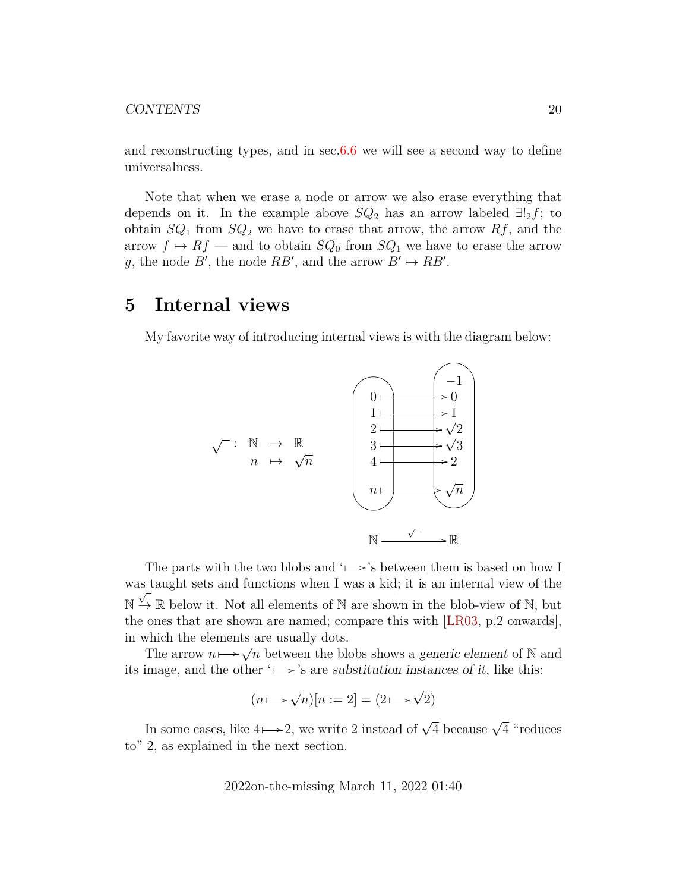and reconstructing types, and in sec.6.6 we will see a second way to define universalness.

Note that when we erase a node or arrow we also erase everything that depends on it. In the example above $SQ_2$ has an arrow labeled $\exists!_2 f$; to obtain $SQ_1$ from $SQ_2$ we have to erase that arrow, the arrow $Rf$, and the arrow $f \mapsto Rf$ — and to obtain $SQ_0$ from $SQ_1$ we have to erase the arrow $g$, the node $B'$, the node $RB'$, and the arrow $B' \mapsto RB'$.

# 5 Internal views

My favorite way of introducing internal views is with the diagram below:

$$\begin{array}{rccc} \sqrt{\phantom{n}}: & \mathbb{N} & \to & \mathbb{R} \\ & n & \mapsto & \sqrt{n} \end{array}$$

$$\begin{array}{ccc} & & -1 \\ 0 & \longmapsto & 0 \\ 1 & \longmapsto & 1 \\ 2 & \longmapsto & \sqrt{2} \\ 3 & \longmapsto & \sqrt{3} \\ 4 & \longmapsto & 2 \\ n & \longmapsto & \sqrt{n} \end{array}$$

$$\mathbb{N} \xrightarrow{\sqrt{\phantom{n}}} \mathbb{R}$$

The parts with the two blobs and '$\longmapsto$'s between them is based on how I was taught sets and functions when I was a kid; it is an internal view of the $\mathbb{N} \xrightarrow{\sqrt{\phantom{n}}} \mathbb{R}$ below it. Not all elements of $\mathbb{N}$ are shown in the blob-view of $\mathbb{N}$, but the ones that are shown are named; compare this with [LR03, p.2 onwards], in which the elements are usually dots.

The arrow $n \longmapsto \sqrt{n}$ between the blobs shows a *generic element* of $\mathbb{N}$ and its image, and the other '$\longmapsto$'s are *substitution instances of it*, like this:

$$(n \longmapsto \sqrt{n})[n := 2] = (2 \longmapsto \sqrt{2})$$

In some cases, like $4 \longmapsto 2$, we write 2 instead of $\sqrt{4}$ because $\sqrt{4}$ "reduces to" 2, as explained in the next section.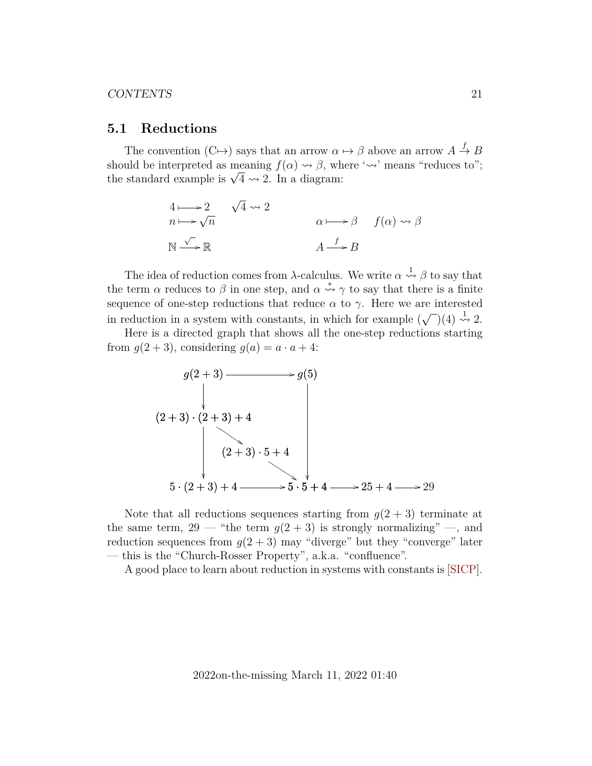## 5.1 Reductions

The convention (C$\mapsto$) says that an arrow $\alpha \mapsto \beta$ above an arrow $A \xrightarrow{f} B$ should be interpreted as meaning $f(\alpha) \rightsquigarrow \beta$, where '$\rightsquigarrow$' means "reduces to"; the standard example is $\sqrt{4} \rightsquigarrow 2$. In a diagram:

$$
\begin{array}{llcll}
4 \longmapsto 2 & \sqrt{4} \rightsquigarrow 2 & & & \\
n \longmapsto \sqrt{n} & & & \alpha \longmapsto \beta & f(\alpha) \rightsquigarrow \beta \\
\mathbb{N} \xrightarrow{\sqrt{\ }} \mathbb{R} & & & A \xrightarrow{f} B &
\end{array}
$$

The idea of reduction comes from $\lambda$-calculus. We write $\alpha \overset{1}{\rightsquigarrow} \beta$ to say that the term $\alpha$ reduces to $\beta$ in one step, and $\alpha \overset{*}{\rightsquigarrow} \gamma$ to say that there is a finite sequence of one-step reductions that reduce $\alpha$ to $\gamma$. Here we are interested in reduction in a system with constants, in which for example $(\sqrt{\ })(4) \overset{1}{\rightsquigarrow} 2$.

Here is a directed graph that shows all the one-step reductions starting from $g(2+3)$, considering $g(a) = a \cdot a + 4$:

$$
\begin{array}{l}
g(2+3) \to g(5) \\
g(2+3) \to (2+3)\cdot(2+3)+4 \\
(2+3)\cdot(2+3)+4 \to (2+3)\cdot 5+4 \\
(2+3)\cdot(2+3)+4 \to 5\cdot(2+3)+4 \\
(2+3)\cdot 5+4 \to 5\cdot 5+4 \\
g(5) \to 5\cdot 5+4 \\
5\cdot(2+3)+4 \to 5\cdot 5+4 \to 25+4 \to 29
\end{array}
$$

Note that all reductions sequences starting from $g(2+3)$ terminate at the same term, 29 — "the term $g(2+3)$ is strongly normalizing" —, and reduction sequences from $g(2+3)$ may "diverge" but they "converge" later — this is the "Church-Rosser Property", a.k.a. "confluence".

A good place to learn about reduction in systems with constants is [SICP].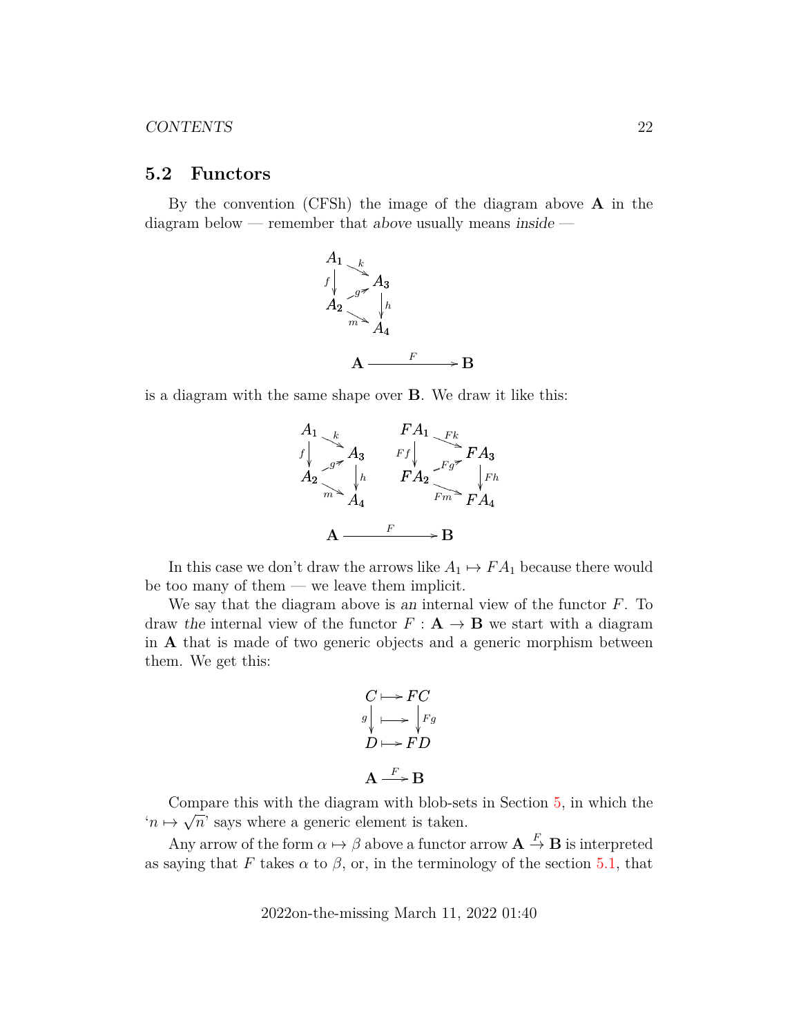## 5.2 Functors

By the convention (CFSh) the image of the diagram above $\mathbf{A}$ in the diagram below — remember that *above* usually means *inside* —

$$\begin{array}{ccc} A_1 & \xrightarrow{k} & A_3 \\ {\scriptstyle f}\downarrow & \nearrow{\scriptstyle g} & \downarrow{\scriptstyle h} \\ A_2 & \xrightarrow{m} & A_4 \end{array}$$

$$\mathbf{A} \xrightarrow{F} \mathbf{B}$$

is a diagram with the same shape over $\mathbf{B}$. We draw it like this:

$$\begin{array}{ccc} A_1 & \xrightarrow{k} & A_3 \\ {\scriptstyle f}\downarrow & \nearrow{\scriptstyle g} & \downarrow{\scriptstyle h} \\ A_2 & \xrightarrow{m} & A_4 \end{array} \qquad \begin{array}{ccc} FA_1 & \xrightarrow{Fk} & FA_3 \\ {\scriptstyle Ff}\downarrow & \nearrow{\scriptstyle Fg} & \downarrow{\scriptstyle Fh} \\ FA_2 & \xrightarrow{Fm} & FA_4 \end{array}$$

$$\mathbf{A} \xrightarrow{F} \mathbf{B}$$

In this case we don't draw the arrows like $A_1 \mapsto FA_1$ because there would be too many of them — we leave them implicit.

We say that the diagram above is *an* internal view of the functor $F$. To draw *the* internal view of the functor $F : \mathbf{A} \to \mathbf{B}$ we start with a diagram in $\mathbf{A}$ that is made of two generic objects and a generic morphism between them. We get this:

$$\begin{array}{ccc} C & \longmapsto & FC \\ {\scriptstyle g}\downarrow & \longmapsto & \downarrow{\scriptstyle Fg} \\ D & \longmapsto & FD \end{array}$$

$$\mathbf{A} \xrightarrow{F} \mathbf{B}$$

Compare this with the diagram with blob-sets in Section 5, in which the '$n \mapsto \sqrt{n}$' says where a generic element is taken.

Any arrow of the form $\alpha \mapsto \beta$ above a functor arrow $\mathbf{A} \xrightarrow{F} \mathbf{B}$ is interpreted as saying that $F$ takes $\alpha$ to $\beta$, or, in the terminology of the section 5.1, that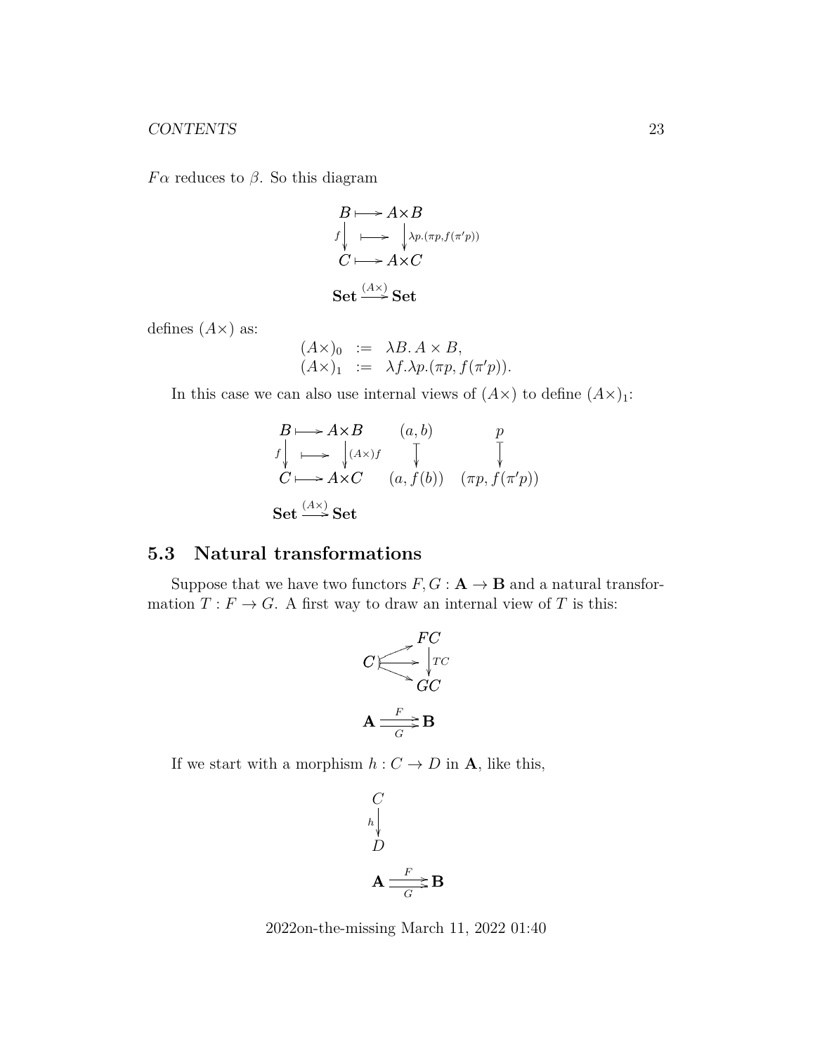$F\alpha$ reduces to $\beta$. So this diagram

$$
\begin{array}{ccc}
B & \longmapsto & A{\times}B \\
{\scriptstyle f}\downarrow & \longmapsto & \downarrow{\scriptstyle \lambda p.(\pi p, f(\pi' p))} \\
C & \longmapsto & A{\times}C
\end{array}
$$

$$
\mathbf{Set} \xrightarrow{(A\times)} \mathbf{Set}
$$

defines $(A\times)$ as:

$$
\begin{array}{rcl}
(A\times)_0 & := & \lambda B.\, A \times B, \\
(A\times)_1 & := & \lambda f.\lambda p.(\pi p, f(\pi' p)).
\end{array}
$$

In this case we can also use internal views of $(A\times)$ to define $(A\times)_1$:

$$
\begin{array}{ccccc}
B & \longmapsto & A{\times}B & (a,b) & p \\
{\scriptstyle f}\downarrow & \longmapsto & \downarrow{\scriptstyle (A\times)f} & \downarrow & \downarrow \\
C & \longmapsto & A{\times}C & (a, f(b)) & (\pi p, f(\pi' p))
\end{array}
$$

$$
\mathbf{Set} \xrightarrow{(A\times)} \mathbf{Set}
$$

## 5.3 Natural transformations

Suppose that we have two functors $F, G : \mathbf{A} \to \mathbf{B}$ and a natural transformation $T : F \to G$. A first way to draw an internal view of $T$ is this:

$$
\begin{array}{ccc}
 & \nearrow & FC \\
C & \longrightarrow & \downarrow{\scriptstyle TC} \\
 & \searrow & GC
\end{array}
$$

$$
\mathbf{A} \overset{F}{\underset{G}{\rightrightarrows}} \mathbf{B}
$$

If we start with a morphism $h : C \to D$ in $\mathbf{A}$, like this,

$$
\begin{array}{c}
C \\
{\scriptstyle h}\downarrow \\
D
\end{array}
$$

$$
\mathbf{A} \overset{F}{\underset{G}{\rightrightarrows}} \mathbf{B}
$$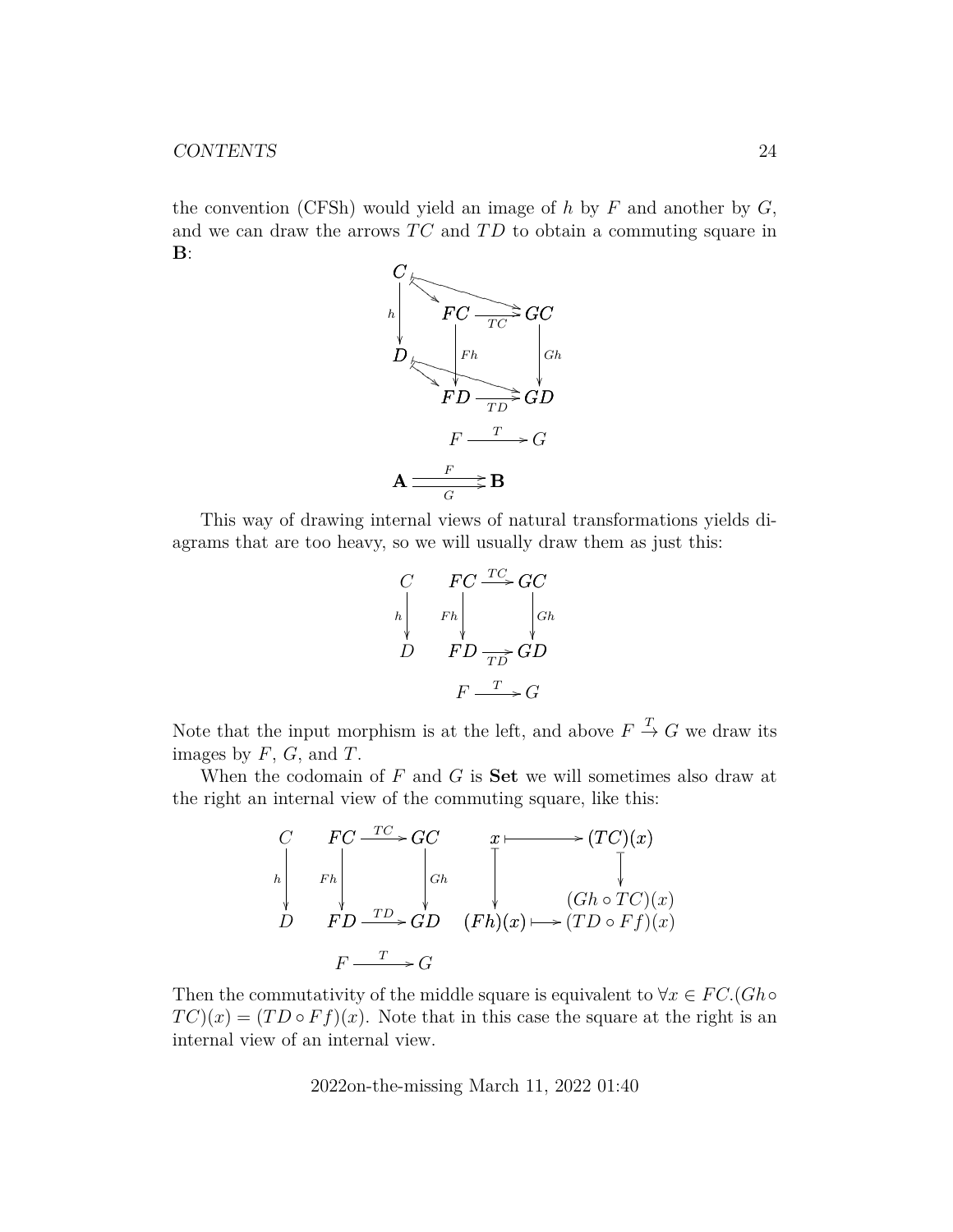the convention (CFSh) would yield an image of $h$ by $F$ and another by $G$, and we can draw the arrows $TC$ and $TD$ to obtain a commuting square in $\mathbf{B}$:

$$
\begin{array}{ccccc}
C & \mapsto & FC & \xrightarrow{TC} & GC \\
{\scriptstyle h}\downarrow & & \downarrow{\scriptstyle Fh} & & \downarrow{\scriptstyle Gh} \\
D & \mapsto & FD & \xrightarrow{TD} & GD \\
 & & F & \xrightarrow{T} & G \\
\end{array}
$$

$$\mathbf{A} \overset{F}{\underset{G}{\rightrightarrows}} \mathbf{B}$$

This way of drawing internal views of natural transformations yields diagrams that are too heavy, so we will usually draw them as just this:

$$
\begin{array}{ccccc}
C & & FC & \xrightarrow{TC} & GC \\
{\scriptstyle h}\downarrow & & {\scriptstyle Fh}\downarrow & & \downarrow{\scriptstyle Gh} \\
D & & FD & \xrightarrow{TD} & GD \\
 & & F & \xrightarrow{T} & G \\
\end{array}
$$

Note that the input morphism is at the left, and above $F \xrightarrow{T} G$ we draw its images by $F$, $G$, and $T$.

When the codomain of $F$ and $G$ is **Set** we will sometimes also draw at the right an internal view of the commuting square, like this:

$$
\begin{array}{ccccccccc}
C & & FC & \xrightarrow{TC} & GC & & x & \longmapsto & (TC)(x) \\
{\scriptstyle h}\downarrow & & {\scriptstyle Fh}\downarrow & & \downarrow{\scriptstyle Gh} & & \downarrow & & \downarrow \\
 & & & & & & & & (Gh \circ TC)(x) \\
D & & FD & \xrightarrow{TD} & GD & & (Fh)(x) & \longmapsto & (TD \circ Ff)(x) \\
 & & F & \xrightarrow{T} & G & & & & \\
\end{array}
$$

Then the commutativity of the middle square is equivalent to $\forall x \in FC.(Gh \circ TC)(x) = (TD \circ Ff)(x)$. Note that in this case the square at the right is an internal view of an internal view.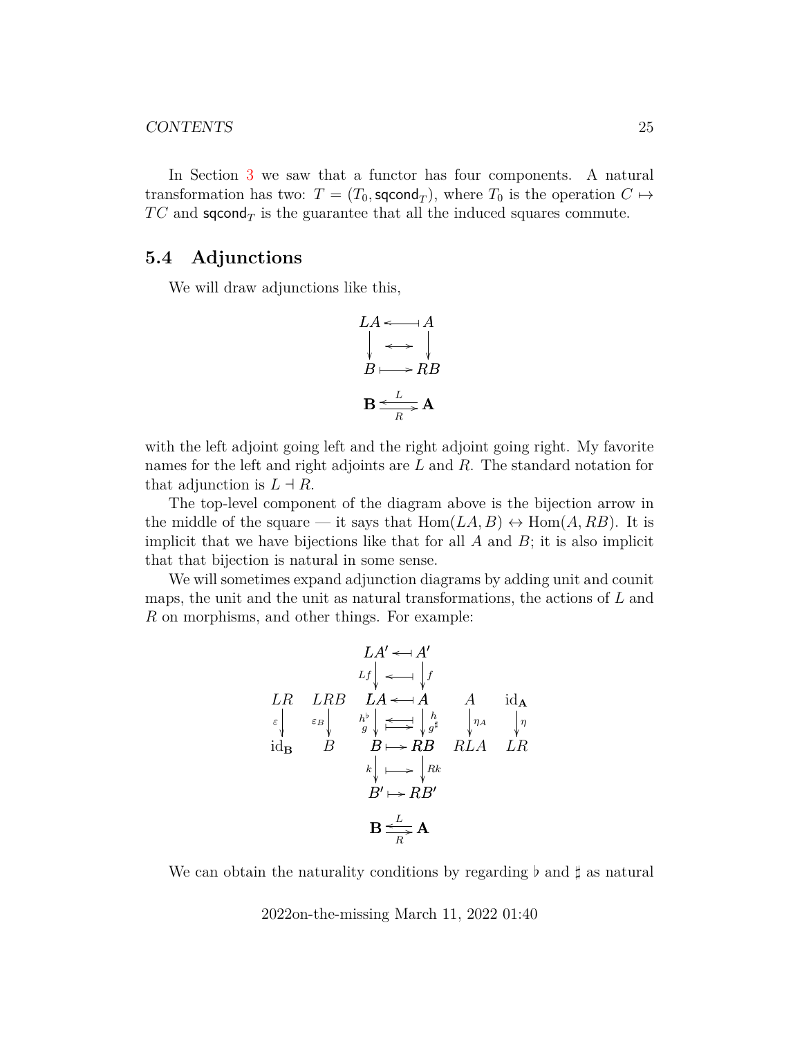In Section 3 we saw that a functor has four components. A natural transformation has two: $T = (T_0, \mathsf{sqcond}_T)$, where $T_0$ is the operation $C \mapsto TC$ and $\mathsf{sqcond}_T$ is the guarantee that all the induced squares commute.

## 5.4 Adjunctions

We will draw adjunctions like this,

$$
\begin{array}{ccc}
LA & \longleftarrow\!\shortmid & A \\
\downarrow & \longleftrightarrow & \downarrow \\
B & \shortmid\!\longrightarrow & RB
\end{array}
$$

$$
\mathbf{B} \underset{R}{\overset{L}{\rightleftarrows}} \mathbf{A}
$$

with the left adjoint going left and the right adjoint going right. My favorite names for the left and right adjoints are $L$ and $R$. The standard notation for that adjunction is $L \dashv R$.

The top-level component of the diagram above is the bijection arrow in the middle of the square — it says that $\mathrm{Hom}(LA, B) \leftrightarrow \mathrm{Hom}(A, RB)$. It is implicit that we have bijections like that for all $A$ and $B$; it is also implicit that that bijection is natural in some sense.

We will sometimes expand adjunction diagrams by adding unit and counit maps, the unit and the unit as natural transformations, the actions of $L$ and $R$ on morphisms, and other things. For example:

$$
\begin{array}{ccccccc}
 & & LA' & \longleftarrow\!\shortmid & A' & & \\
 & & {\scriptstyle Lf}\downarrow & \longleftarrow\!\shortmid & \downarrow{\scriptstyle f} & & \\
LR & LRB & LA & \longleftarrow\!\shortmid & A & A & \mathrm{id}_{\mathbf{A}} \\
{\scriptstyle \varepsilon}\downarrow & {\scriptstyle \varepsilon_B}\downarrow & {\scriptstyle h^\flat}\,{\scriptstyle g}\downarrow & \overset{\longleftarrow\!\shortmid}{\shortmid\!\longrightarrow} & \downarrow{\scriptstyle h}\,{\scriptstyle g^\sharp} & \downarrow{\scriptstyle \eta_A} & \downarrow{\scriptstyle \eta} \\
\mathrm{id}_{\mathbf{B}} & B & B & \shortmid\!\longrightarrow & RB & RLA & LR \\
 & & {\scriptstyle k}\downarrow & \shortmid\!\longrightarrow & \downarrow{\scriptstyle Rk} & & \\
 & & B' & \shortmid\!\longrightarrow & RB' & &
\end{array}
$$

$$
\mathbf{B} \underset{R}{\overset{L}{\rightleftarrows}} \mathbf{A}
$$

We can obtain the naturality conditions by regarding $\flat$ and $\sharp$ as natural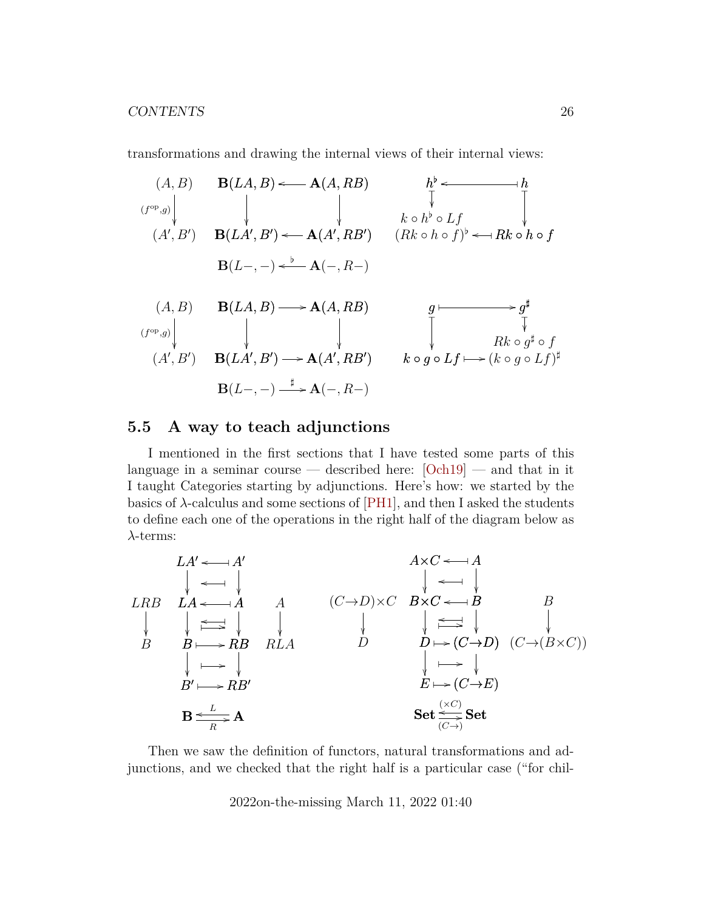transformations and drawing the internal views of their internal views:

$$
\begin{array}{ccccc}
(A,B) & \mathbf{B}(LA,B) & \longleftarrow & \mathbf{A}(A,RB) & h^\flat \longleftarrow\!\shortmid h \\
{\scriptstyle (f^{\rm op},g)}\downarrow & \downarrow & & \downarrow & \downarrow \qquad\qquad \downarrow \\
 & & & & k\circ h^\flat\circ Lf \qquad \\
(A',B') & \mathbf{B}(LA',B') & \longleftarrow & \mathbf{A}(A',RB') & (Rk\circ h\circ f)^\flat \longleftarrow\!\shortmid Rk\circ h\circ f \\
 & \mathbf{B}(L-,-) & \xleftarrow{\flat} & \mathbf{A}(-,R-) &
\end{array}
$$

$$
\begin{array}{ccccc}
(A,B) & \mathbf{B}(LA,B) & \longrightarrow & \mathbf{A}(A,RB) & g \longmapsto g^\sharp \\
{\scriptstyle (f^{\rm op},g)}\downarrow & \downarrow & & \downarrow & \downarrow \qquad\qquad \downarrow \\
 & & & & \qquad Rk\circ g^\sharp\circ f \\
(A',B') & \mathbf{B}(LA',B') & \longrightarrow & \mathbf{A}(A',RB') & k\circ g\circ Lf \longmapsto (k\circ g\circ Lf)^\sharp \\
 & \mathbf{B}(L-,-) & \xrightarrow{\sharp} & \mathbf{A}(-,R-) &
\end{array}
$$

## 5.5 A way to teach adjunctions

I mentioned in the first sections that I have tested some parts of this language in a seminar course — described here: [Och19] — and that in it I taught Categories starting by adjunctions. Here's how: we started by the basics of $\lambda$-calculus and some sections of [PH1], and then I asked the students to define each one of the operations in the right half of the diagram below as $\lambda$-terms:

$$
\begin{array}{ccccc}
 & LA' \longleftarrow\!\shortmid A' & & & \\
 & \downarrow \quad \longleftarrow\!\shortmid \quad \downarrow & & & \\
LRB & LA \longleftarrow\!\shortmid A & A & & \\
\downarrow & \downarrow \quad \rightleftarrows \quad \downarrow & \downarrow & & \\
B & B \longmapsto RB & RLA & & \\
 & \downarrow \quad \longmapsto \quad \downarrow & & & \\
 & B' \longmapsto RB' & & & \\
 & \mathbf{B} \underset{R}{\overset{L}{\rightleftarrows}} \mathbf{A} & & &
\end{array}
\qquad
\begin{array}{ccc}
 & A\times C \longleftarrow\!\shortmid A & \\
 & \downarrow \quad \longleftarrow\!\shortmid \quad \downarrow & \\
(C\to D)\times C & B\times C \longleftarrow\!\shortmid B & B \\
\downarrow & \downarrow \quad \rightleftarrows \quad \downarrow & \downarrow \\
D & D \longmapsto (C\to D) & (C\to(B\times C)) \\
 & \downarrow \quad \longmapsto \quad \downarrow & \\
 & E \longmapsto (C\to E) & \\
 & \mathbf{Set} \underset{(C\to)}{\overset{(\times C)}{\rightleftarrows}} \mathbf{Set} &
\end{array}
$$

Then we saw the definition of functors, natural transformations and adjunctions, and we checked that the right half is a particular case ("for chil-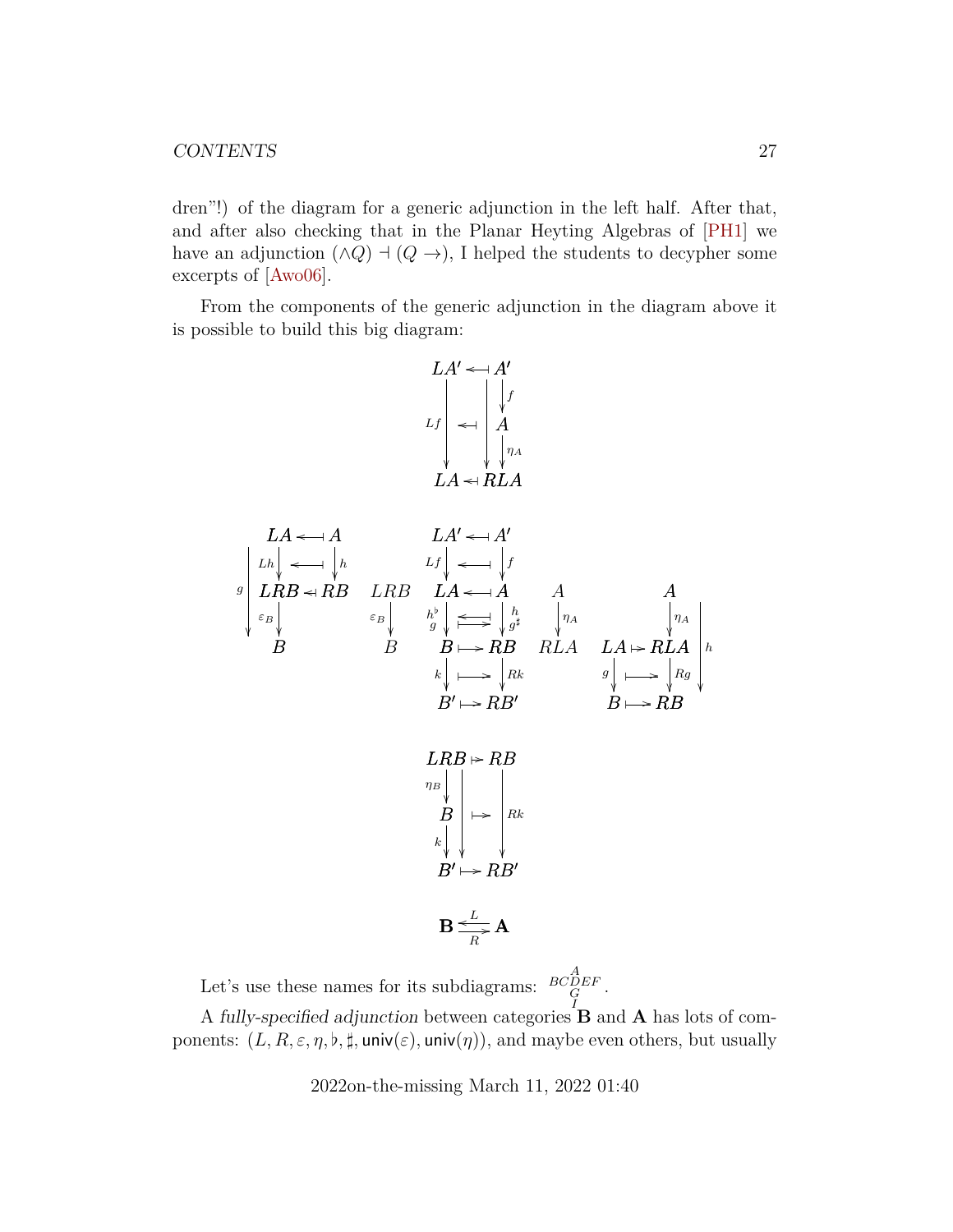dren"!) of the diagram for a generic adjunction in the left half. After that, and after also checking that in the Planar Heyting Algebras of [PH1] we have an adjunction $(\wedge Q) \dashv (Q \to)$, I helped the students to decypher some excerpts of [Awo06].

From the components of the generic adjunction in the diagram above it is possible to build this big diagram:

$$
\begin{array}{ccc}
LA' & \leftarrow\!\dashv & A' \\
& & \downarrow f \\
\downarrow Lf & \leftarrow\!\dashv & A \\
& & \downarrow \eta_A \\
LA & \leftarrow\!\dashv & RLA
\end{array}
$$

$$
\begin{array}{ccccccc}
LA \leftarrow\!\dashv A & & LA' \leftarrow\!\dashv A' & & & & \\
\downarrow Lh \quad \downarrow h & & \downarrow Lf \quad \downarrow f & & & & \\
LRB \leftarrow\!\dashv RB & LRB & LA \leftarrow\!\dashv A & A & A & & \\
\downarrow \varepsilon_B & \downarrow \varepsilon_B & \downarrow h^\flat, g \quad \downarrow h, g^\sharp & \downarrow \eta_A & \downarrow \eta_A & & \\
B & B & B \mapsto RB & RLA & LA \mapsto RLA & & \\
& & \downarrow k \quad \downarrow Rk & & \downarrow g \quad \downarrow Rg & & \\
& & B' \mapsto RB' & & B \mapsto RB & &
\end{array}
$$

$$
\begin{array}{ccc}
LRB & \mapsto & RB \\
\downarrow \eta_B & & \\
B & \mapsto & \downarrow Rk \\
\downarrow k & & \\
B' & \mapsto & RB'
\end{array}
$$

$$
\mathbf{B} \underset{R}{\overset{L}{\rightleftarrows}} \mathbf{A}
$$

Let's use these names for its subdiagrams: $\begin{smallmatrix} & & A & & \\ B & C & D & E & F \\ & & G & & \\ & & I & & \end{smallmatrix}$.

A *fully-specified adjunction* between categories $\mathbf{B}$ and $\mathbf{A}$ has lots of components: $(L, R, \varepsilon, \eta, \flat, \sharp, \mathsf{univ}(\varepsilon), \mathsf{univ}(\eta))$, and maybe even others, but usually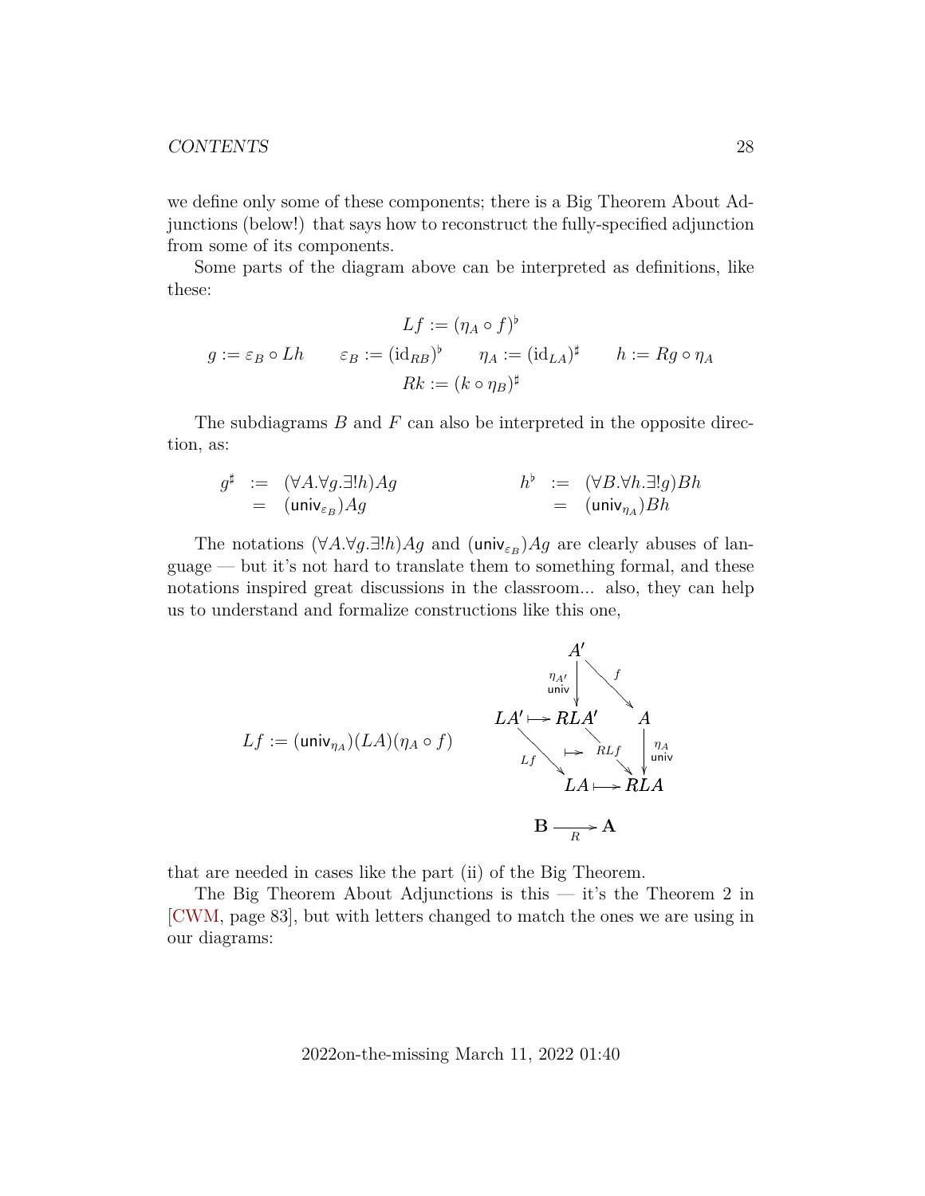we define only some of these components; there is a Big Theorem About Adjunctions (below!) that says how to reconstruct the fully-specified adjunction from some of its components.

Some parts of the diagram above can be interpreted as definitions, like these:

$$Lf := (\eta_A \circ f)^\flat$$

$$g := \varepsilon_B \circ Lh \qquad \varepsilon_B := (\mathrm{id}_{RB})^\flat \qquad \eta_A := (\mathrm{id}_{LA})^\sharp \qquad h := Rg \circ \eta_A$$

$$Rk := (k \circ \eta_B)^\sharp$$

The subdiagrams $B$ and $F$ can also be interpreted in the opposite direction, as:

$$\begin{array}{rcl} g^\sharp & := & (\forall A.\forall g.\exists! h)Ag \\ & = & (\mathsf{univ}_{\varepsilon_B})Ag \end{array} \qquad\qquad \begin{array}{rcl} h^\flat & := & (\forall B.\forall h.\exists! g)Bh \\ & = & (\mathsf{univ}_{\eta_A})Bh \end{array}$$

The notations $(\forall A.\forall g.\exists! h)Ag$ and $(\mathsf{univ}_{\varepsilon_B})Ag$ are clearly abuses of language — but it's not hard to translate them to something formal, and these notations inspired great discussions in the classroom... also, they can help us to understand and formalize constructions like this one,

$$Lf := (\mathsf{univ}_{\eta_A})(LA)(\eta_A \circ f)$$

$$\begin{array}{ccccc} & & A' & & \\ & & \downarrow{\scriptstyle \eta_{A'}\,\mathsf{univ}} & \searrow{\scriptstyle f} & \\ LA' & \mapsto & RLA' & & A \\ & \searrow{\scriptstyle Lf} & \mapsto & \searrow{\scriptstyle RLf} & \downarrow{\scriptstyle \eta_A\,\mathsf{univ}} \\ & & LA & \mapsto & RLA \end{array}$$

$$\mathbf{B} \xrightarrow[R]{} \mathbf{A}$$

that are needed in cases like the part (ii) of the Big Theorem.

The Big Theorem About Adjunctions is this — it's the Theorem 2 in [CWM, page 83], but with letters changed to match the ones we are using in our diagrams: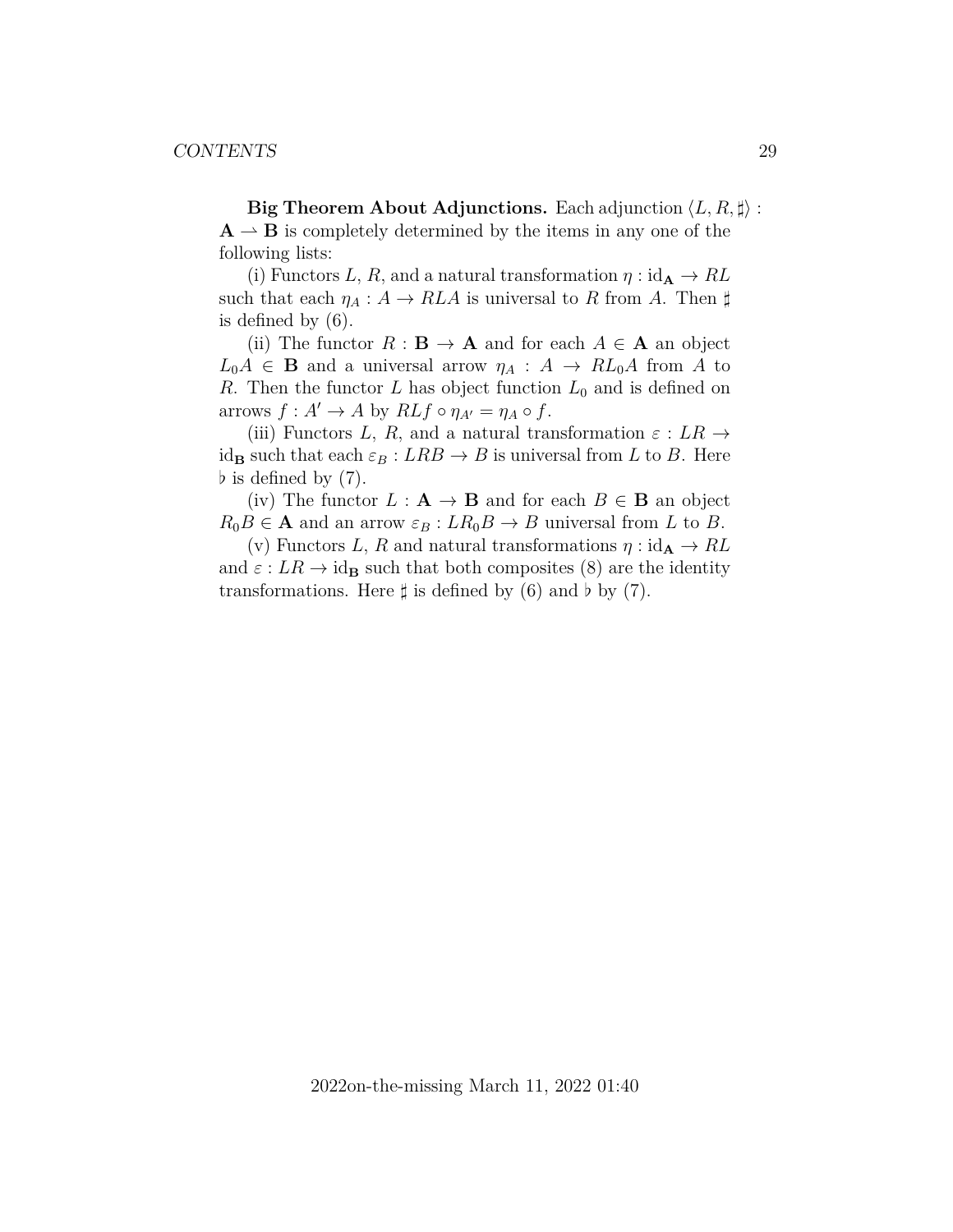**Big Theorem About Adjunctions.** Each adjunction $\langle L, R, \sharp \rangle : \mathbf{A} \rightharpoonup \mathbf{B}$ is completely determined by the items in any one of the following lists:

(i) Functors $L$, $R$, and a natural transformation $\eta : \mathrm{id}_{\mathbf{A}} \to RL$ such that each $\eta_A : A \to RLA$ is universal to $R$ from $A$. Then $\sharp$ is defined by (6).

(ii) The functor $R : \mathbf{B} \to \mathbf{A}$ and for each $A \in \mathbf{A}$ an object $L_0 A \in \mathbf{B}$ and a universal arrow $\eta_A : A \to RL_0 A$ from $A$ to $R$. Then the functor $L$ has object function $L_0$ and is defined on arrows $f : A' \to A$ by $RLf \circ \eta_{A'} = \eta_A \circ f$.

(iii) Functors $L$, $R$, and a natural transformation $\varepsilon : LR \to \mathrm{id}_{\mathbf{B}}$ such that each $\varepsilon_B : LRB \to B$ is universal from $L$ to $B$. Here $\flat$ is defined by (7).

(iv) The functor $L : \mathbf{A} \to \mathbf{B}$ and for each $B \in \mathbf{B}$ an object $R_0 B \in \mathbf{A}$ and an arrow $\varepsilon_B : LR_0 B \to B$ universal from $L$ to $B$.

(v) Functors $L$, $R$ and natural transformations $\eta : \mathrm{id}_{\mathbf{A}} \to RL$ and $\varepsilon : LR \to \mathrm{id}_{\mathbf{B}}$ such that both composites (8) are the identity transformations. Here $\sharp$ is defined by (6) and $\flat$ by (7).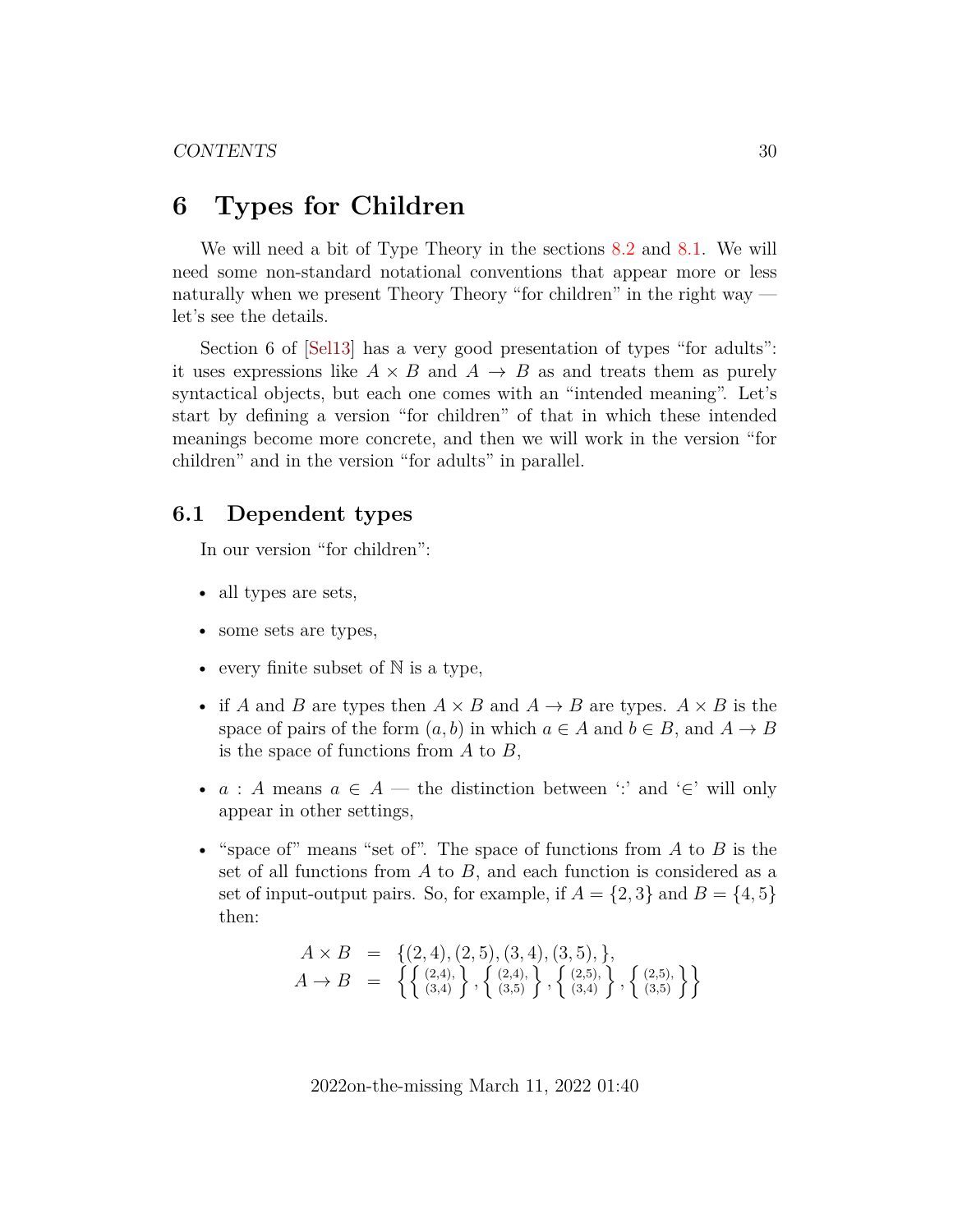# 6 Types for Children

We will need a bit of Type Theory in the sections 8.2 and 8.1. We will need some non-standard notational conventions that appear more or less naturally when we present Theory Theory "for children" in the right way — let's see the details.

Section 6 of [Sel13] has a very good presentation of types "for adults": it uses expressions like $A \times B$ and $A \to B$ as and treats them as purely syntactical objects, but each one comes with an "intended meaning". Let's start by defining a version "for children" of that in which these intended meanings become more concrete, and then we will work in the version "for children" and in the version "for adults" in parallel.

## 6.1 Dependent types

In our version "for children":

- all types are sets,
- some sets are types,
- every finite subset of $\mathbb{N}$ is a type,
- if $A$ and $B$ are types then $A \times B$ and $A \to B$ are types. $A \times B$ is the space of pairs of the form $(a, b)$ in which $a \in A$ and $b \in B$, and $A \to B$ is the space of functions from $A$ to $B$,
- $a : A$ means $a \in A$ — the distinction between ':' and '$\in$' will only appear in other settings,
- "space of" means "set of". The space of functions from $A$ to $B$ is the set of all functions from $A$ to $B$, and each function is considered as a set of input-output pairs. So, for example, if $A = \{2, 3\}$ and $B = \{4, 5\}$ then:

$$
\begin{array}{rcl}
A \times B & = & \{(2,4),(2,5),(3,4),(3,5),\}, \\
A \to B & = & \left\{ \left\{ \begin{smallmatrix} (2,4), \\ (3,4) \end{smallmatrix} \right\}, \left\{ \begin{smallmatrix} (2,4), \\ (3,5) \end{smallmatrix} \right\}, \left\{ \begin{smallmatrix} (2,5), \\ (3,4) \end{smallmatrix} \right\}, \left\{ \begin{smallmatrix} (2,5), \\ (3,5) \end{smallmatrix} \right\} \right\}
\end{array}
$$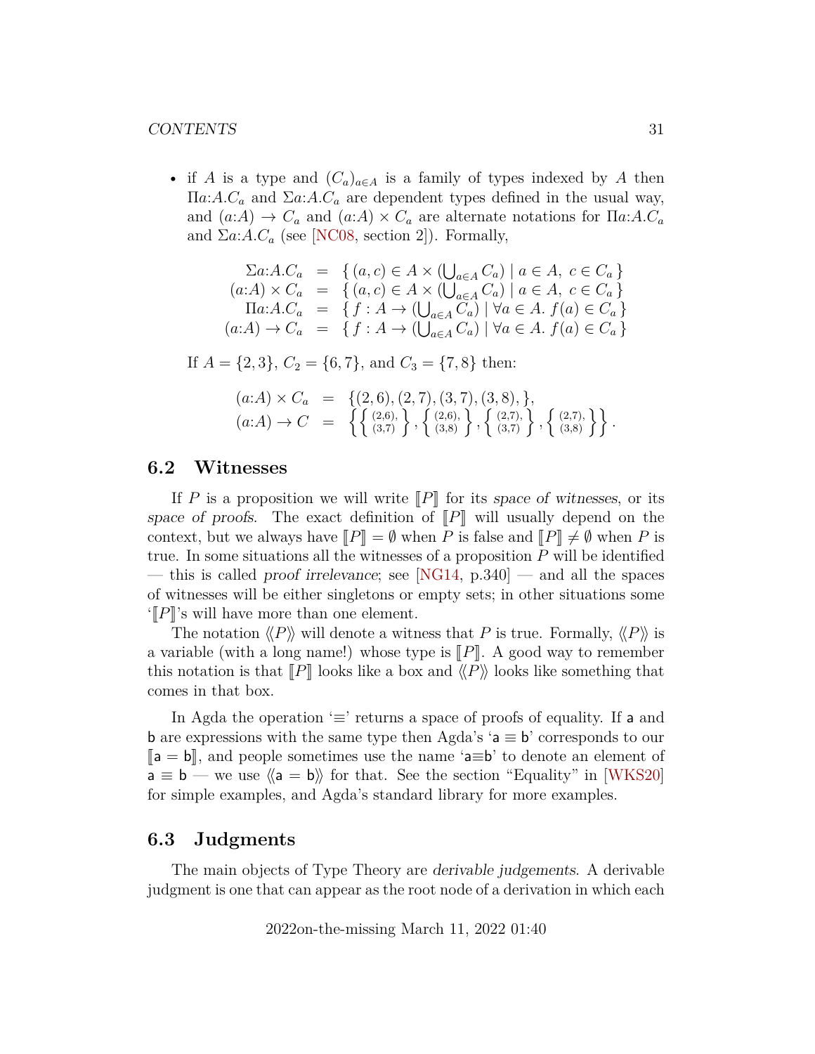- if $A$ is a type and $(C_a)_{a \in A}$ is a family of types indexed by $A$ then $\Pi a{:}A.C_a$ and $\Sigma a{:}A.C_a$ are dependent types defined in the usual way, and $(a{:}A) \to C_a$ and $(a{:}A) \times C_a$ are alternate notations for $\Pi a{:}A.C_a$ and $\Sigma a{:}A.C_a$ (see [NC08, section 2]). Formally,

$$
\begin{array}{rcl}
\Sigma a{:}A.C_a & = & \{\, (a, c) \in A \times (\bigcup_{a \in A} C_a) \mid a \in A,\ c \in C_a \,\} \\
(a{:}A) \times C_a & = & \{\, (a, c) \in A \times (\bigcup_{a \in A} C_a) \mid a \in A,\ c \in C_a \,\} \\
\Pi a{:}A.C_a & = & \{\, f : A \to (\bigcup_{a \in A} C_a) \mid \forall a \in A.\ f(a) \in C_a \,\} \\
(a{:}A) \to C_a & = & \{\, f : A \to (\bigcup_{a \in A} C_a) \mid \forall a \in A.\ f(a) \in C_a \,\}
\end{array}
$$

If $A = \{2, 3\}$, $C_2 = \{6, 7\}$, and $C_3 = \{7, 8\}$ then:

$$
\begin{array}{rcl}
(a{:}A) \times C_a & = & \{(2,6), (2,7), (3,7), (3,8), \}, \\
(a{:}A) \to C & = & \left\{ \left\{ \begin{smallmatrix} (2,6), \\ (3,7) \end{smallmatrix} \right\}, \left\{ \begin{smallmatrix} (2,6), \\ (3,8) \end{smallmatrix} \right\}, \left\{ \begin{smallmatrix} (2,7), \\ (3,7) \end{smallmatrix} \right\}, \left\{ \begin{smallmatrix} (2,7), \\ (3,8) \end{smallmatrix} \right\} \right\}.
\end{array}
$$

## 6.2 Witnesses

If $P$ is a proposition we will write $[\![P]\!]$ for its *space of witnesses*, or its *space of proofs*. The exact definition of $[\![P]\!]$ will usually depend on the context, but we always have $[\![P]\!] = \emptyset$ when $P$ is false and $[\![P]\!] \neq \emptyset$ when $P$ is true. In some situations all the witnesses of a proposition $P$ will be identified — this is called *proof irrelevance*; see [NG14, p.340] — and all the spaces of witnesses will be either singletons or empty sets; in other situations some '$[\![P]\!]$'s will have more than one element.

The notation $\langle\!\langle P \rangle\!\rangle$ will denote a witness that $P$ is true. Formally, $\langle\!\langle P \rangle\!\rangle$ is a variable (with a long name!) whose type is $[\![P]\!]$. A good way to remember this notation is that $[\![P]\!]$ looks like a box and $\langle\!\langle P \rangle\!\rangle$ looks like something that comes in that box.

In Agda the operation '$\equiv$' returns a space of proofs of equality. If $\mathsf{a}$ and $\mathsf{b}$ are expressions with the same type then Agda's '$\mathsf{a} \equiv \mathsf{b}$' corresponds to our $[\![\mathsf{a} = \mathsf{b}]\!]$, and people sometimes use the name '$\mathsf{a}{\equiv}\mathsf{b}$' to denote an element of $\mathsf{a} \equiv \mathsf{b}$ — we use $\langle\!\langle \mathsf{a} = \mathsf{b} \rangle\!\rangle$ for that. See the section "Equality" in [WKS20] for simple examples, and Agda's standard library for more examples.

## 6.3 Judgments

The main objects of Type Theory are *derivable judgements*. A derivable judgment is one that can appear as the root node of a derivation in which each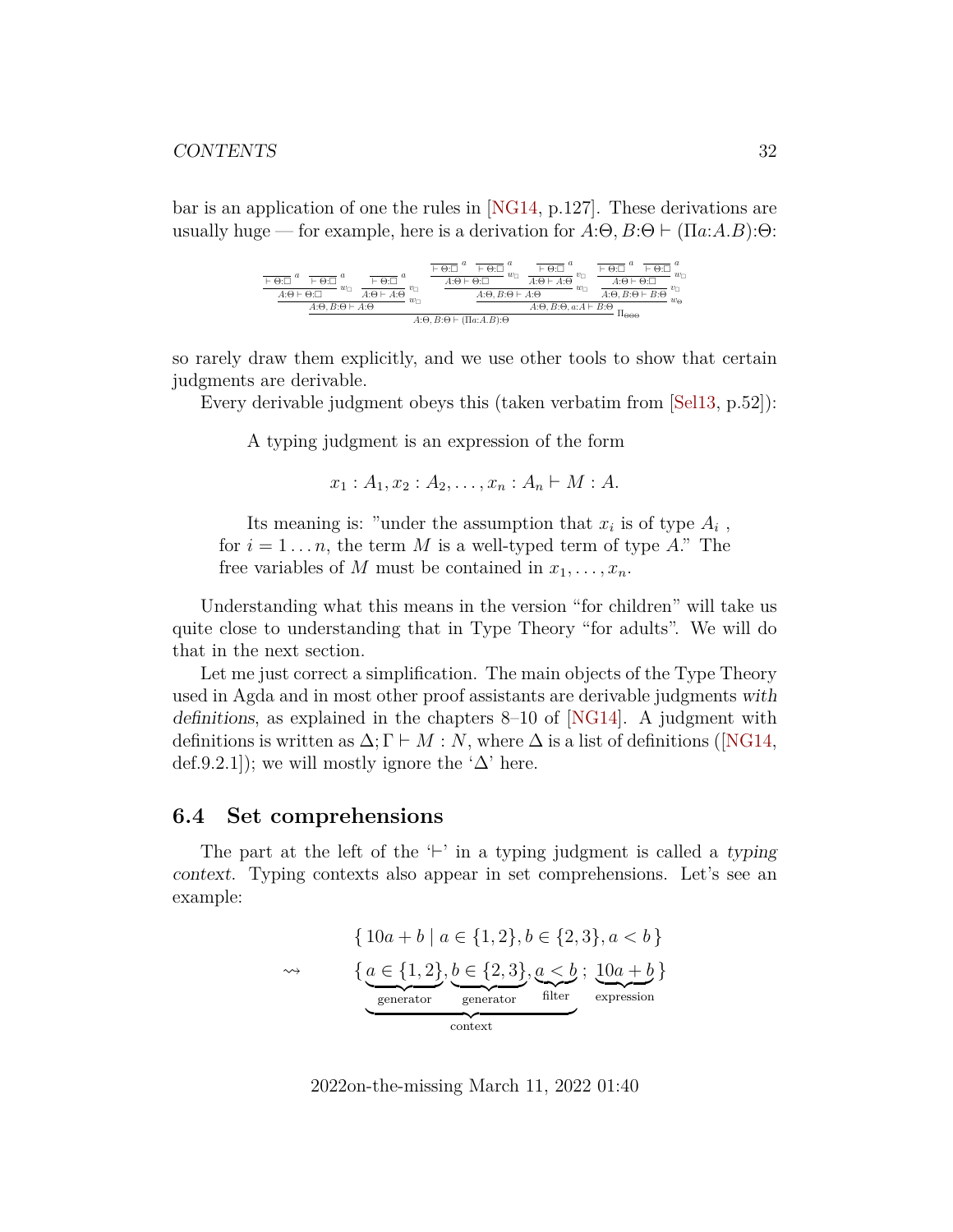bar is an application of one the rules in [NG14, p.127]. These derivations are usually huge — for example, here is a derivation for $A{:}\Theta, B{:}\Theta \vdash (\Pi a{:}A.B){:}\Theta$:

$$
\dfrac{
\dfrac{
\dfrac{\dfrac{}{\vdash \Theta{:}\Box}\,a \quad \dfrac{}{\vdash \Theta{:}\Box}\,a}{A{:}\Theta \vdash \Theta{:}\Box}\,w_\Box
\quad
\dfrac{\dfrac{}{\vdash \Theta{:}\Box}\,a}{A{:}\Theta \vdash A{:}\Theta}\,v_\Box
}{A{:}\Theta, B{:}\Theta \vdash A{:}\Theta}\,w_\Box
\quad
\dfrac{
\dfrac{
\dfrac{\dfrac{}{\vdash \Theta{:}\Box}\,a \quad \dfrac{}{\vdash \Theta{:}\Box}\,a}{A{:}\Theta \vdash \Theta{:}\Box}\,w_\Box
\quad
\dfrac{\dfrac{}{\vdash \Theta{:}\Box}\,a}{A{:}\Theta \vdash A{:}\Theta}\,v_\Box
}{A{:}\Theta, B{:}\Theta \vdash A{:}\Theta}\,w_\Box
\quad
\dfrac{\dfrac{\dfrac{}{\vdash \Theta{:}\Box}\,a \quad \dfrac{}{\vdash \Theta{:}\Box}\,a}{A{:}\Theta \vdash \Theta{:}\Box}\,w_\Box}{A{:}\Theta, B{:}\Theta \vdash B{:}\Theta}\,v_\Box
}{A{:}\Theta, B{:}\Theta, a{:}A \vdash B{:}\Theta}\,w_\Theta
}{A{:}\Theta, B{:}\Theta \vdash (\Pi a{:}A.B){:}\Theta}\,\Pi_{\Theta\Theta\Theta}
$$

so rarely draw them explicitly, and we use other tools to show that certain judgments are derivable.

Every derivable judgment obeys this (taken verbatim from [Sel13, p.52]):

> A typing judgment is an expression of the form
>
> $$x_1 : A_1, x_2 : A_2, \ldots, x_n : A_n \vdash M : A.$$
>
> Its meaning is: "under the assumption that $x_i$ is of type $A_i$ , for $i = 1 \ldots n$, the term $M$ is a well-typed term of type $A$." The free variables of $M$ must be contained in $x_1, \ldots, x_n$.

Understanding what this means in the version "for children" will take us quite close to understanding that in Type Theory "for adults". We will do that in the next section.

Let me just correct a simplification. The main objects of the Type Theory used in Agda and in most other proof assistants are derivable judgments *with definitions*, as explained in the chapters 8–10 of [NG14]. A judgment with definitions is written as $\Delta; \Gamma \vdash M : N$, where $\Delta$ is a list of definitions ([NG14, def.9.2.1]); we will mostly ignore the '$\Delta$' here.

## 6.4 Set comprehensions

The part at the left of the '$\vdash$' in a typing judgment is called a *typing context*. Typing contexts also appear in set comprehensions. Let's see an example:

$$
\begin{array}{rl}
& \{\, 10a + b \mid a \in \{1, 2\}, b \in \{2, 3\}, a < b \,\} \\
\rightsquigarrow & \{\, \underbrace{\underbrace{a \in \{1, 2\}}_{\text{generator}}, \underbrace{b \in \{2, 3\}}_{\text{generator}}, \underbrace{a < b}_{\text{filter}}}_{\text{context}} ;\ \underbrace{10a + b}_{\text{expression}} \,\}
\end{array}
$$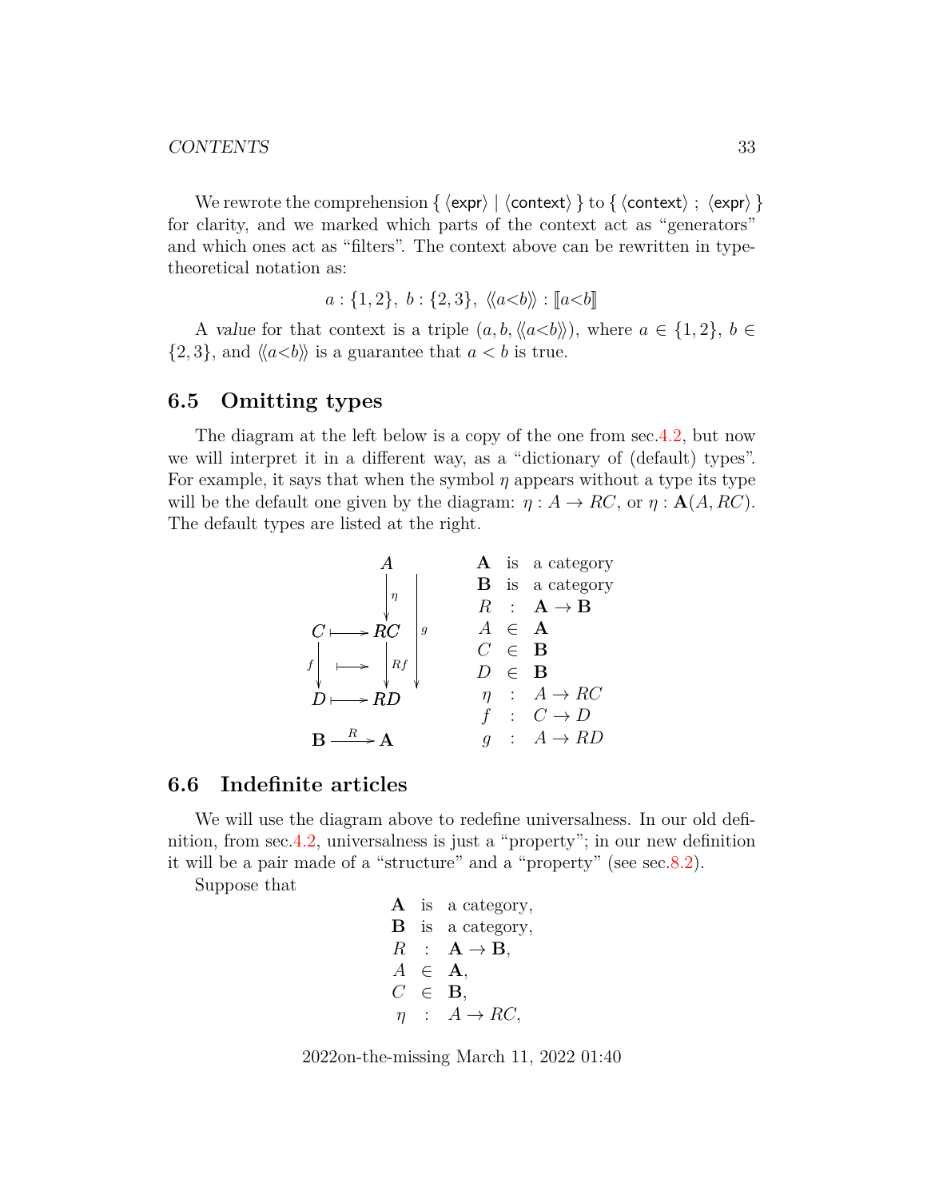We rewrote the comprehension { ⟨expr⟩ | ⟨context⟩ } to { ⟨context⟩ ; ⟨expr⟩ } for clarity, and we marked which parts of the context act as "generators" and which ones act as "filters". The context above can be rewritten in type-theoretical notation as:

$$a : \{1,2\},\ b : \{2,3\},\ \langle\!\langle a{<}b \rangle\!\rangle : [\![ a{<}b ]\!]$$

A *value* for that context is a triple $(a, b, \langle\!\langle a{<}b \rangle\!\rangle)$, where $a \in \{1,2\}$, $b \in \{2,3\}$, and $\langle\!\langle a{<}b \rangle\!\rangle$ is a guarantee that $a < b$ is true.

## 6.5 Omitting types

The diagram at the left below is a copy of the one from sec.4.2, but now we will interpret it in a different way, as a "dictionary of (default) types". For example, it says that when the symbol $\eta$ appears without a type its type will be the default one given by the diagram: $\eta : A \to RC$, or $\eta : \mathbf{A}(A, RC)$. The default types are listed at the right.

$$\begin{array}{ccc}
 & A & \\
 & \downarrow \eta & \\
C & \longmapsto & RC \\
f \downarrow & \longmapsto & \downarrow Rf \\
D & \longmapsto & RD \\
\mathbf{B} & \xrightarrow{R} & \mathbf{A}
\end{array}
\qquad (g : A \to RD)$$

| | | |
|---|---|---|
| $\mathbf{A}$ | is | a category |
| $\mathbf{B}$ | is | a category |
| $R$ | : | $\mathbf{A} \to \mathbf{B}$ |
| $A$ | $\in$ | $\mathbf{A}$ |
| $C$ | $\in$ | $\mathbf{B}$ |
| $D$ | $\in$ | $\mathbf{B}$ |
| $\eta$ | : | $A \to RC$ |
| $f$ | : | $C \to D$ |
| $g$ | : | $A \to RD$ |

## 6.6 Indefinite articles

We will use the diagram above to redefine universalness. In our old definition, from sec.4.2, universalness is just a "property"; in our new definition it will be a pair made of a "structure" and a "property" (see sec.8.2).

Suppose that

| | | |
|---|---|---|
| $\mathbf{A}$ | is | a category, |
| $\mathbf{B}$ | is | a category, |
| $R$ | : | $\mathbf{A} \to \mathbf{B}$, |
| $A$ | $\in$ | $\mathbf{A}$, |
| $C$ | $\in$ | $\mathbf{B}$, |
| $\eta$ | : | $A \to RC$, |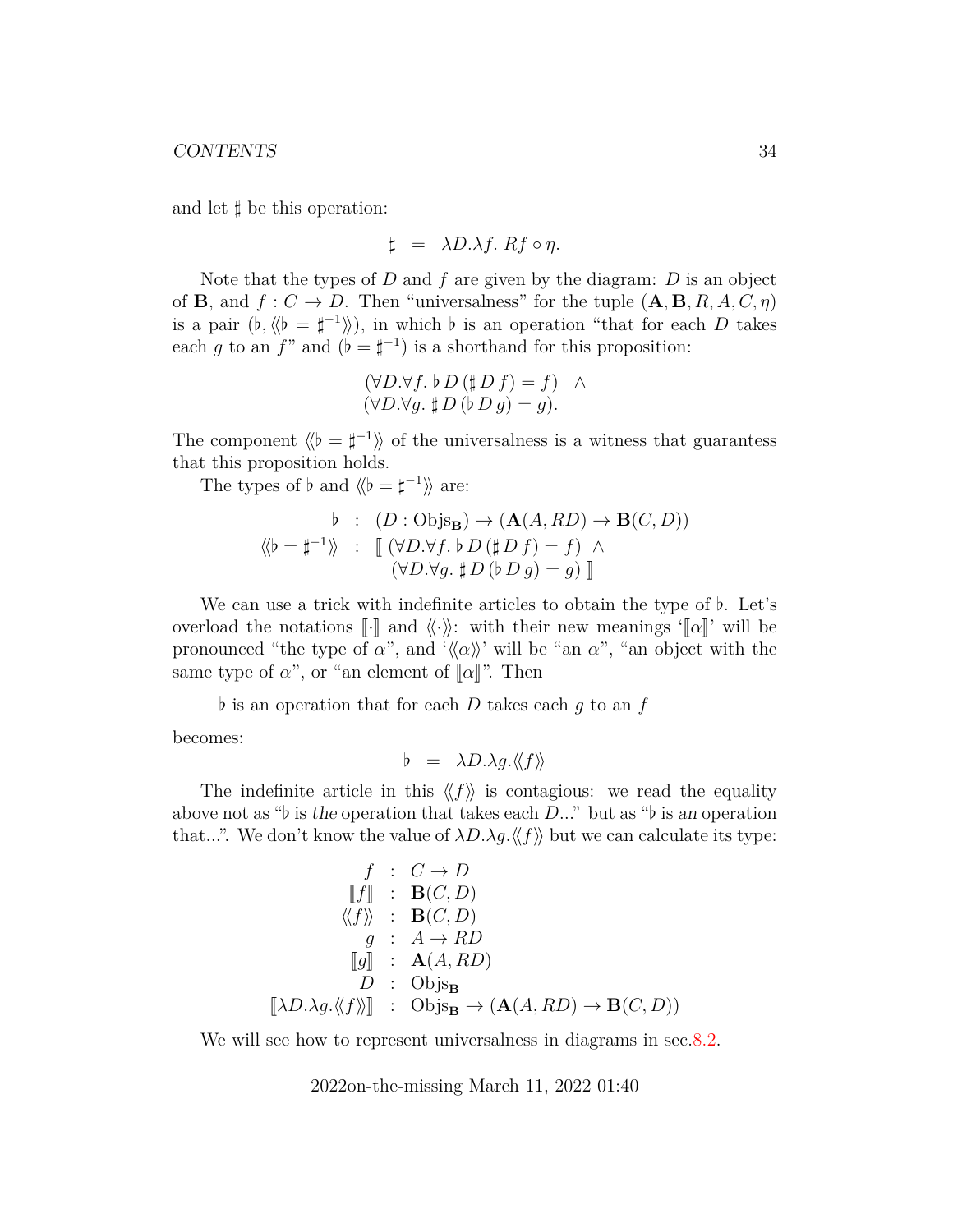and let $\sharp$ be this operation:

$$\sharp \;\; = \;\; \lambda D.\lambda f.\ Rf \circ \eta.$$

Note that the types of $D$ and $f$ are given by the diagram: $D$ is an object of $\mathbf{B}$, and $f : C \to D$. Then "universalness" for the tuple $(\mathbf{A}, \mathbf{B}, R, A, C, \eta)$ is a pair $(\flat, \langle\!\langle \flat = \sharp^{-1} \rangle\!\rangle)$, in which $\flat$ is an operation "that for each $D$ takes each $g$ to an $f$" and $(\flat = \sharp^{-1})$ is a shorthand for this proposition:

$$\begin{array}{l}(\forall D.\forall f.\ \flat\, D\, (\sharp\, D\, f) = f) \quad \land \\ (\forall D.\forall g.\ \sharp\, D\, (\flat\, D\, g) = g).\end{array}$$

The component $\langle\!\langle \flat = \sharp^{-1} \rangle\!\rangle$ of the universalness is a witness that guarantess that this proposition holds.

The types of $\flat$ and $\langle\!\langle \flat = \sharp^{-1} \rangle\!\rangle$ are:

$$\begin{array}{rcl}\flat & : & (D : \mathrm{Objs}_{\mathbf{B}}) \to (\mathbf{A}(A, RD) \to \mathbf{B}(C, D)) \\ \langle\!\langle \flat = \sharp^{-1} \rangle\!\rangle & : & [\![\ (\forall D.\forall f.\ \flat\, D\, (\sharp\, D\, f) = f) \ \land \\ & & \quad (\forall D.\forall g.\ \sharp\, D\, (\flat\, D\, g) = g)\ ]\!]\end{array}$$

We can use a trick with indefinite articles to obtain the type of $\flat$. Let's overload the notations $[\![\cdot]\!]$ and $\langle\!\langle \cdot \rangle\!\rangle$: with their new meanings '$[\![\alpha]\!]$' will be pronounced "the type of $\alpha$", and '$\langle\!\langle \alpha \rangle\!\rangle$' will be "an $\alpha$", "an object with the same type of $\alpha$", or "an element of $[\![\alpha]\!]$". Then

$\flat$ is an operation that for each $D$ takes each $g$ to an $f$

becomes:

$$\flat \;\; = \;\; \lambda D.\lambda g.\langle\!\langle f \rangle\!\rangle$$

The indefinite article in this $\langle\!\langle f \rangle\!\rangle$ is contagious: we read the equality above not as "$\flat$ is *the* operation that takes each $D$..." but as "$\flat$ is *an* operation that...". We don't know the value of $\lambda D.\lambda g.\langle\!\langle f \rangle\!\rangle$ but we can calculate its type:

$$\begin{array}{rcl}f & : & C \to D \\ [\![f]\!] & : & \mathbf{B}(C, D) \\ \langle\!\langle f \rangle\!\rangle & : & \mathbf{B}(C, D) \\ g & : & A \to RD \\ [\![g]\!] & : & \mathbf{A}(A, RD) \\ D & : & \mathrm{Objs}_{\mathbf{B}} \\ [\![\lambda D.\lambda g.\langle\!\langle f \rangle\!\rangle]\!] & : & \mathrm{Objs}_{\mathbf{B}} \to (\mathbf{A}(A, RD) \to \mathbf{B}(C, D))\end{array}$$

We will see how to represent universalness in diagrams in sec.8.2.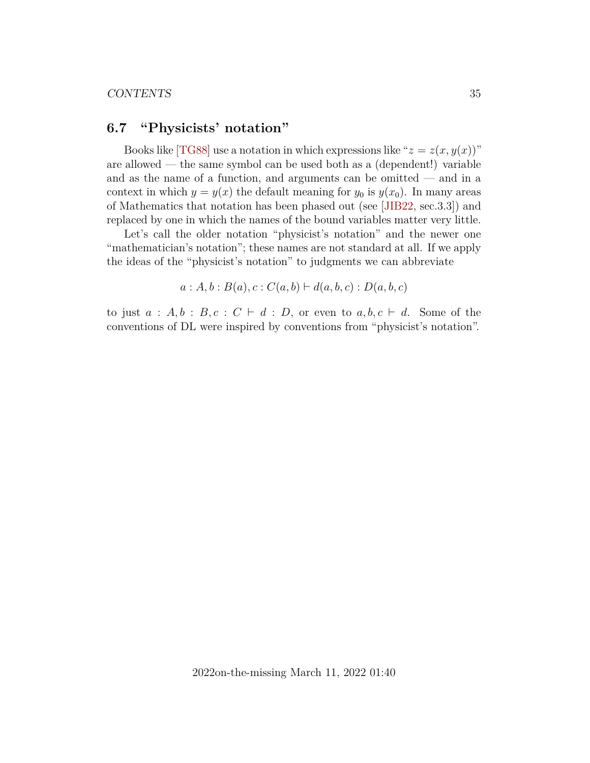## 6.7 "Physicists' notation"

Books like [TG88] use a notation in which expressions like "$z = z(x, y(x))$" are allowed — the same symbol can be used both as a (dependent!) variable and as the name of a function, and arguments can be omitted — and in a context in which $y = y(x)$ the default meaning for $y_0$ is $y(x_0)$. In many areas of Mathematics that notation has been phased out (see [JIB22, sec.3.3]) and replaced by one in which the names of the bound variables matter very little.

Let's call the older notation "physicist's notation" and the newer one "mathematician's notation"; these names are not standard at all. If we apply the ideas of the "physicist's notation" to judgments we can abbreviate

$$a : A, b : B(a), c : C(a, b) \vdash d(a, b, c) : D(a, b, c)$$

to just $a : A, b : B, c : C \vdash d : D$, or even to $a, b, c \vdash d$. Some of the conventions of DL were inspired by conventions from "physicist's notation".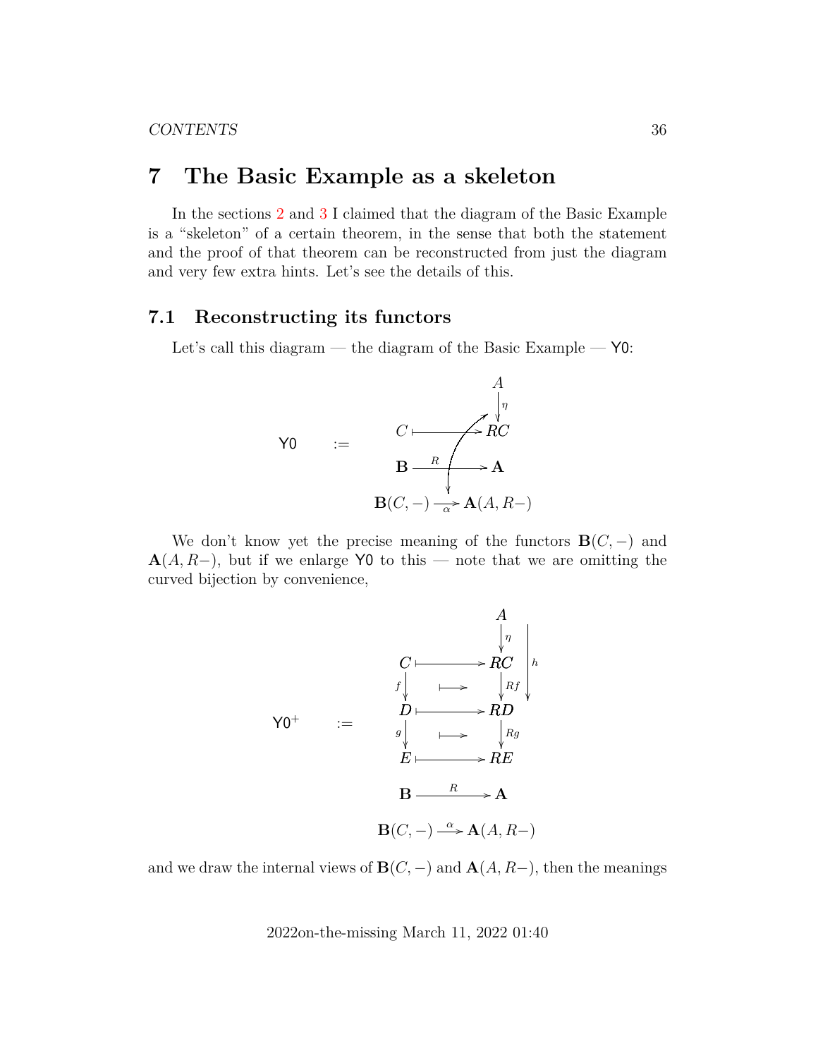# 7 The Basic Example as a skeleton

In the sections 2 and 3 I claimed that the diagram of the Basic Example is a "skeleton" of a certain theorem, in the sense that both the statement and the proof of that theorem can be reconstructed from just the diagram and very few extra hints. Let's see the details of this.

## 7.1 Reconstructing its functors

Let's call this diagram — the diagram of the Basic Example — Y0:

$$
\mathsf{Y0} \quad := \quad
\begin{array}{ccc}
 & & A \\
 & & \downarrow \eta \\
C & \longmapsto & RC \\
\mathbf{B} & \xrightarrow{R} & \mathbf{A} \\
\mathbf{B}(C,-) & \xrightarrow[\alpha]{} & \mathbf{A}(A,R-)
\end{array}
$$

We don't know yet the precise meaning of the functors $\mathbf{B}(C,-)$ and $\mathbf{A}(A,R-)$, but if we enlarge Y0 to this — note that we are omitting the curved bijection by convenience,

$$
\mathsf{Y0}^{+} \quad := \quad
\begin{array}{ccc}
 & & A \\
 & & \downarrow \eta \\
C & \longmapsto & RC \\
f\downarrow & \longmapsto & \downarrow Rf \\
D & \longmapsto & RD \\
g\downarrow & \longmapsto & \downarrow Rg \\
E & \longmapsto & RE \\
\mathbf{B} & \xrightarrow{R} & \mathbf{A} \\
\mathbf{B}(C,-) & \xrightarrow{\alpha} & \mathbf{A}(A,R-)
\end{array}
\qquad (h : A \to RD)
$$

and we draw the internal views of $\mathbf{B}(C,-)$ and $\mathbf{A}(A,R-)$, then the meanings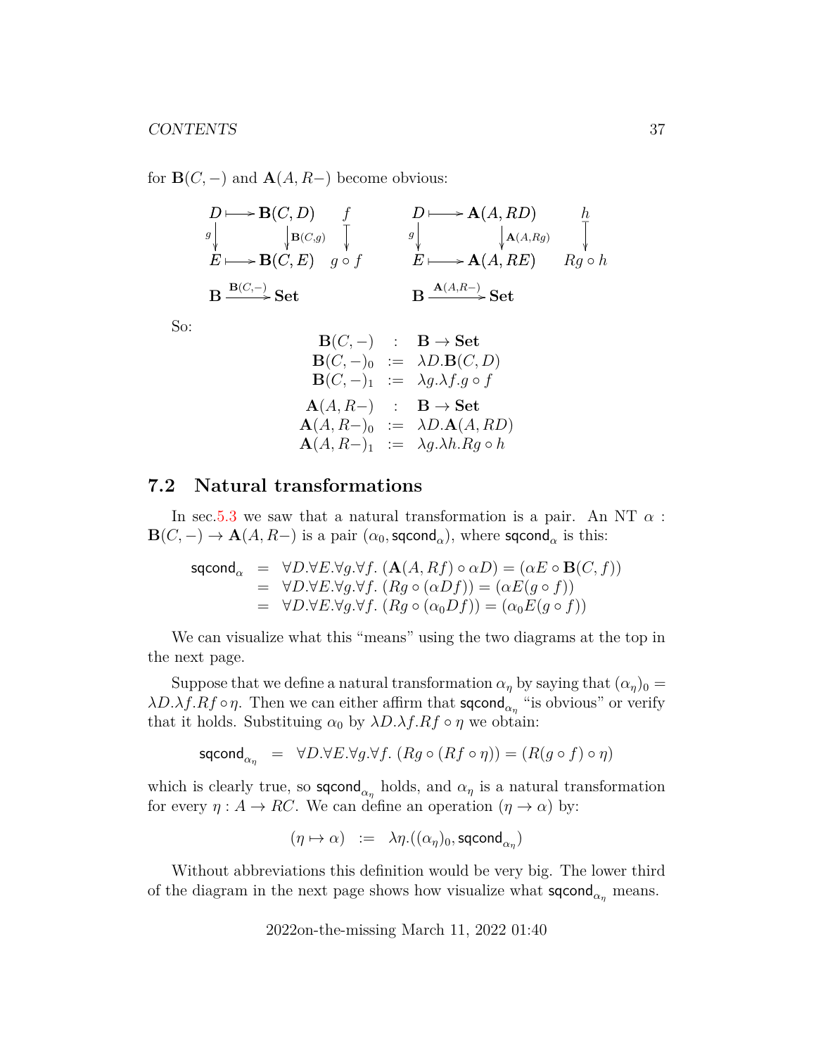for $\mathbf{B}(C,-)$ and $\mathbf{A}(A,R-)$ become obvious:

$$
\begin{array}{ccc}
D \longmapsto \mathbf{B}(C,D) & & f \\
{\scriptstyle g}\downarrow \qquad\qquad \downarrow{\scriptstyle \mathbf{B}(C,g)} & & \downarrow \\
E \longmapsto \mathbf{B}(C,E) & & g\circ f \\
\mathbf{B} \xrightarrow{\mathbf{B}(C,-)} \mathbf{Set} & &
\end{array}
\qquad
\begin{array}{ccc}
D \longmapsto \mathbf{A}(A,RD) & & h \\
{\scriptstyle g}\downarrow \qquad\qquad \downarrow{\scriptstyle \mathbf{A}(A,Rg)} & & \downarrow \\
E \longmapsto \mathbf{A}(A,RE) & & Rg\circ h \\
\mathbf{B} \xrightarrow{\mathbf{A}(A,R-)} \mathbf{Set} & &
\end{array}
$$

So:

$$
\begin{array}{rcl}
\mathbf{B}(C,-) & : & \mathbf{B} \to \mathbf{Set} \\
\mathbf{B}(C,-)_0 & := & \lambda D.\mathbf{B}(C,D) \\
\mathbf{B}(C,-)_1 & := & \lambda g.\lambda f.g\circ f \\
\mathbf{A}(A,R-) & : & \mathbf{B} \to \mathbf{Set} \\
\mathbf{A}(A,R-)_0 & := & \lambda D.\mathbf{A}(A,RD) \\
\mathbf{A}(A,R-)_1 & := & \lambda g.\lambda h.Rg\circ h
\end{array}
$$

## 7.2 Natural transformations

In sec.5.3 we saw that a natural transformation is a pair. An NT $\alpha : \mathbf{B}(C,-) \to \mathbf{A}(A,R-)$ is a pair $(\alpha_0, \mathsf{sqcond}_\alpha)$, where $\mathsf{sqcond}_\alpha$ is this:

$$
\begin{array}{rcl}
\mathsf{sqcond}_\alpha & = & \forall D.\forall E.\forall g.\forall f.\ (\mathbf{A}(A,Rf)\circ \alpha D) = (\alpha E \circ \mathbf{B}(C,f)) \\
& = & \forall D.\forall E.\forall g.\forall f.\ (Rg\circ(\alpha D f)) = (\alpha E(g\circ f)) \\
& = & \forall D.\forall E.\forall g.\forall f.\ (Rg\circ(\alpha_0 D f)) = (\alpha_0 E(g\circ f))
\end{array}
$$

We can visualize what this "means" using the two diagrams at the top in the next page.

Suppose that we define a natural transformation $\alpha_\eta$ by saying that $(\alpha_\eta)_0 = \lambda D.\lambda f.Rf\circ\eta$. Then we can either affirm that $\mathsf{sqcond}_{\alpha_\eta}$ "is obvious" or verify that it holds. Substituing $\alpha_0$ by $\lambda D.\lambda f.Rf\circ\eta$ we obtain:

$$
\mathsf{sqcond}_{\alpha_\eta} \ = \ \forall D.\forall E.\forall g.\forall f.\ (Rg\circ(Rf\circ\eta)) = (R(g\circ f)\circ\eta)
$$

which is clearly true, so $\mathsf{sqcond}_{\alpha_\eta}$ holds, and $\alpha_\eta$ is a natural transformation for every $\eta : A \to RC$. We can define an operation $(\eta \to \alpha)$ by:

$$
(\eta \mapsto \alpha) \ := \ \lambda\eta.((\alpha_\eta)_0, \mathsf{sqcond}_{\alpha_\eta})
$$

Without abbreviations this definition would be very big. The lower third of the diagram in the next page shows how visualize what $\mathsf{sqcond}_{\alpha_\eta}$ means.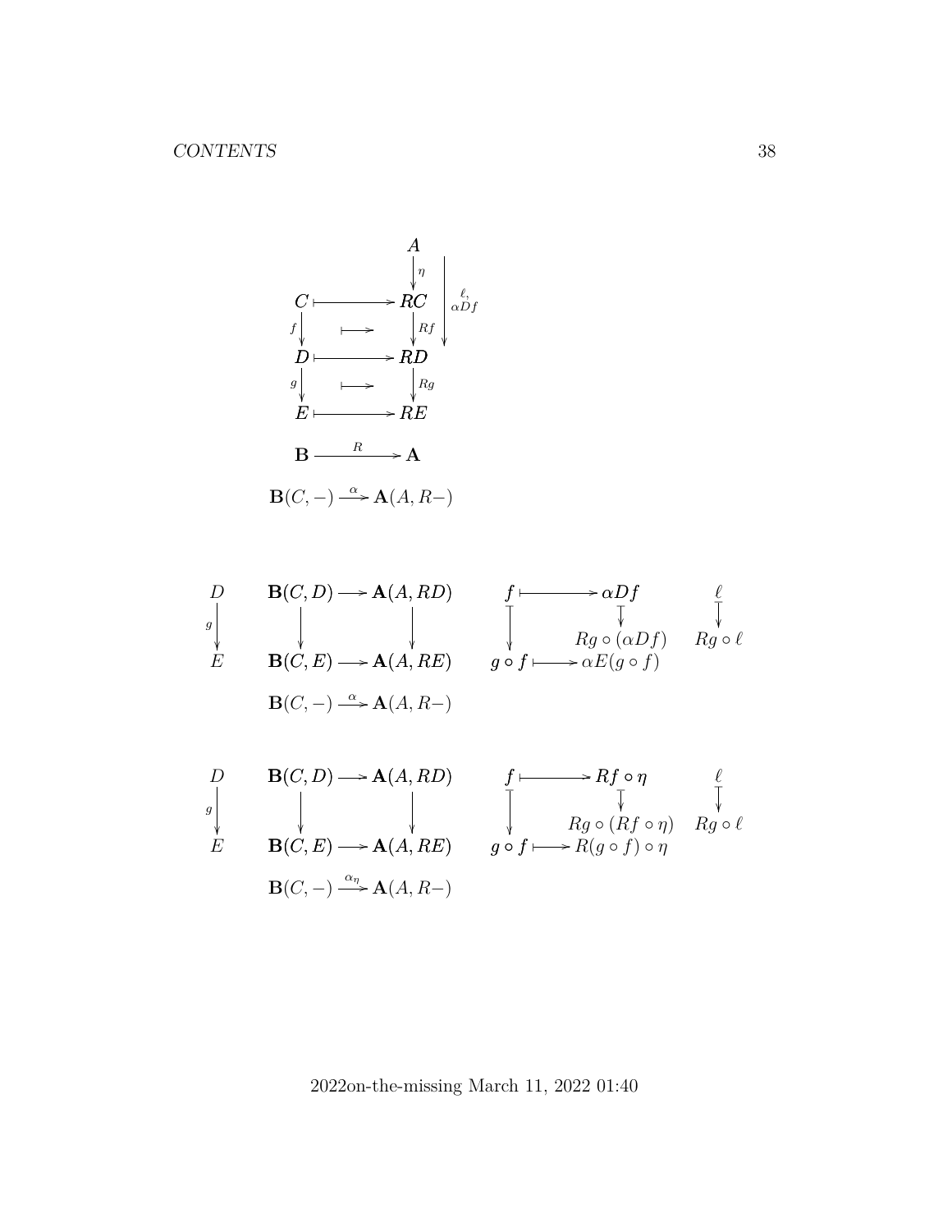$$
\begin{array}{ccc}
 & A & \\
 & \downarrow \eta & \\
C \longmapsto & RC & \\
f \downarrow \quad \longmapsto & \downarrow Rf & \downarrow \ell,\ \alpha D f \\
D \longmapsto & RD & \\
g \downarrow \quad \longmapsto & \downarrow Rg & \\
E \longmapsto & RE &
\end{array}
$$

$$
\mathbf{B} \xrightarrow{R} \mathbf{A}
$$

$$
\mathbf{B}(C,-) \xrightarrow{\alpha} \mathbf{A}(A, R-)
$$

$$
\begin{array}{cccccc}
D & \mathbf{B}(C,D) \longrightarrow \mathbf{A}(A,RD) & f \longmapsto \alpha D f & \ell \\
g\downarrow & \downarrow \qquad\qquad \downarrow & \downarrow \qquad\qquad \downarrow & \downarrow \\
 & & \qquad Rg \circ (\alpha D f) & Rg \circ \ell \\
E & \mathbf{B}(C,E) \longrightarrow \mathbf{A}(A,RE) & g \circ f \longmapsto \alpha E(g \circ f) &
\end{array}
$$

$$
\mathbf{B}(C,-) \xrightarrow{\alpha} \mathbf{A}(A, R-)
$$

$$
\begin{array}{cccccc}
D & \mathbf{B}(C,D) \longrightarrow \mathbf{A}(A,RD) & f \longmapsto Rf \circ \eta & \ell \\
g\downarrow & \downarrow \qquad\qquad \downarrow & \downarrow \qquad\qquad \downarrow & \downarrow \\
 & & \qquad Rg \circ (Rf \circ \eta) & Rg \circ \ell \\
E & \mathbf{B}(C,E) \longrightarrow \mathbf{A}(A,RE) & g \circ f \longmapsto R(g \circ f) \circ \eta &
\end{array}
$$

$$
\mathbf{B}(C,-) \xrightarrow{\alpha_\eta} \mathbf{A}(A, R-)
$$

2022on-the-missing March 11, 2022 01:40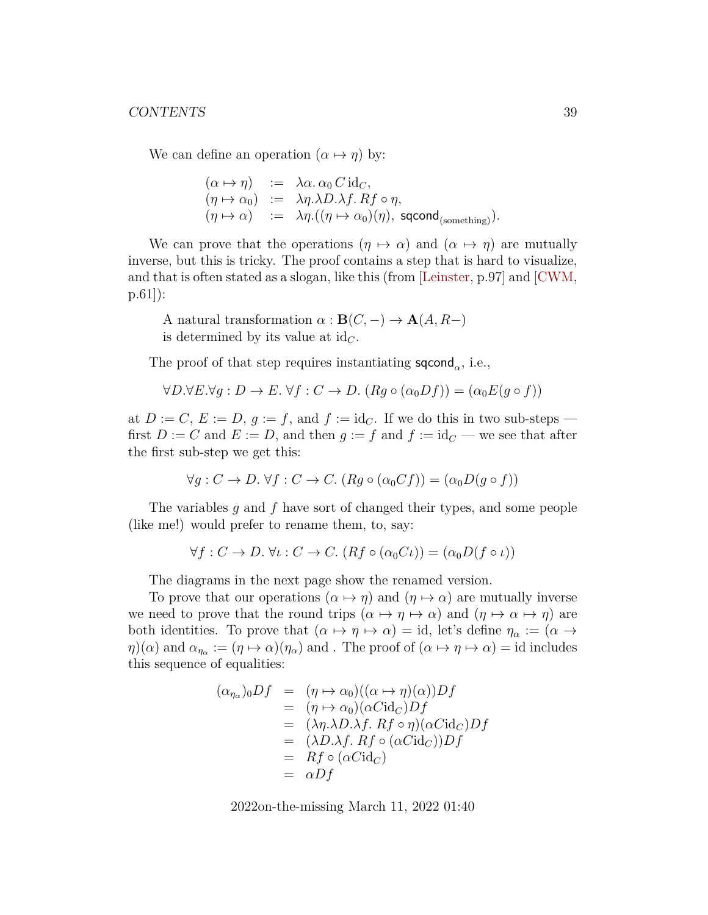We can define an operation $(\alpha \mapsto \eta)$ by:

$$
\begin{array}{lcl}
(\alpha \mapsto \eta) & := & \lambda\alpha.\, \alpha_0\, C\, \mathrm{id}_C, \\
(\eta \mapsto \alpha_0) & := & \lambda\eta.\lambda D.\lambda f.\, Rf \circ \eta, \\
(\eta \mapsto \alpha) & := & \lambda\eta.((\eta \mapsto \alpha_0)(\eta),\ \mathsf{sqcond}_{(\text{something})}).
\end{array}
$$

We can prove that the operations $(\eta \mapsto \alpha)$ and $(\alpha \mapsto \eta)$ are mutually inverse, but this is tricky. The proof contains a step that is hard to visualize, and that is often stated as a slogan, like this (from [Leinster, p.97] and [CWM, p.61]):

> A natural transformation $\alpha : \mathbf{B}(C,-) \to \mathbf{A}(A, R-)$
> is determined by its value at $\mathrm{id}_C$.

The proof of that step requires instantiating $\mathsf{sqcond}_\alpha$, i.e.,

$$\forall D.\forall E.\forall g : D \to E.\ \forall f : C \to D.\ (Rg \circ (\alpha_0 D f)) = (\alpha_0 E (g \circ f))$$

at $D := C$, $E := D$, $g := f$, and $f := \mathrm{id}_C$. If we do this in two sub-steps — first $D := C$ and $E := D$, and then $g := f$ and $f := \mathrm{id}_C$ — we see that after the first sub-step we get this:

$$\forall g : C \to D.\ \forall f : C \to C.\ (Rg \circ (\alpha_0 C f)) = (\alpha_0 D (g \circ f))$$

The variables $g$ and $f$ have sort of changed their types, and some people (like me!) would prefer to rename them, to, say:

$$\forall f : C \to D.\ \forall \iota : C \to C.\ (Rf \circ (\alpha_0 C \iota)) = (\alpha_0 D (f \circ \iota))$$

The diagrams in the next page show the renamed version.

To prove that our operations $(\alpha \mapsto \eta)$ and $(\eta \mapsto \alpha)$ are mutually inverse we need to prove that the round trips $(\alpha \mapsto \eta \mapsto \alpha)$ and $(\eta \mapsto \alpha \mapsto \eta)$ are both identities. To prove that $(\alpha \mapsto \eta \mapsto \alpha) = \mathrm{id}$, let's define $\eta_\alpha := (\alpha \to \eta)(\alpha)$ and $\alpha_{\eta_\alpha} := (\eta \mapsto \alpha)(\eta_\alpha)$ and . The proof of $(\alpha \mapsto \eta \mapsto \alpha) = \mathrm{id}$ includes this sequence of equalities:

$$
\begin{array}{rcl}
(\alpha_{\eta_\alpha})_0 D f & = & (\eta \mapsto \alpha_0)((\alpha \mapsto \eta)(\alpha)) D f \\
& = & (\eta \mapsto \alpha_0)(\alpha C \mathrm{id}_C) D f \\
& = & (\lambda\eta.\lambda D.\lambda f.\ Rf \circ \eta)(\alpha C \mathrm{id}_C) D f \\
& = & (\lambda D.\lambda f.\ Rf \circ (\alpha C \mathrm{id}_C)) D f \\
& = & Rf \circ (\alpha C \mathrm{id}_C) \\
& = & \alpha D f
\end{array}
$$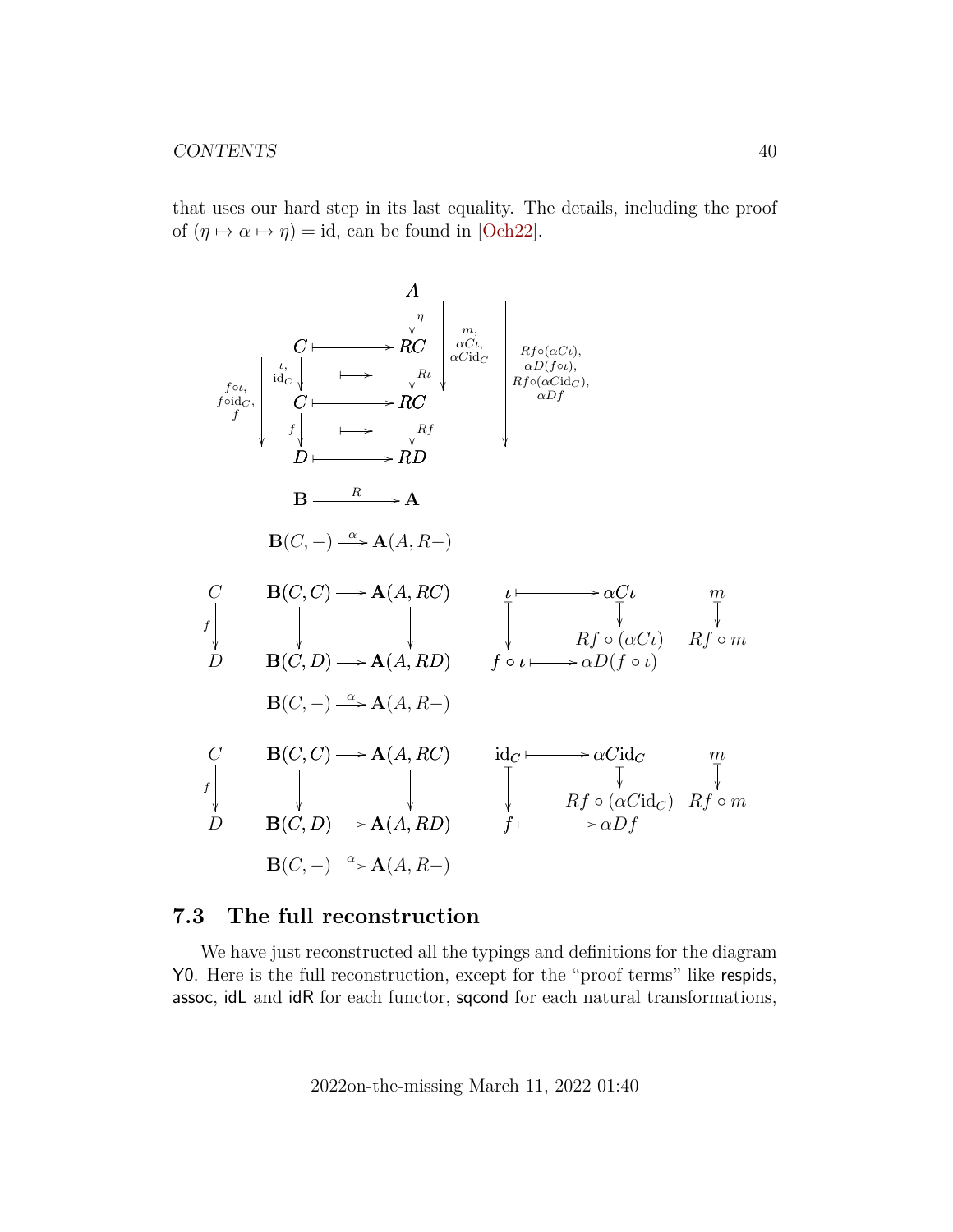that uses our hard step in its last equality. The details, including the proof of $(\eta \mapsto \alpha \mapsto \eta) = \mathrm{id}$, can be found in [Och22].

$$
\begin{array}{ccc}
 & & A \\
 & & \downarrow \eta \\
C & \longmapsto & RC \\
\downarrow \iota, \mathrm{id}_C & \longmapsto & \downarrow R\iota \\
C & \longmapsto & RC \\
\downarrow f & \longmapsto & \downarrow Rf \\
D & \longmapsto & RD
\end{array}
\qquad
\begin{array}{l}
A \to RC: \; m, \; \alpha C\iota, \; \alpha C\mathrm{id}_C \\
A \to RD: \; Rf \circ (\alpha C \iota), \; \alpha D(f \circ \iota), \; Rf \circ (\alpha C \mathrm{id}_C), \; \alpha D f \\
C \to D: \; f \circ \iota, \; f \circ \mathrm{id}_C, \; f
\end{array}
$$

$$\mathbf{B} \xrightarrow{R} \mathbf{A}$$

$$\mathbf{B}(C,-) \xrightarrow{\alpha} \mathbf{A}(A,R-)$$

$$
\begin{array}{ccc}
C & \mathbf{B}(C,C) \longrightarrow \mathbf{A}(A,RC) & \iota \longmapsto \alpha C\iota \qquad\qquad m \\
\downarrow f & \downarrow \qquad\qquad \downarrow & \downarrow \qquad\qquad \downarrow \qquad\qquad \downarrow \\
 & & \qquad\qquad Rf \circ (\alpha C\iota) \quad Rf \circ m \\
D & \mathbf{B}(C,D) \longrightarrow \mathbf{A}(A,RD) & f \circ \iota \longmapsto \alpha D(f \circ \iota)
\end{array}
$$

$$\mathbf{B}(C,-) \xrightarrow{\alpha} \mathbf{A}(A,R-)$$

$$
\begin{array}{ccc}
C & \mathbf{B}(C,C) \longrightarrow \mathbf{A}(A,RC) & \mathrm{id}_C \longmapsto \alpha C\mathrm{id}_C \qquad\qquad m \\
\downarrow f & \downarrow \qquad\qquad \downarrow & \downarrow \qquad\qquad \downarrow \qquad\qquad \downarrow \\
 & & \qquad\qquad Rf \circ (\alpha C\mathrm{id}_C) \quad Rf \circ m \\
D & \mathbf{B}(C,D) \longrightarrow \mathbf{A}(A,RD) & f \longmapsto \alpha D f
\end{array}
$$

$$\mathbf{B}(C,-) \xrightarrow{\alpha} \mathbf{A}(A,R-)$$

## 7.3 The full reconstruction

We have just reconstructed all the typings and definitions for the diagram Y0. Here is the full reconstruction, except for the "proof terms" like respids, assoc, idL and idR for each functor, sqcond for each natural transformations,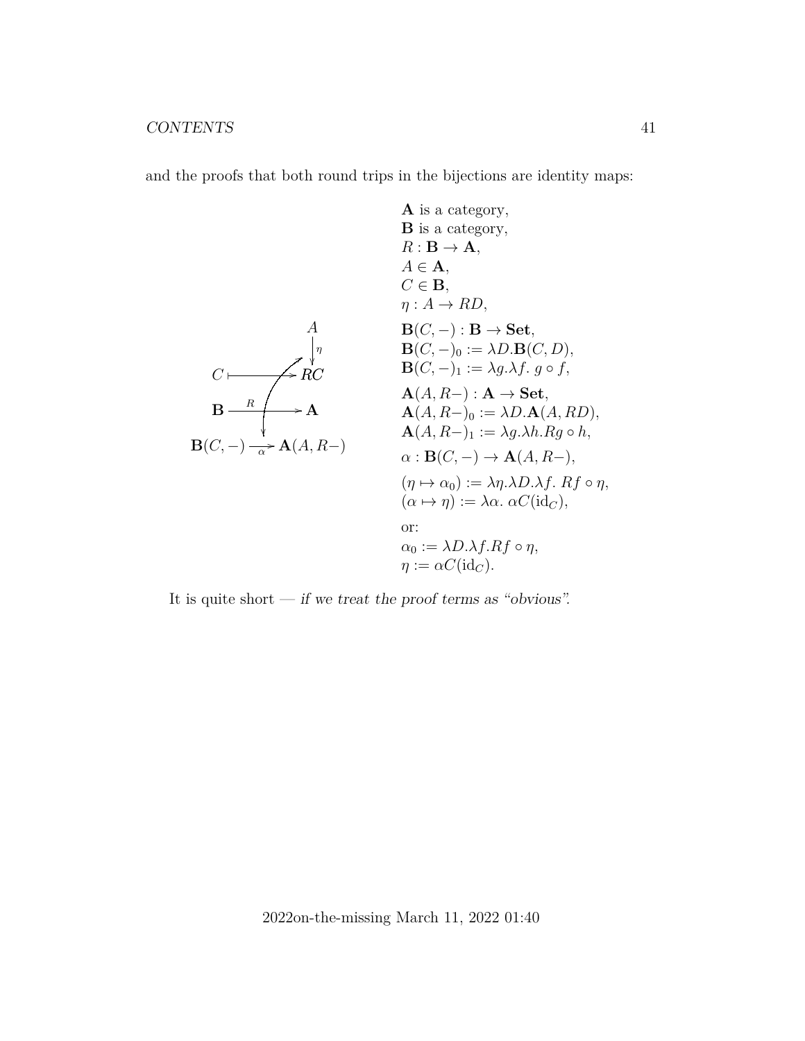and the proofs that both round trips in the bijections are identity maps:

$$
\begin{array}{l}
\mathbf{A} \text{ is a category,} \\
\mathbf{B} \text{ is a category,} \\
R : \mathbf{B} \to \mathbf{A}, \\
A \in \mathbf{A}, \\
C \in \mathbf{B}, \\
\eta : A \to RD, \\
\mathbf{B}(C, -) : \mathbf{B} \to \mathbf{Set}, \\
\mathbf{B}(C, -)_0 := \lambda D.\mathbf{B}(C, D), \\
\mathbf{B}(C, -)_1 := \lambda g.\lambda f.\ g \circ f, \\
\mathbf{A}(A, R-) : \mathbf{A} \to \mathbf{Set}, \\
\mathbf{A}(A, R-)_0 := \lambda D.\mathbf{A}(A, RD), \\
\mathbf{A}(A, R-)_1 := \lambda g.\lambda h.Rg \circ h, \\
\alpha : \mathbf{B}(C, -) \to \mathbf{A}(A, R-), \\
(\eta \mapsto \alpha_0) := \lambda \eta.\lambda D.\lambda f.\ Rf \circ \eta, \\
(\alpha \mapsto \eta) := \lambda \alpha.\ \alpha C(\mathrm{id}_C), \\
\text{or:} \\
\alpha_0 := \lambda D.\lambda f.Rf \circ \eta, \\
\eta := \alpha C(\mathrm{id}_C).
\end{array}
$$

It is quite short — *if we treat the proof terms as "obvious".*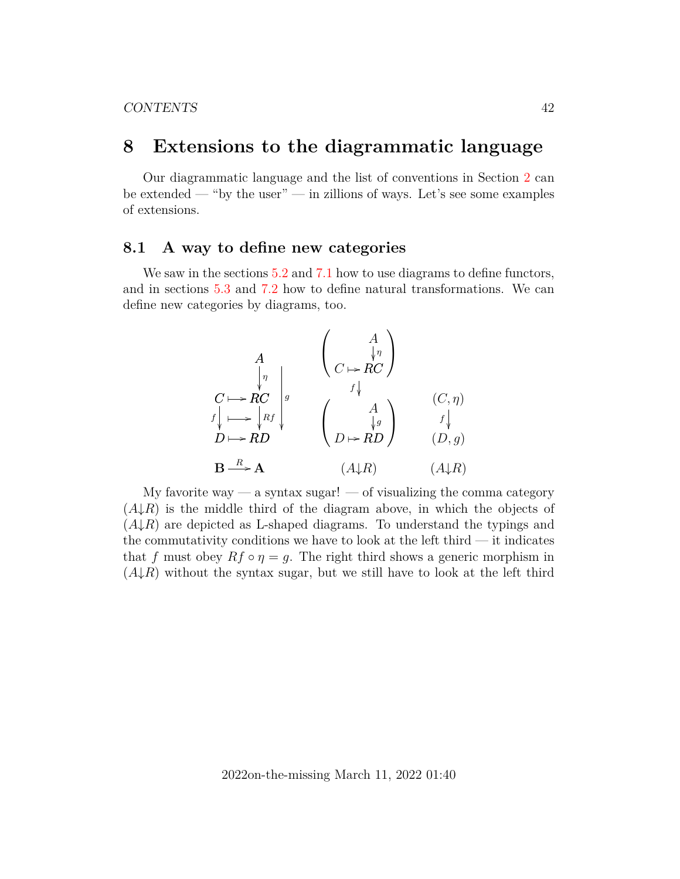# 8 Extensions to the diagrammatic language

Our diagrammatic language and the list of conventions in Section 2 can be extended — "by the user" — in zillions of ways. Let's see some examples of extensions.

## 8.1 A way to define new categories

We saw in the sections 5.2 and 7.1 how to use diagrams to define functors, and in sections 5.3 and 7.2 how to define natural transformations. We can define new categories by diagrams, too.

$$
\begin{array}{ccc}
\begin{array}{ccc}
 & A & \\
 & \downarrow \eta & \\
C \mapsto & RC & \\
f \downarrow \;\; \mapsto & \downarrow Rf & \downarrow g \\
D \mapsto & RD & \\
\\
\mathbf{B} \xrightarrow{R} \mathbf{A} & &
\end{array}
&
\begin{array}{c}
\left( \begin{array}{cc} & A \\ & \downarrow \eta \\ C \mapsto & RC \end{array} \right) \\
f \downarrow \\
\left( \begin{array}{cc} & A \\ & \downarrow g \\ D \mapsto & RD \end{array} \right) \\
\\
(A{\downarrow}R)
\end{array}
&
\begin{array}{c}
(C, \eta) \\
f \downarrow \\
(D, g) \\
\\
(A{\downarrow}R)
\end{array}
\end{array}
$$

My favorite way — a syntax sugar! — of visualizing the comma category $(A{\downarrow}R)$ is the middle third of the diagram above, in which the objects of $(A{\downarrow}R)$ are depicted as L-shaped diagrams. To understand the typings and the commutativity conditions we have to look at the left third — it indicates that $f$ must obey $Rf \circ \eta = g$. The right third shows a generic morphism in $(A{\downarrow}R)$ without the syntax sugar, but we still have to look at the left third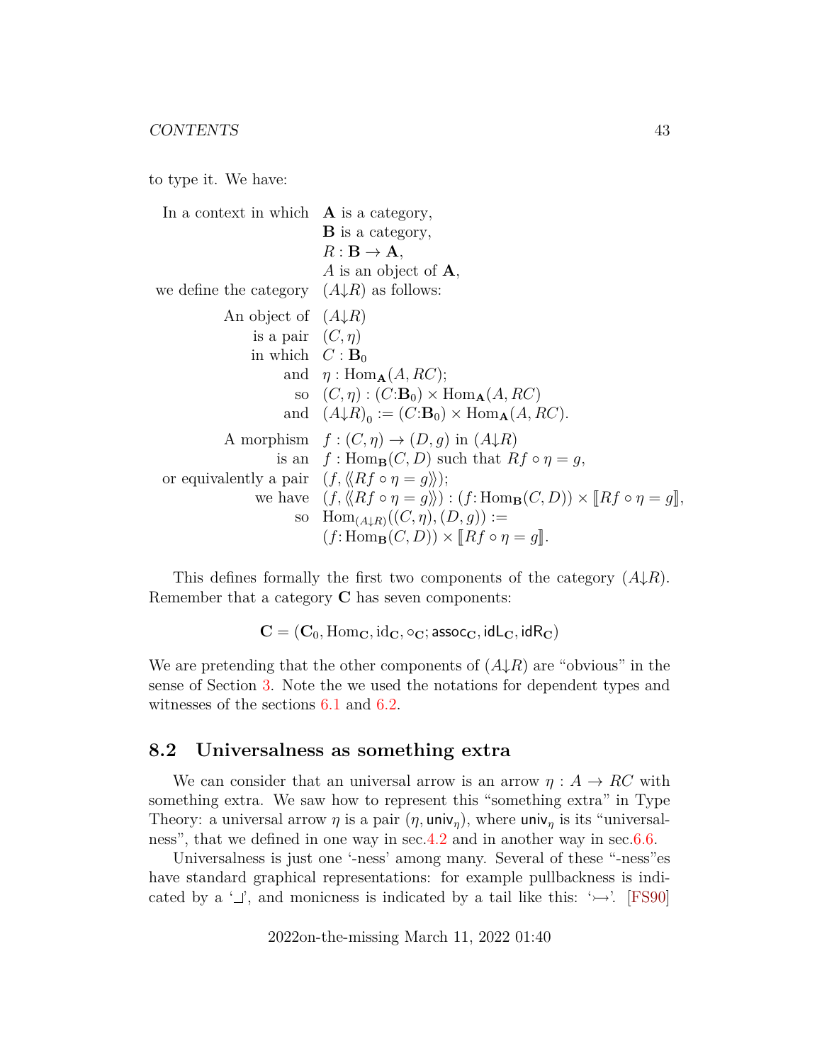to type it. We have:

| | |
|---|---|
| In a context in which | $\mathbf{A}$ is a category, |
| | $\mathbf{B}$ is a category, |
| | $R : \mathbf{B} \to \mathbf{A}$, |
| | $A$ is an object of $\mathbf{A}$, |
| we define the category | $(A{\downarrow}R)$ as follows: |
| An object of | $(A{\downarrow}R)$ |
| is a pair | $(C, \eta)$ |
| in which | $C : \mathbf{B}_0$ |
| and | $\eta : \mathrm{Hom}_{\mathbf{A}}(A, RC)$; |
| so | $(C, \eta) : (C{:}\mathbf{B}_0) \times \mathrm{Hom}_{\mathbf{A}}(A, RC)$ |
| and | $(A{\downarrow}R)_0 := (C{:}\mathbf{B}_0) \times \mathrm{Hom}_{\mathbf{A}}(A, RC)$. |
| A morphism | $f : (C, \eta) \to (D, g)$ in $(A{\downarrow}R)$ |
| is an | $f : \mathrm{Hom}_{\mathbf{B}}(C, D)$ such that $Rf \circ \eta = g$, |
| or equivalently a pair | $(f, \langle\!\langle Rf \circ \eta = g \rangle\!\rangle)$; |
| we have | $(f, \langle\!\langle Rf \circ \eta = g \rangle\!\rangle) : (f{:}\,\mathrm{Hom}_{\mathbf{B}}(C, D)) \times [\![ Rf \circ \eta = g ]\!]$, |
| so | $\mathrm{Hom}_{(A{\downarrow}R)}((C, \eta), (D, g)) :=$ |
| | $(f{:}\,\mathrm{Hom}_{\mathbf{B}}(C, D)) \times [\![ Rf \circ \eta = g ]\!]$. |

This defines formally the first two components of the category $(A{\downarrow}R)$. Remember that a category $\mathbf{C}$ has seven components:

$$\mathbf{C} = (\mathbf{C}_0, \mathrm{Hom}_{\mathbf{C}}, \mathrm{id}_{\mathbf{C}}, \circ_{\mathbf{C}}; \mathsf{assoc}_{\mathbf{C}}, \mathsf{idL}_{\mathbf{C}}, \mathsf{idR}_{\mathbf{C}})$$

We are pretending that the other components of $(A{\downarrow}R)$ are "obvious" in the sense of Section 3. Note the we used the notations for dependent types and witnesses of the sections 6.1 and 6.2.

## 8.2 Universalness as something extra

We can consider that an universal arrow is an arrow $\eta : A \to RC$ with something extra. We saw how to represent this "something extra" in Type Theory: a universal arrow $\eta$ is a pair $(\eta, \mathsf{univ}_\eta)$, where $\mathsf{univ}_\eta$ is its "universalness", that we defined in one way in sec.4.2 and in another way in sec.6.6.

Universalness is just one '-ness' among many. Several of these "-ness"es have standard graphical representations: for example pullbackness is indicated by a '⌟', and monicness is indicated by a tail like this: '↣'. [FS90]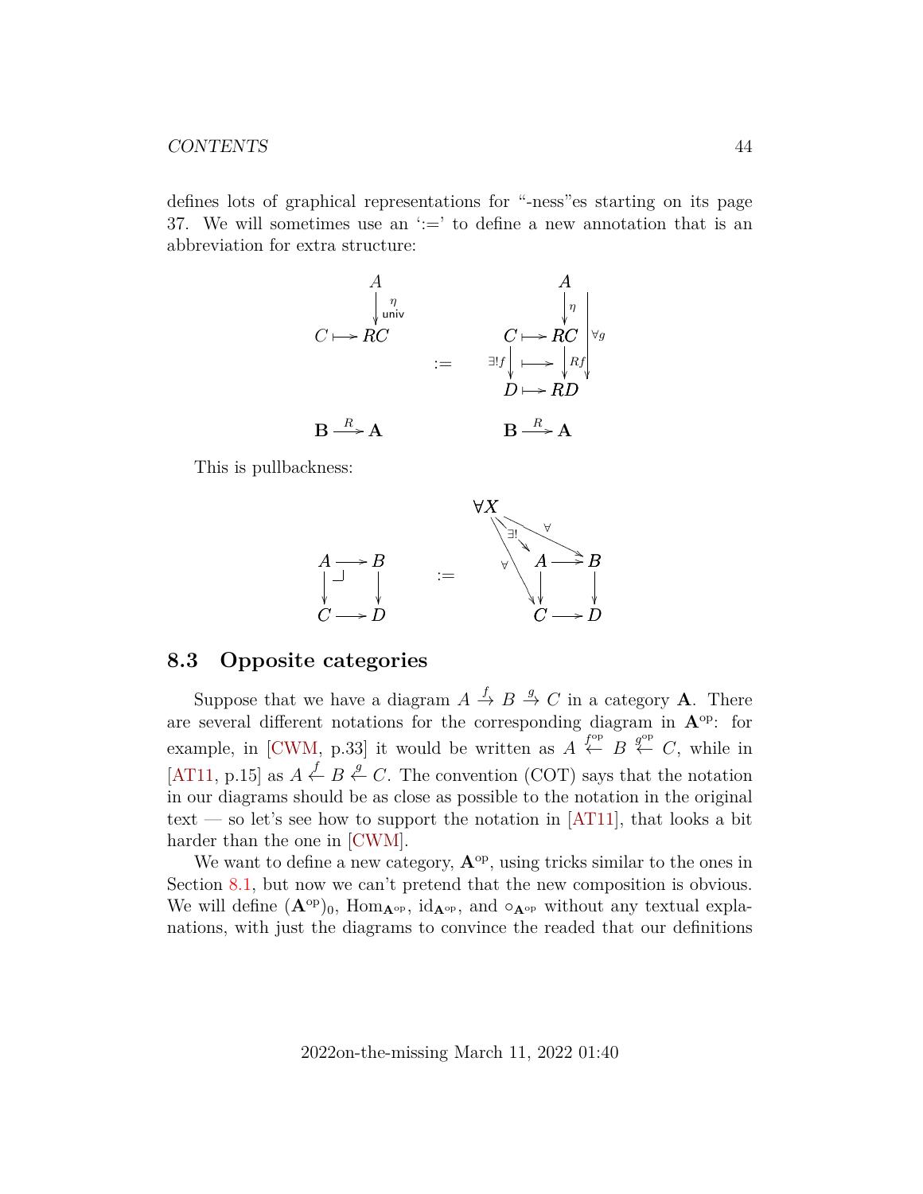defines lots of graphical representations for “-ness”es starting on its page 37. We will sometimes use an ‘:=’ to define a new annotation that is an abbreviation for extra structure:

$$
\begin{array}{ccc}
\begin{array}{c}
A \\
\downarrow {\scriptstyle \eta,\ \mathsf{univ}} \\
C \mapsto RC \\
\\
\\
\mathbf{B} \xrightarrow{R} \mathbf{A}
\end{array}
& := &
\begin{array}{c}
A \\
\downarrow {\scriptstyle \eta} \qquad \\
C \mapsto RC \quad {\scriptstyle \forall g} \\
{\scriptstyle \exists! f} \downarrow \ \mapsto \ \downarrow {\scriptstyle Rf} \\
D \mapsto RD \\
\\
\mathbf{B} \xrightarrow{R} \mathbf{A}
\end{array}
\end{array}
$$

This is pullbackness:

$$
\begin{array}{ccc}
\begin{array}{ccc}
A & \longrightarrow & B \\
\downarrow & \lrcorner & \downarrow \\
C & \longrightarrow & D
\end{array}
& := &
\begin{array}{c}
\forall X \xrightarrow{\exists!} A,\quad \forall X \xrightarrow{\forall} B,\quad \forall X \xrightarrow{\forall} C \\
\begin{array}{ccc}
A & \longrightarrow & B \\
\downarrow & & \downarrow \\
C & \longrightarrow & D
\end{array}
\end{array}
\end{array}
$$

## 8.3 Opposite categories

Suppose that we have a diagram $A \xrightarrow{f} B \xrightarrow{g} C$ in a category $\mathbf{A}$. There are several different notations for the corresponding diagram in $\mathbf{A}^{\mathrm{op}}$: for example, in [CWM, p.33] it would be written as $A \xleftarrow{f^{\mathrm{op}}} B \xleftarrow{g^{\mathrm{op}}} C$, while in [AT11, p.15] as $A \xleftarrow{f} B \xleftarrow{g} C$. The convention (COT) says that the notation in our diagrams should be as close as possible to the notation in the original text — so let’s see how to support the notation in [AT11], that looks a bit harder than the one in [CWM].

We want to define a new category, $\mathbf{A}^{\mathrm{op}}$, using tricks similar to the ones in Section 8.1, but now we can’t pretend that the new composition is obvious. We will define $(\mathbf{A}^{\mathrm{op}})_0$, $\mathrm{Hom}_{\mathbf{A}^{\mathrm{op}}}$, $\mathrm{id}_{\mathbf{A}^{\mathrm{op}}}$, and $\circ_{\mathbf{A}^{\mathrm{op}}}$ without any textual explanations, with just the diagrams to convince the readed that our definitions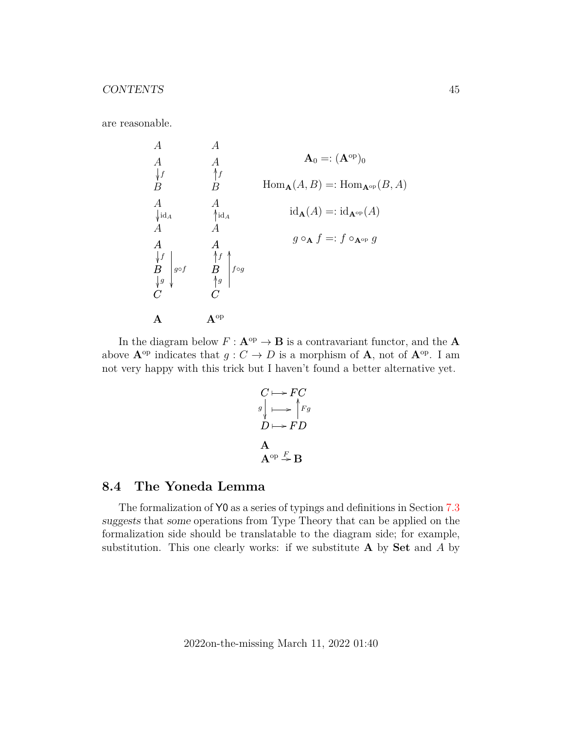are reasonable.

$$
\begin{array}{ccc}
A & A & \\
A & A & \mathbf{A}_0 =: (\mathbf{A}^{\text{op}})_0 \\
\downarrow f & \uparrow f & \\
B & B & \mathrm{Hom}_{\mathbf{A}}(A,B) =: \mathrm{Hom}_{\mathbf{A}^{\text{op}}}(B,A) \\
A & A & \\
\downarrow \mathrm{id}_A & \uparrow \mathrm{id}_A & \mathrm{id}_{\mathbf{A}}(A) =: \mathrm{id}_{\mathbf{A}^{\text{op}}}(A) \\
A & A & \\
A & A & g \circ_{\mathbf{A}} f =: f \circ_{\mathbf{A}^{\text{op}}} g \\
\downarrow f \quad \big\downarrow g\circ f & \uparrow f \quad \big\uparrow f\circ g & \\
B & B & \\
\downarrow g & \uparrow g & \\
C & C & \\
 & & \\
\mathbf{A} & \mathbf{A}^{\text{op}} &
\end{array}
$$

In the diagram below $F : \mathbf{A}^{\text{op}} \to \mathbf{B}$ is a contravariant functor, and the $\mathbf{A}$ above $\mathbf{A}^{\text{op}}$ indicates that $g : C \to D$ is a morphism of $\mathbf{A}$, not of $\mathbf{A}^{\text{op}}$. I am not very happy with this trick but I haven't found a better alternative yet.

$$
\begin{array}{ccc}
C & \longmapsto & FC \\
{\scriptstyle g}\downarrow & \longmapsto & \uparrow{\scriptstyle Fg} \\
D & \longmapsto & FD \\
 & & \\
\mathbf{A} & & \\
\mathbf{A}^{\text{op}} & \xrightarrow{F} & \mathbf{B}
\end{array}
$$

## 8.4 The Yoneda Lemma

The formalization of Y0 as a series of typings and definitions in Section 7.3 *suggests* that *some* operations from Type Theory that can be applied on the formalization side should be translatable to the diagram side; for example, substitution. This one clearly works: if we substitute $\mathbf{A}$ by $\mathbf{Set}$ and $A$ by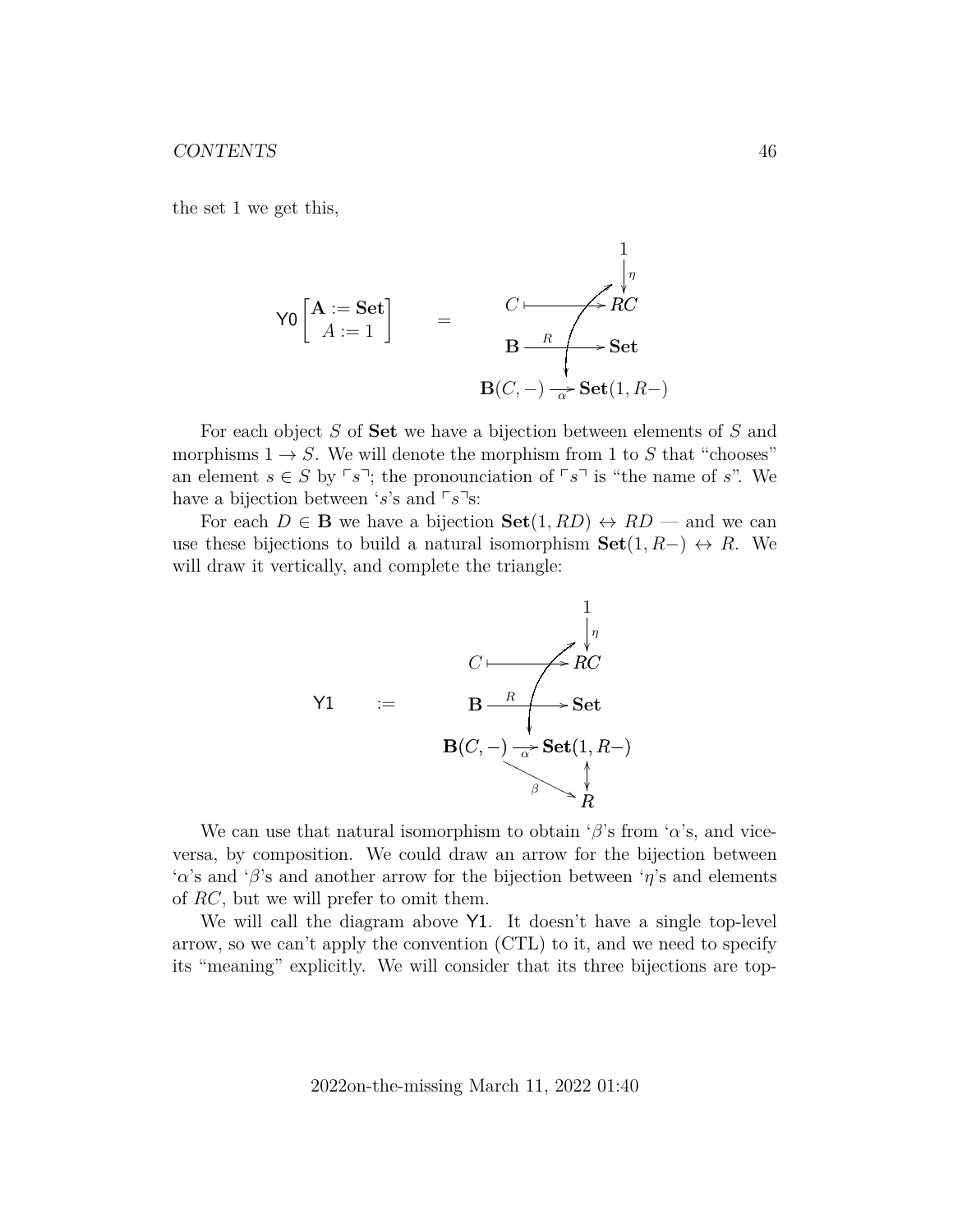the set 1 we get this,

$$
\mathsf{Y0}\begin{bmatrix} \mathbf{A} := \mathbf{Set} \\ A := 1 \end{bmatrix} \qquad = \qquad
\begin{array}{ccc}
 & & 1 \\
 & & \downarrow \eta \\
C & \longmapsto & RC \\
\mathbf{B} & \xrightarrow{R} & \mathbf{Set} \\
\mathbf{B}(C,-) & \xrightarrow[\alpha]{} & \mathbf{Set}(1, R-)
\end{array}
$$

For each object $S$ of **Set** we have a bijection between elements of $S$ and morphisms $1 \to S$. We will denote the morphism from 1 to $S$ that "chooses" an element $s \in S$ by $\ulcorner s \urcorner$; the pronounciation of $\ulcorner s \urcorner$ is "the name of $s$". We have a bijection between '$s$'s and $\ulcorner s \urcorner$s:

For each $D \in \mathbf{B}$ we have a bijection $\mathbf{Set}(1, RD) \leftrightarrow RD$ — and we can use these bijections to build a natural isomorphism $\mathbf{Set}(1, R-) \leftrightarrow R$. We will draw it vertically, and complete the triangle:

$$
\mathsf{Y1} \qquad := \qquad
\begin{array}{ccc}
 & & 1 \\
 & & \downarrow \eta \\
C & \longmapsto & RC \\
\mathbf{B} & \xrightarrow{R} & \mathbf{Set} \\
\mathbf{B}(C,-) & \xrightarrow[\alpha]{} & \mathbf{Set}(1, R-) \\
 & \searrow^{\beta} & \updownarrow \\
 & & R
\end{array}
$$

We can use that natural isomorphism to obtain '$\beta$'s from '$\alpha$'s, and vice-versa, by composition. We could draw an arrow for the bijection between '$\alpha$'s and '$\beta$'s and another arrow for the bijection between '$\eta$'s and elements of $RC$, but we will prefer to omit them.

We will call the diagram above Y1. It doesn't have a single top-level arrow, so we can't apply the convention (CTL) to it, and we need to specify its "meaning" explicitly. We will consider that its three bijections are top-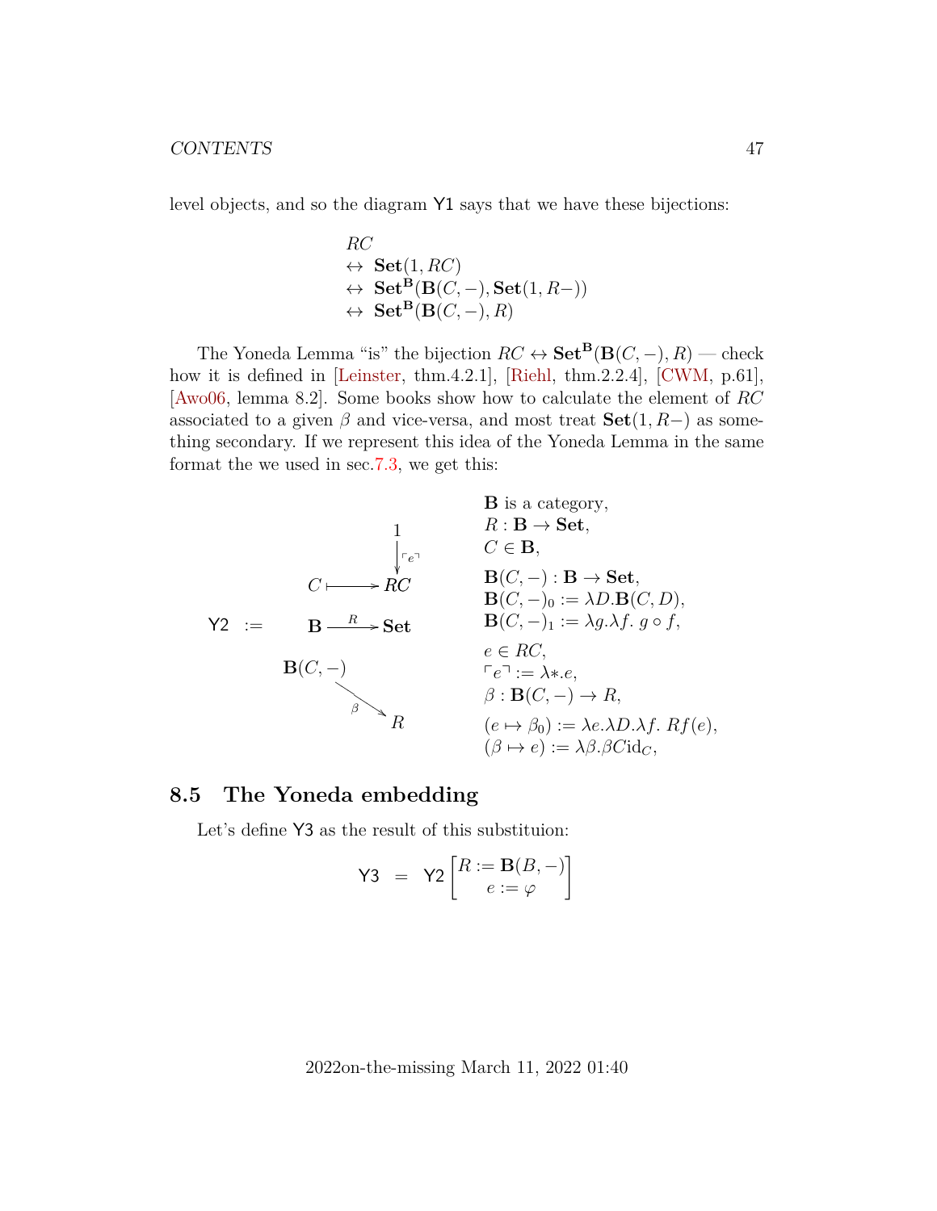level objects, and so the diagram Y1 says that we have these bijections:

$$
\begin{array}{l}
RC \\
\leftrightarrow \ \mathbf{Set}(1, RC) \\
\leftrightarrow \ \mathbf{Set}^{\mathbf{B}}(\mathbf{B}(C,-), \mathbf{Set}(1, R-)) \\
\leftrightarrow \ \mathbf{Set}^{\mathbf{B}}(\mathbf{B}(C,-), R)
\end{array}
$$

The Yoneda Lemma "is" the bijection $RC \leftrightarrow \mathbf{Set}^{\mathbf{B}}(\mathbf{B}(C,-), R)$ — check how it is defined in [Leinster, thm.4.2.1], [Riehl, thm.2.2.4], [CWM, p.61], [Awo06, lemma 8.2]. Some books show how to calculate the element of $RC$ associated to a given $\beta$ and vice-versa, and most treat $\mathbf{Set}(1, R-)$ as something secondary. If we represent this idea of the Yoneda Lemma in the same format the we used in sec.7.3, we get this:

$$
\mathsf{Y2} \ := \quad
\begin{array}{ccc}
 & & 1 \\
 & & \downarrow{\scriptstyle \ulcorner e \urcorner} \\
 & C \longmapsto & RC \\
 & \mathbf{B} \xrightarrow{R} & \mathbf{Set} \\
 \mathbf{B}(C,-) & & \\
 & \searrow^{\beta} & \\
 & & R
\end{array}
\qquad
\begin{array}{l}
\mathbf{B} \text{ is a category}, \\
R : \mathbf{B} \to \mathbf{Set}, \\
C \in \mathbf{B}, \\
\mathbf{B}(C,-) : \mathbf{B} \to \mathbf{Set}, \\
\mathbf{B}(C,-)_0 := \lambda D.\mathbf{B}(C,D), \\
\mathbf{B}(C,-)_1 := \lambda g.\lambda f.\ g \circ f, \\
e \in RC, \\
\ulcorner e \urcorner := \lambda *.e, \\
\beta : \mathbf{B}(C,-) \to R, \\
(e \mapsto \beta_0) := \lambda e.\lambda D.\lambda f.\ Rf(e), \\
(\beta \mapsto e) := \lambda \beta.\beta C \mathrm{id}_C,
\end{array}
$$

## 8.5 The Yoneda embedding

Let's define Y3 as the result of this substituion:

$$
\mathsf{Y3} \ = \ \mathsf{Y2} \begin{bmatrix} R := \mathbf{B}(B,-) \\ e := \varphi \end{bmatrix}
$$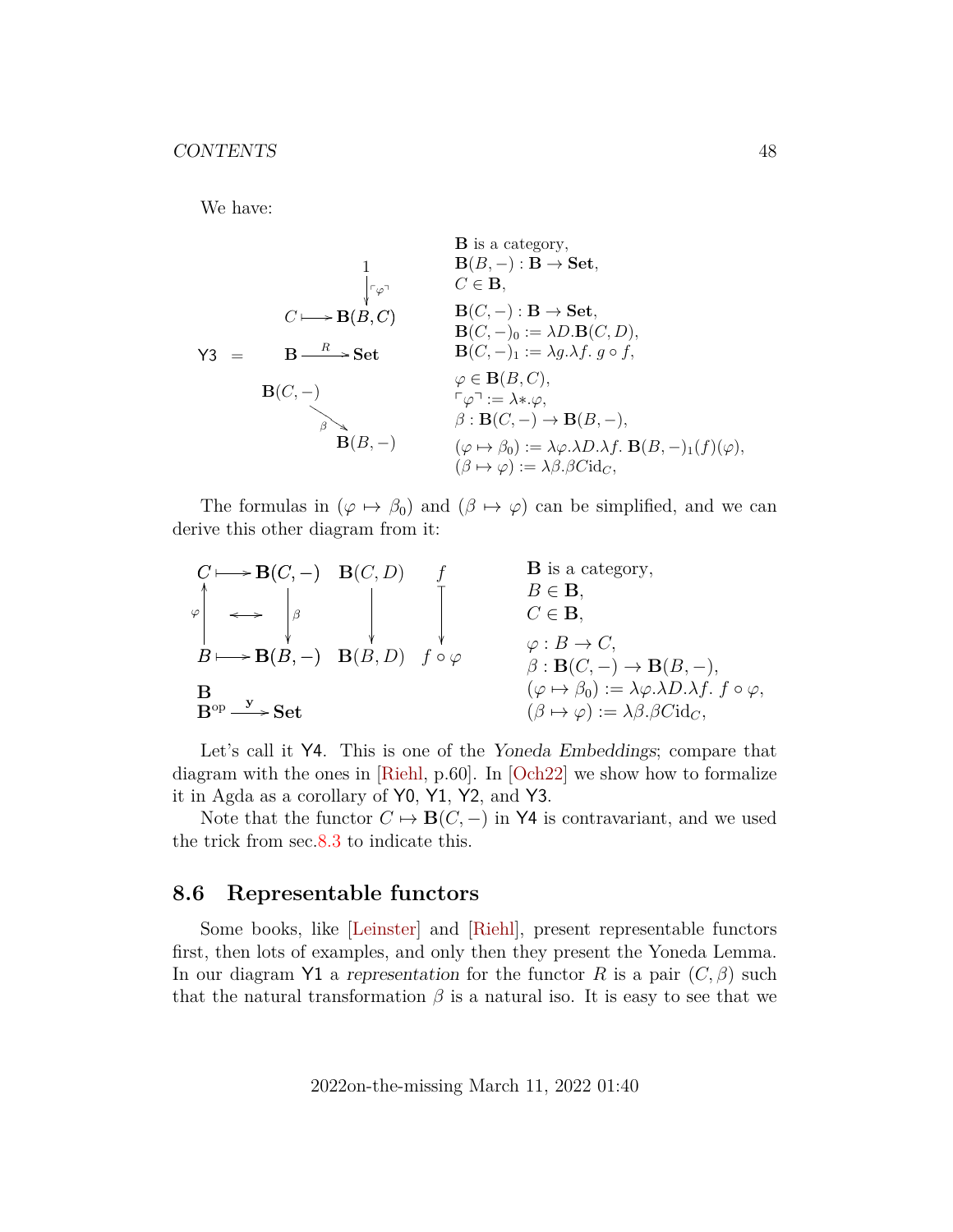We have:

$$
\mathsf{Y3} \;=\; \begin{array}{c}
\begin{array}{ccc}
& & 1 \\
& & \downarrow{\scriptstyle \ulcorner\varphi\urcorner} \\
C & \longmapsto & \mathbf{B}(B,C) \\
\mathbf{B} & \xrightarrow{R} & \mathbf{Set} \\
\mathbf{B}(C,-) & & \\
& \searrow{\scriptstyle \beta} & \\
& & \mathbf{B}(B,-)
\end{array}
\end{array}
\qquad
\begin{array}{l}
\mathbf{B} \text{ is a category}, \\
\mathbf{B}(B,-) : \mathbf{B} \to \mathbf{Set}, \\
C \in \mathbf{B}, \\
\mathbf{B}(C,-) : \mathbf{B} \to \mathbf{Set}, \\
\mathbf{B}(C,-)_0 := \lambda D. \mathbf{B}(C,D), \\
\mathbf{B}(C,-)_1 := \lambda g. \lambda f.\ g \circ f, \\
\varphi \in \mathbf{B}(B,C), \\
\ulcorner\varphi\urcorner := \lambda *. \varphi, \\
\beta : \mathbf{B}(C,-) \to \mathbf{B}(B,-), \\
(\varphi \mapsto \beta_0) := \lambda\varphi.\lambda D.\lambda f.\ \mathbf{B}(B,-)_1(f)(\varphi), \\
(\beta \mapsto \varphi) := \lambda\beta.\beta C \mathrm{id}_C,
\end{array}
$$

The formulas in $(\varphi \mapsto \beta_0)$ and $(\beta \mapsto \varphi)$ can be simplified, and we can derive this other diagram from it:

$$
\begin{array}{ccccc}
C & \longmapsto & \mathbf{B}(C,-) & \mathbf{B}(C,D) & f \\
{\scriptstyle \varphi}\uparrow & \longleftrightarrow & \downarrow{\scriptstyle \beta} & \downarrow & \downarrow \\
B & \longmapsto & \mathbf{B}(B,-) & \mathbf{B}(B,D) & f \circ \varphi \\
\mathbf{B} & & & & \\
\mathbf{B}^{\mathrm{op}} & \xrightarrow{\mathbf{y}} & \mathbf{Set} & &
\end{array}
\qquad
\begin{array}{l}
\mathbf{B} \text{ is a category}, \\
B \in \mathbf{B}, \\
C \in \mathbf{B}, \\
\varphi : B \to C, \\
\beta : \mathbf{B}(C,-) \to \mathbf{B}(B,-), \\
(\varphi \mapsto \beta_0) := \lambda\varphi.\lambda D.\lambda f.\ f \circ \varphi, \\
(\beta \mapsto \varphi) := \lambda\beta.\beta C \mathrm{id}_C,
\end{array}
$$

Let's call it Y4. This is one of the *Yoneda Embeddings*; compare that diagram with the ones in [Riehl, p.60]. In [Och22] we show how to formalize it in Agda as a corollary of Y0, Y1, Y2, and Y3.

Note that the functor $C \mapsto \mathbf{B}(C,-)$ in Y4 is contravariant, and we used the trick from sec.8.3 to indicate this.

## 8.6 Representable functors

Some books, like [Leinster] and [Riehl], present representable functors first, then lots of examples, and only then they present the Yoneda Lemma. In our diagram Y1 a *representation* for the functor $R$ is a pair $(C, \beta)$ such that the natural transformation $\beta$ is a natural iso. It is easy to see that we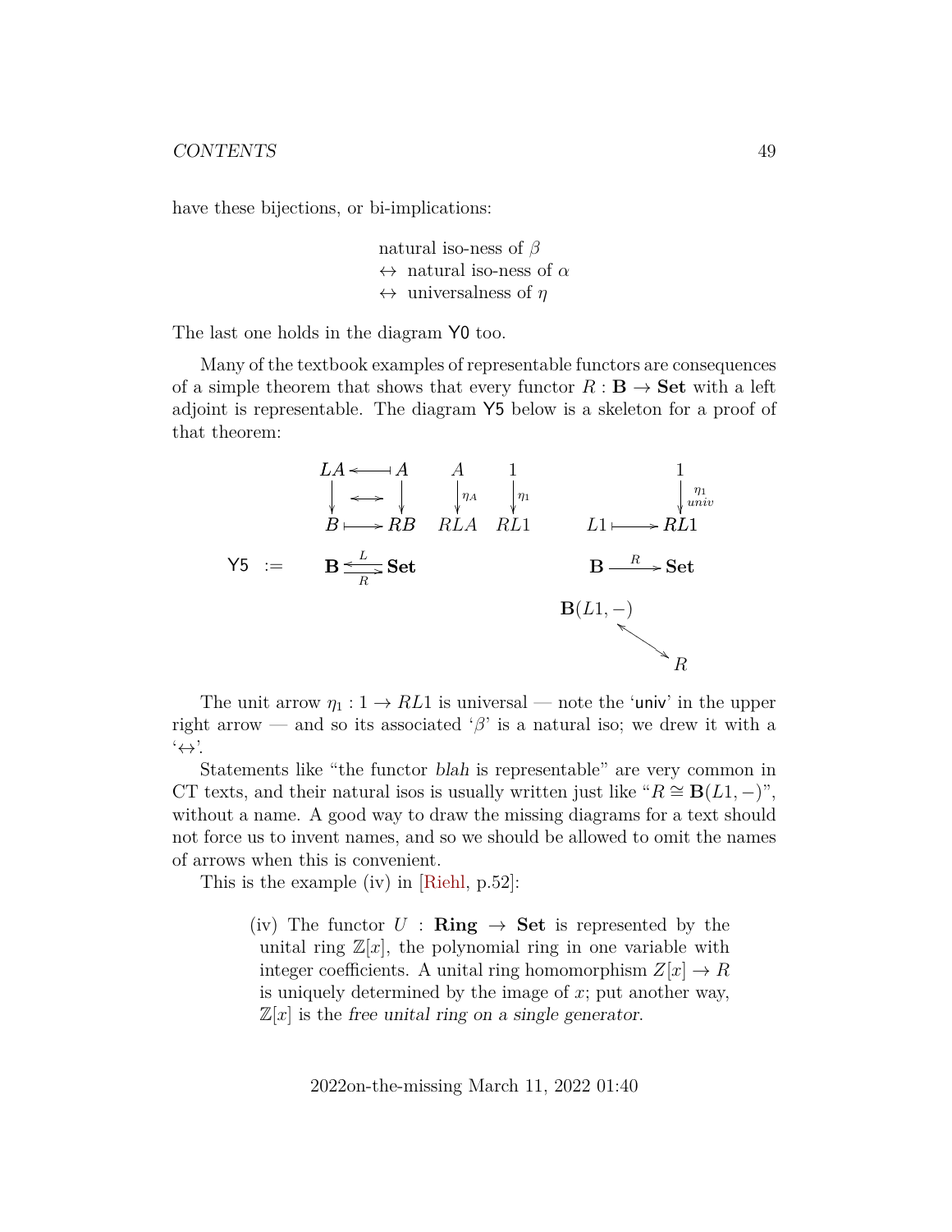have these bijections, or bi-implications:

$$\begin{array}{l} \text{natural iso-ness of } \beta \\ \leftrightarrow \ \text{natural iso-ness of } \alpha \\ \leftrightarrow \ \text{universalness of } \eta \end{array}$$

The last one holds in the diagram Y0 too.

Many of the textbook examples of representable functors are consequences of a simple theorem that shows that every functor $R : \mathbf{B} \to \mathbf{Set}$ with a left adjoint is representable. The diagram Y5 below is a skeleton for a proof of that theorem:

$$\mathsf{Y5} \;:=\; \begin{array}{ccc}
\begin{array}{ccc} LA & \leftarrow\!\shortmid & A \\ \downarrow & \leftrightarrow & \downarrow \\ B & \mapsto & RB \end{array}
\quad
\begin{array}{c} A \\ \downarrow \eta_A \\ RLA \end{array}
\quad
\begin{array}{c} 1 \\ \downarrow \eta_1 \\ RL1 \end{array}
& &
\begin{array}{ccc} & & 1 \\ & & \downarrow {\scriptstyle \eta_1}\ {\scriptstyle univ} \\ L1 & \mapsto & RL1 \end{array}
\\
\mathbf{B} \underset{R}{\overset{L}{\rightleftarrows}} \mathbf{Set}
& &
\mathbf{B} \xrightarrow{R} \mathbf{Set}
\\
& &
\begin{array}{ccc} \mathbf{B}(L1,-) & & \\ & \nwarrow\!\!\searrow & \\ & & R \end{array}
\end{array}$$

The unit arrow $\eta_1 : 1 \to RL1$ is universal — note the 'univ' in the upper right arrow — and so its associated '$\beta$' is a natural iso; we drew it with a '$\leftrightarrow$'.

Statements like "the functor *blah* is representable" are very common in CT texts, and their natural isos is usually written just like "$R \cong \mathbf{B}(L1, -)$", without a name. A good way to draw the missing diagrams for a text should not force us to invent names, and so we should be allowed to omit the names of arrows when this is convenient.

This is the example (iv) in [Riehl, p.52]:

> (iv) The functor $U : \mathbf{Ring} \to \mathbf{Set}$ is represented by the unital ring $\mathbb{Z}[x]$, the polynomial ring in one variable with integer coefficients. A unital ring homomorphism $Z[x] \to R$ is uniquely determined by the image of $x$; put another way, $\mathbb{Z}[x]$ is the *free unital ring on a single generator*.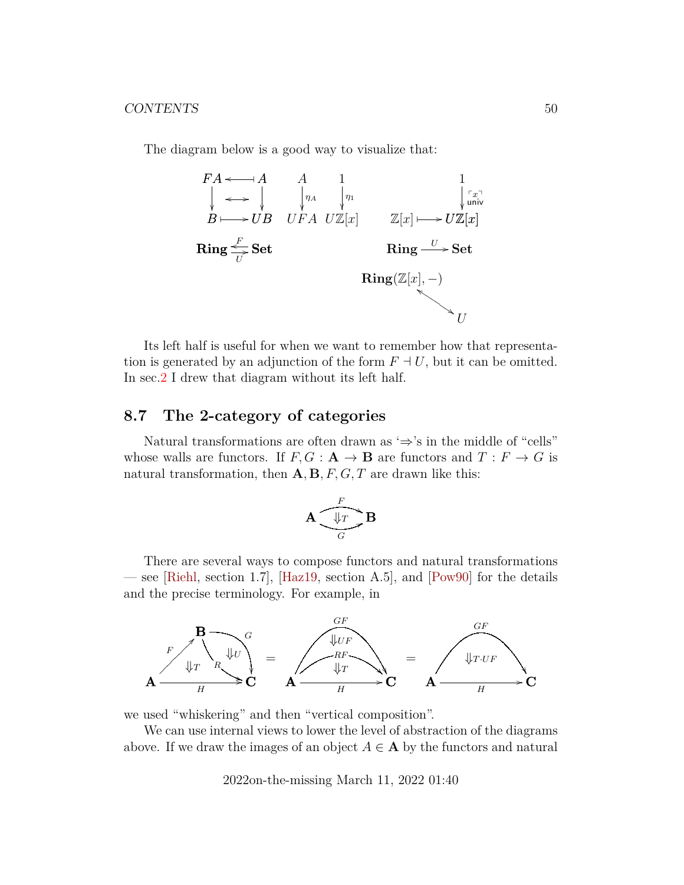The diagram below is a good way to visualize that:

$$
\begin{array}{ccccc}
FA \longleftarrow\!\shortmid A & A & 1 & & 1 \\
\downarrow \quad \longleftrightarrow \quad \downarrow & \downarrow \eta_A & \downarrow \eta_1 & & \downarrow \ulcorner x \urcorner \ \text{univ} \\
B \longmapsto UB & UFA & U\mathbb{Z}[x] & \mathbb{Z}[x] \longmapsto & U\mathbb{Z}[x] \\
\mathbf{Ring} \underset{U}{\overset{F}{\rightleftarrows}} \mathbf{Set} & & & \mathbf{Ring} \xrightarrow{U} & \mathbf{Set}
\end{array}
$$

$$\mathbf{Ring}(\mathbb{Z}[x], -) \longleftrightarrow U$$

Its left half is useful for when we want to remember how that representation is generated by an adjunction of the form $F \dashv U$, but it can be omitted. In sec.2 I drew that diagram without its left half.

## 8.7 The 2-category of categories

Natural transformations are often drawn as '$\Rightarrow$'s in the middle of "cells" whose walls are functors. If $F, G : \mathbf{A} \to \mathbf{B}$ are functors and $T : F \to G$ is natural transformation, then $\mathbf{A}, \mathbf{B}, F, G, T$ are drawn like this:

$$\mathbf{A} \underset{G}{\overset{F}{\rightrightarrows}} \mathbf{B} \quad (\Downarrow T)$$

There are several ways to compose functors and natural transformations — see [Riehl, section 1.7], [Haz19, section A.5], and [Pow90] for the details and the precise terminology. For example, in

$$
\left(\mathbf{A} \xrightarrow{F} \mathbf{B},\ \mathbf{B} \xrightarrow{G} \mathbf{C},\ \mathbf{B} \xrightarrow{R} \mathbf{C},\ \mathbf{A} \xrightarrow{H} \mathbf{C};\ \Downarrow T,\ \Downarrow U\right)
=
\left(\mathbf{A} \xrightarrow{GF} \mathbf{C},\ \mathbf{A} \xrightarrow{RF} \mathbf{C},\ \mathbf{A} \xrightarrow{H} \mathbf{C};\ \Downarrow UF,\ \Downarrow T\right)
=
\left(\mathbf{A} \xrightarrow{GF} \mathbf{C},\ \mathbf{A} \xrightarrow{H} \mathbf{C};\ \Downarrow T \cdot UF\right)
$$

we used "whiskering" and then "vertical composition".

We can use internal views to lower the level of abstraction of the diagrams above. If we draw the images of an object $A \in \mathbf{A}$ by the functors and natural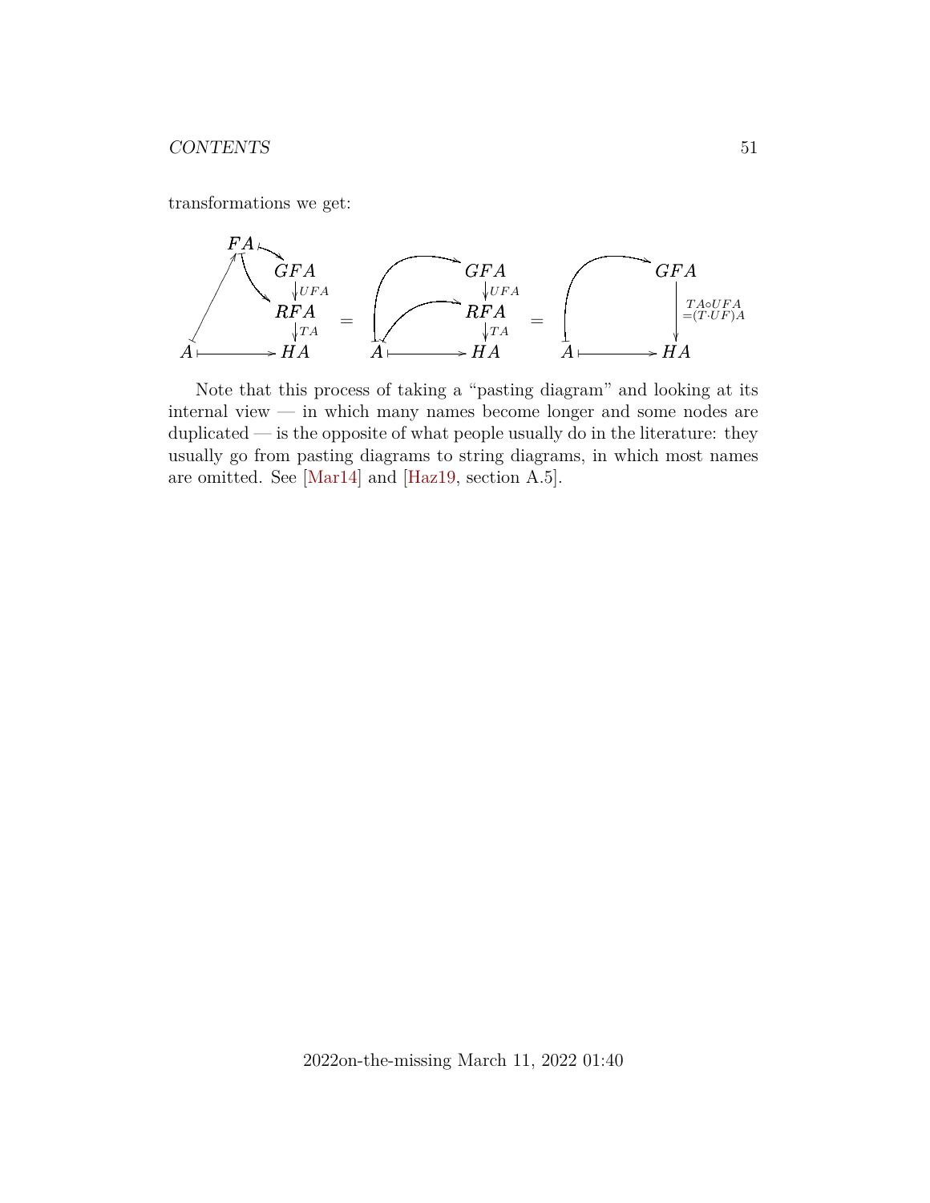transformations we get:

$$
\begin{array}{c}
\text{(diagram 1)} \quad = \quad \text{(diagram 2)} \quad = \quad \text{(diagram 3)}
\end{array}
$$

$$
\begin{array}{ccc}
FA \mapsto GFA,\ FA \mapsto RFA,\ A \mapsto FA & & \\
GFA \xrightarrow{UFA} RFA \xrightarrow{TA} HA & & \\
A \mapsto HA & &
\end{array}
\quad = \quad
\begin{array}{c}
A \mapsto GFA,\ A \mapsto RFA \\
GFA \xrightarrow{UFA} RFA \xrightarrow{TA} HA \\
A \mapsto HA
\end{array}
\quad = \quad
\begin{array}{c}
A \mapsto GFA \\
GFA \xrightarrow{\substack{TA \circ UFA \\ =(T \cdot UF)A}} HA \\
A \mapsto HA
\end{array}
$$

Note that this process of taking a "pasting diagram" and looking at its internal view — in which many names become longer and some nodes are duplicated — is the opposite of what people usually do in the literature: they usually go from pasting diagrams to string diagrams, in which most names are omitted. See [Mar14] and [Haz19, section A.5].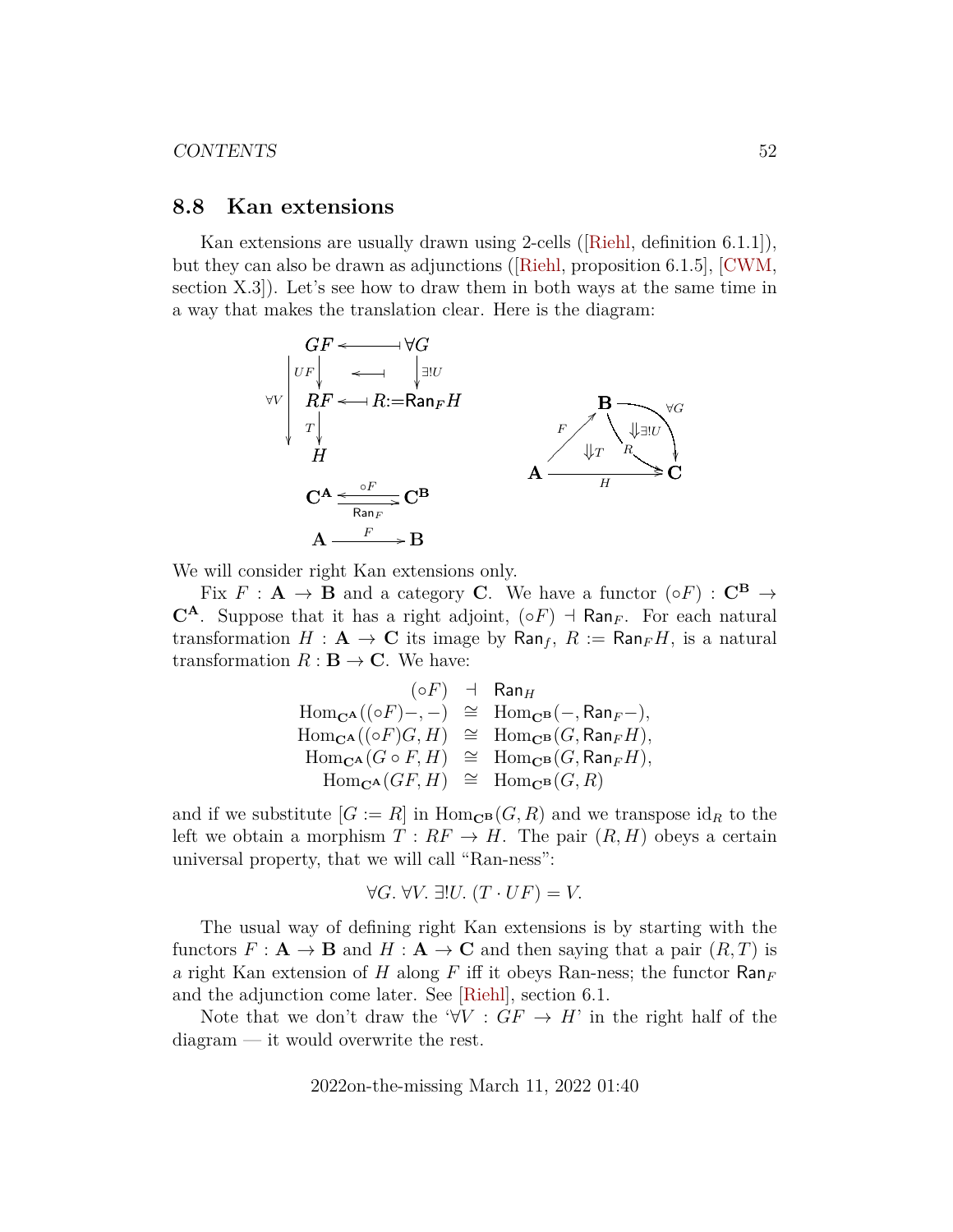## 8.8 Kan extensions

Kan extensions are usually drawn using 2-cells ([Riehl, definition 6.1.1]), but they can also be drawn as adjunctions ([Riehl, proposition 6.1.5], [CWM, section X.3]). Let's see how to draw them in both ways at the same time in a way that makes the translation clear. Here is the diagram:

$$
\begin{array}{ccc}
GF & \longleftarrow\!\!\shortmid & \forall G \\
{\scriptstyle UF}\downarrow & \longleftarrow\!\!\shortmid & \downarrow{\scriptstyle \exists! U} \\
RF & \longleftarrow\!\!\shortmid & R{:=}\mathsf{Ran}_F H \\
{\scriptstyle T}\downarrow & & \\
H & &
\end{array}
\qquad (\forall V : GF \to H)
$$

$$
\mathbf{C}^{\mathbf{A}} \underset{\mathsf{Ran}_F}{\overset{\circ F}{\rightleftarrows}} \mathbf{C}^{\mathbf{B}}
\qquad\qquad
\mathbf{A} \xrightarrow{F} \mathbf{B}
$$

$$
\mathbf{A} \xrightarrow{F} \mathbf{B}, \quad \mathbf{A} \xrightarrow{H} \mathbf{C}, \quad \mathbf{B} \xrightarrow{R} \mathbf{C}, \quad \mathbf{B} \xrightarrow{\forall G} \mathbf{C}, \quad \Downarrow T, \quad \Downarrow \exists! U
$$

We will consider right Kan extensions only.

Fix $F : \mathbf{A} \to \mathbf{B}$ and a category $\mathbf{C}$. We have a functor $(\circ F) : \mathbf{C}^{\mathbf{B}} \to \mathbf{C}^{\mathbf{A}}$. Suppose that it has a right adjoint, $(\circ F) \dashv \mathsf{Ran}_F$. For each natural transformation $H : \mathbf{A} \to \mathbf{C}$ its image by $\mathsf{Ran}_f$, $R := \mathsf{Ran}_F H$, is a natural transformation $R : \mathbf{B} \to \mathbf{C}$. We have:

$$
\begin{array}{rcl}
(\circ F) & \dashv & \mathsf{Ran}_H \\
\mathrm{Hom}_{\mathbf{C}^{\mathbf{A}}}((\circ F)-,-) & \cong & \mathrm{Hom}_{\mathbf{C}^{\mathbf{B}}}(-,\mathsf{Ran}_F-), \\
\mathrm{Hom}_{\mathbf{C}^{\mathbf{A}}}((\circ F)G,H) & \cong & \mathrm{Hom}_{\mathbf{C}^{\mathbf{B}}}(G,\mathsf{Ran}_F H), \\
\mathrm{Hom}_{\mathbf{C}^{\mathbf{A}}}(G\circ F,H) & \cong & \mathrm{Hom}_{\mathbf{C}^{\mathbf{B}}}(G,\mathsf{Ran}_F H), \\
\mathrm{Hom}_{\mathbf{C}^{\mathbf{A}}}(GF,H) & \cong & \mathrm{Hom}_{\mathbf{C}^{\mathbf{B}}}(G,R)
\end{array}
$$

and if we substitute $[G := R]$ in $\mathrm{Hom}_{\mathbf{C}^{\mathbf{B}}}(G,R)$ and we transpose $\mathrm{id}_R$ to the left we obtain a morphism $T : RF \to H$. The pair $(R,H)$ obeys a certain universal property, that we will call "Ran-ness":

$$
\forall G.\ \forall V.\ \exists! U.\ (T \cdot UF) = V.
$$

The usual way of defining right Kan extensions is by starting with the functors $F : \mathbf{A} \to \mathbf{B}$ and $H : \mathbf{A} \to \mathbf{C}$ and then saying that a pair $(R,T)$ is a right Kan extension of $H$ along $F$ iff it obeys Ran-ness; the functor $\mathsf{Ran}_F$ and the adjunction come later. See [Riehl], section 6.1.

Note that we don't draw the '$\forall V : GF \to H$' in the right half of the diagram — it would overwrite the rest.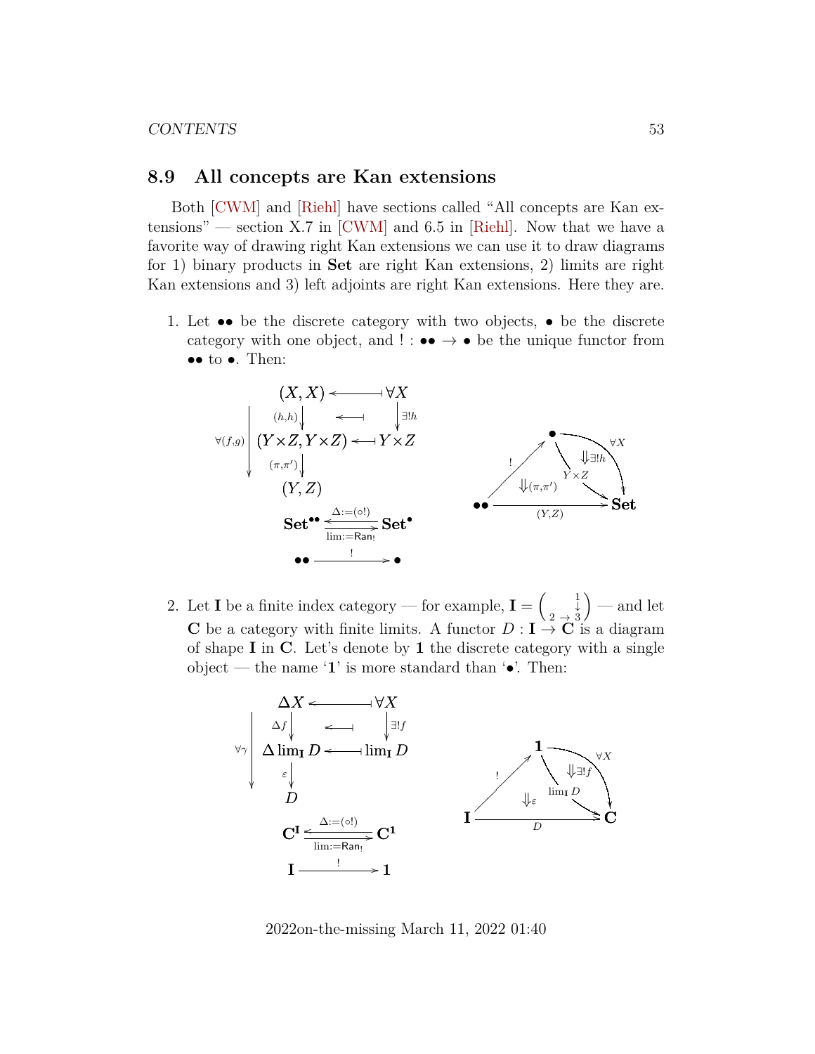## 8.9 All concepts are Kan extensions

Both [CWM] and [Riehl] have sections called "All concepts are Kan extensions" — section X.7 in [CWM] and 6.5 in [Riehl]. Now that we have a favorite way of drawing right Kan extensions we can use it to draw diagrams for 1) binary products in **Set** are right Kan extensions, 2) limits are right Kan extensions and 3) left adjoints are right Kan extensions. Here they are.

1. Let $\bullet\bullet$ be the discrete category with two objects, $\bullet$ be the discrete category with one object, and $! : \bullet\bullet \to \bullet$ be the unique functor from $\bullet\bullet$ to $\bullet$. Then:

$$
\begin{array}{ccc}
(X,X) & \leftarrow\!\!\shortmid & \forall X \\
\downarrow{\scriptstyle (h,h)} & \leftarrow\!\!\shortmid & \downarrow{\scriptstyle \exists! h} \\
(Y\times Z, Y\times Z) & \leftarrow\!\!\shortmid & Y\times Z \\
\downarrow{\scriptstyle (\pi,\pi')} & & \\
(Y,Z) & &
\end{array}
\qquad \forall (f,g): (X,X) \to (Y,Z)
$$

$$
\mathbf{Set}^{\bullet\bullet} \underset{\lim:=\mathsf{Ran}_!}{\overset{\Delta:=(\circ !)}{\rightleftarrows}} \mathbf{Set}^{\bullet}
\qquad
\bullet\bullet \xrightarrow{\;!\;} \bullet
$$

$$
\bullet\bullet \xrightarrow{!} \bullet, \quad \bullet \xrightarrow{Y\times Z} \mathbf{Set}, \quad \bullet \xrightarrow{\forall X} \mathbf{Set}, \quad \bullet\bullet \xrightarrow{(Y,Z)} \mathbf{Set}, \quad \Downarrow\exists! h, \quad \Downarrow(\pi,\pi')
$$

2. Let $\mathbf{I}$ be a finite index category — for example, $\mathbf{I} = \left(\begin{smallmatrix} & 1 \\ & \downarrow \\ 2 \to & 3 \end{smallmatrix}\right)$ — and let $\mathbf{C}$ be a category with finite limits. A functor $D : \mathbf{I} \to \mathbf{C}$ is a diagram of shape $\mathbf{I}$ in $\mathbf{C}$. Let's denote by $\mathbf{1}$ the discrete category with a single object — the name '$\mathbf{1}$' is more standard than '$\bullet$'. Then:

$$
\begin{array}{ccc}
\Delta X & \leftarrow\!\!\shortmid & \forall X \\
\downarrow{\scriptstyle \Delta f} & \leftarrow\!\!\shortmid & \downarrow{\scriptstyle \exists! f} \\
\Delta \lim_{\mathbf{I}} D & \leftarrow\!\!\shortmid & \lim_{\mathbf{I}} D \\
\downarrow{\scriptstyle \varepsilon} & & \\
D & &
\end{array}
\qquad \forall \gamma : \Delta X \to D
$$

$$
\mathbf{C}^{\mathbf{I}} \underset{\lim:=\mathsf{Ran}_!}{\overset{\Delta:=(\circ !)}{\rightleftarrows}} \mathbf{C}^{\mathbf{1}}
\qquad
\mathbf{I} \xrightarrow{\;!\;} \mathbf{1}
$$

$$
\mathbf{I} \xrightarrow{!} \mathbf{1}, \quad \mathbf{1} \xrightarrow{\lim_{\mathbf{I}} D} \mathbf{C}, \quad \mathbf{1} \xrightarrow{\forall X} \mathbf{C}, \quad \mathbf{I} \xrightarrow{D} \mathbf{C}, \quad \Downarrow\exists! f, \quad \Downarrow\varepsilon
$$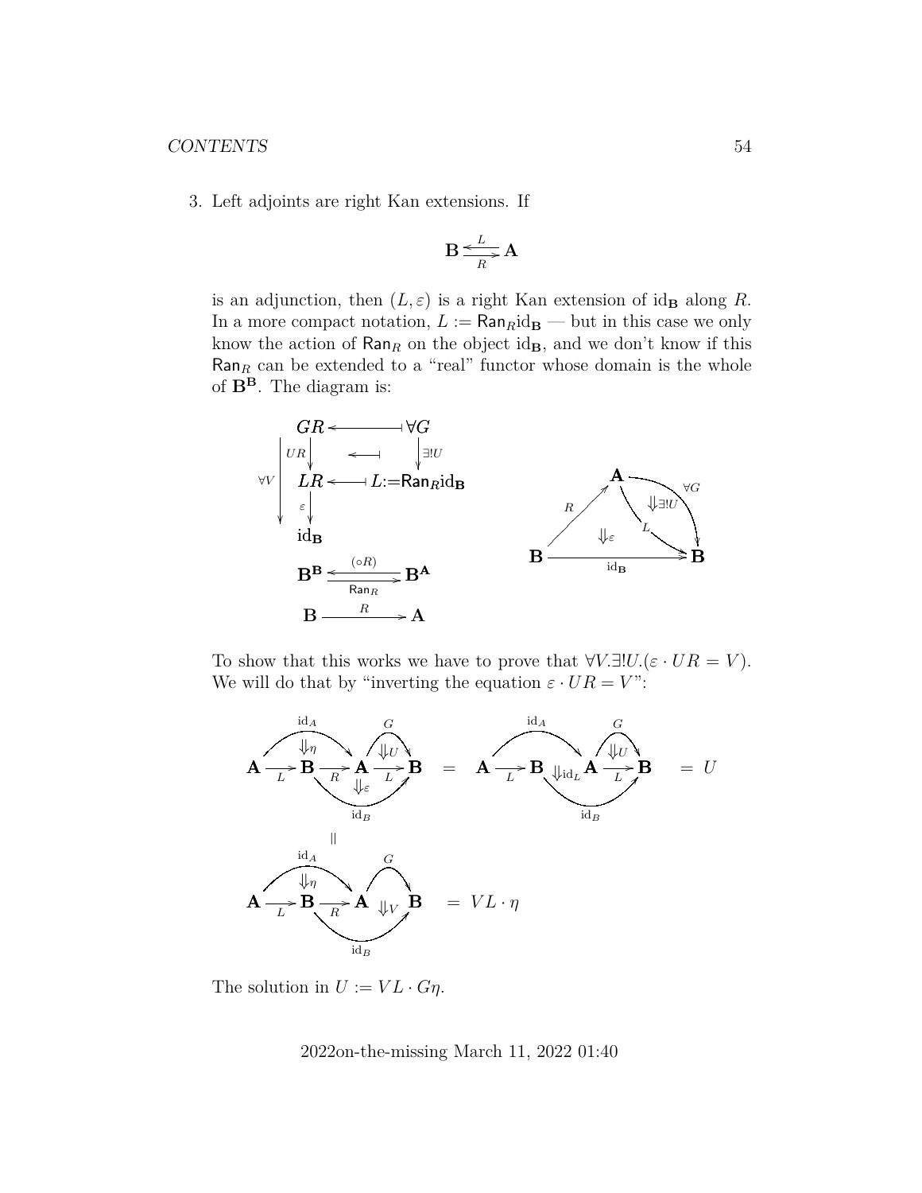3. Left adjoints are right Kan extensions. If

$$\mathbf{B} \underset{R}{\overset{L}{\rightleftarrows}} \mathbf{A}$$

is an adjunction, then $(L, \varepsilon)$ is a right Kan extension of $\mathrm{id}_\mathbf{B}$ along $R$. In a more compact notation, $L := \mathsf{Ran}_R \mathrm{id}_\mathbf{B}$ — but in this case we only know the action of $\mathsf{Ran}_R$ on the object $\mathrm{id}_\mathbf{B}$, and we don't know if this $\mathsf{Ran}_R$ can be extended to a "real" functor whose domain is the whole of $\mathbf{B^B}$. The diagram is:

$$\begin{array}{ccc} GR & \longleftarrow & \forall G \\ \downarrow UR & \longleftarrow & \downarrow \exists! U \\ LR & \longleftarrow & L := \mathsf{Ran}_R \mathrm{id}_\mathbf{B} \\ \downarrow \varepsilon & & \\ \mathrm{id}_\mathbf{B} & & \end{array} \qquad (\forall V : GR \to \mathrm{id}_\mathbf{B})$$

$$\mathbf{B^B} \underset{\mathsf{Ran}_R}{\overset{(\circ R)}{\rightleftarrows}} \mathbf{B^A} \qquad \mathbf{B} \xrightarrow{R} \mathbf{A}$$

(Triangle: $R : \mathbf{B} \to \mathbf{A}$, $L, \forall G : \mathbf{A} \to \mathbf{B}$, $\mathrm{id}_\mathbf{B} : \mathbf{B} \to \mathbf{B}$, with $\Downarrow \exists! U$ between $G$ and $L$, and $\Downarrow \varepsilon$.)

To show that this works we have to prove that $\forall V. \exists! U. (\varepsilon \cdot UR = V)$. We will do that by "inverting the equation $\varepsilon \cdot UR = V$":

$$\mathbf{A} \xrightarrow{L} \mathbf{B} \xrightarrow{R} \mathbf{A} \xrightarrow{L} \mathbf{B} \text{ (with } \Downarrow\eta \text{ from } \mathrm{id}_A,\ \Downarrow U \text{ from } G,\ \Downarrow\varepsilon \text{ to } \mathrm{id}_B) \;=\; \mathbf{A} \xrightarrow{L} \mathbf{B} \;\Downarrow \mathrm{id}_L\; \mathbf{A} \xrightarrow{L} \mathbf{B} \text{ (with } \Downarrow U \text{ from } G) \;=\; U$$

$$\| $$

$$\mathbf{A} \xrightarrow{L} \mathbf{B} \xrightarrow{R} \mathbf{A} \;\Downarrow V\; \mathbf{B} \text{ (with } \Downarrow\eta \text{ from } \mathrm{id}_A,\ G,\ \mathrm{id}_B) \;=\; VL \cdot \eta$$

The solution in $U := VL \cdot G\eta$.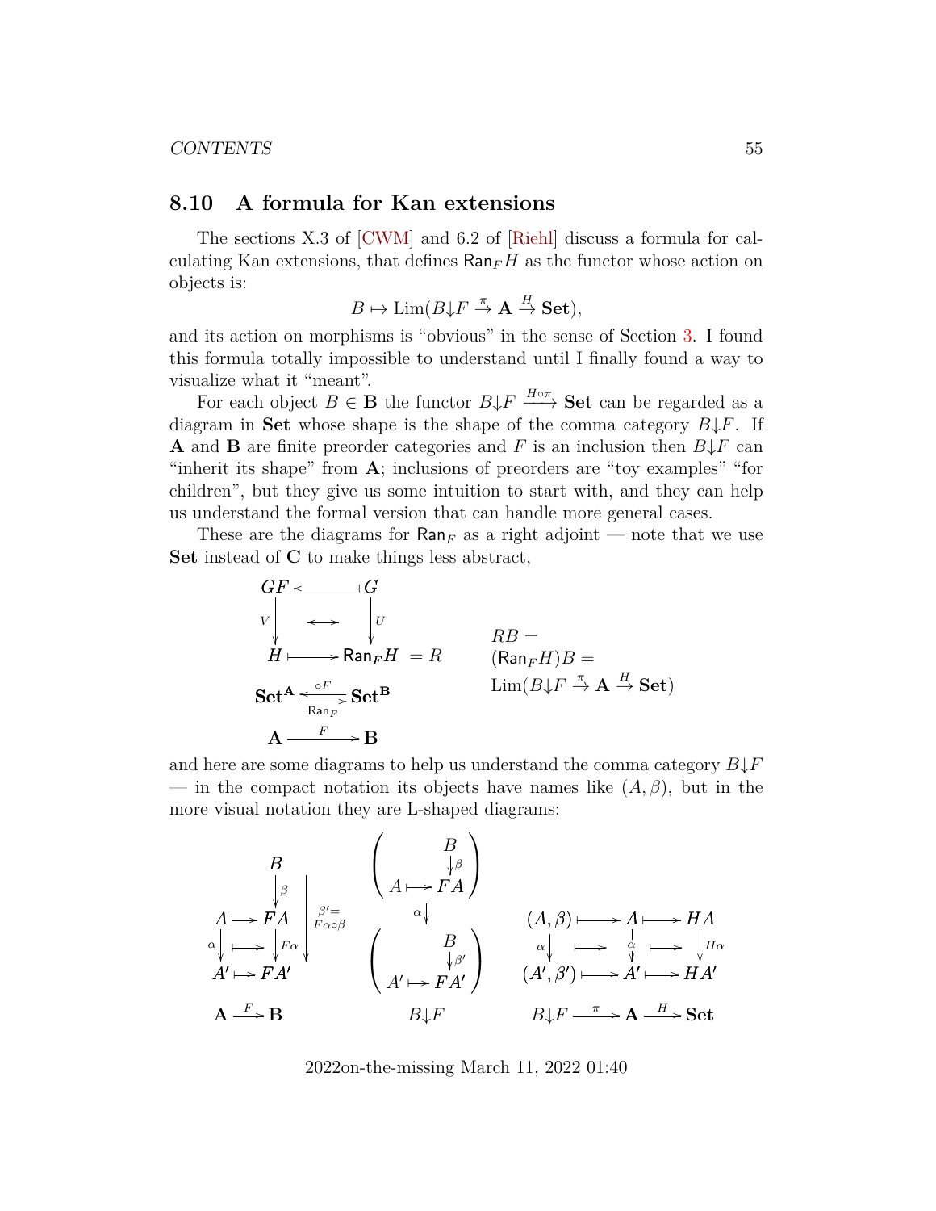## 8.10 A formula for Kan extensions

The sections X.3 of [CWM] and 6.2 of [Riehl] discuss a formula for calculating Kan extensions, that defines $\mathsf{Ran}_F H$ as the functor whose action on objects is:

$$B \mapsto \mathrm{Lim}(B{\downarrow}F \xrightarrow{\pi} \mathbf{A} \xrightarrow{H} \mathbf{Set}),$$

and its action on morphisms is "obvious" in the sense of Section 3. I found this formula totally impossible to understand until I finally found a way to visualize what it "meant".

For each object $B \in \mathbf{B}$ the functor $B{\downarrow}F \xrightarrow{H\circ\pi} \mathbf{Set}$ can be regarded as a diagram in $\mathbf{Set}$ whose shape is the shape of the comma category $B{\downarrow}F$. If $\mathbf{A}$ and $\mathbf{B}$ are finite preorder categories and $F$ is an inclusion then $B{\downarrow}F$ can "inherit its shape" from $\mathbf{A}$; inclusions of preorders are "toy examples" "for children", but they give us some intuition to start with, and they can help us understand the formal version that can handle more general cases.

These are the diagrams for $\mathsf{Ran}_F$ as a right adjoint — note that we use $\mathbf{Set}$ instead of $\mathbf{C}$ to make things less abstract,

$$\begin{array}{ccc}
GF & \leftarrow\!\!\!\dashv & G \\
{\scriptstyle V}\downarrow & \longleftrightarrow & \downarrow{\scriptstyle U} \\
H & \longmapsto & \mathsf{Ran}_F H \;= R \\[1ex]
\mathbf{Set}^{\mathbf{A}} & \underset{\mathsf{Ran}_F}{\overset{\circ F}{\rightleftarrows}} & \mathbf{Set}^{\mathbf{B}} \\[1ex]
\mathbf{A} & \xrightarrow{F} & \mathbf{B}
\end{array}
\qquad
\begin{array}{l}
RB = \\
(\mathsf{Ran}_F H)B = \\
\mathrm{Lim}(B{\downarrow}F \xrightarrow{\pi} \mathbf{A} \xrightarrow{H} \mathbf{Set})
\end{array}$$

and here are some diagrams to help us understand the comma category $B{\downarrow}F$ — in the compact notation its objects have names like $(A, \beta)$, but in the more visual notation they are L-shaped diagrams:

$$\begin{array}{ccc}
 & B & \\
 & \downarrow{\scriptstyle\beta} & \\
A \mapsto & FA & \\
{\scriptstyle\alpha}\downarrow \;\mapsto & \downarrow{\scriptstyle F\alpha} & \beta' = F\alpha\circ\beta \\
A' \mapsto & FA' & \\[1ex]
\mathbf{A} & \xrightarrow{F} \mathbf{B} &
\end{array}
\qquad
\begin{array}{c}
\left(\begin{array}{cc} & B \\ & \downarrow{\scriptstyle\beta} \\ A \mapsto & FA \end{array}\right) \\
{\scriptstyle\alpha}\downarrow \\
\left(\begin{array}{cc} & B \\ & \downarrow{\scriptstyle\beta'} \\ A' \mapsto & FA' \end{array}\right) \\[1ex]
B{\downarrow}F
\end{array}
\qquad
\begin{array}{ccccc}
(A,\beta) & \longmapsto & A & \longmapsto & HA \\
{\scriptstyle\alpha}\downarrow & \longmapsto & \downarrow{\scriptstyle\alpha} & \longmapsto & \downarrow{\scriptstyle H\alpha} \\
(A',\beta') & \longmapsto & A' & \longmapsto & HA' \\[1ex]
B{\downarrow}F & \xrightarrow{\pi} & \mathbf{A} & \xrightarrow{H} & \mathbf{Set}
\end{array}$$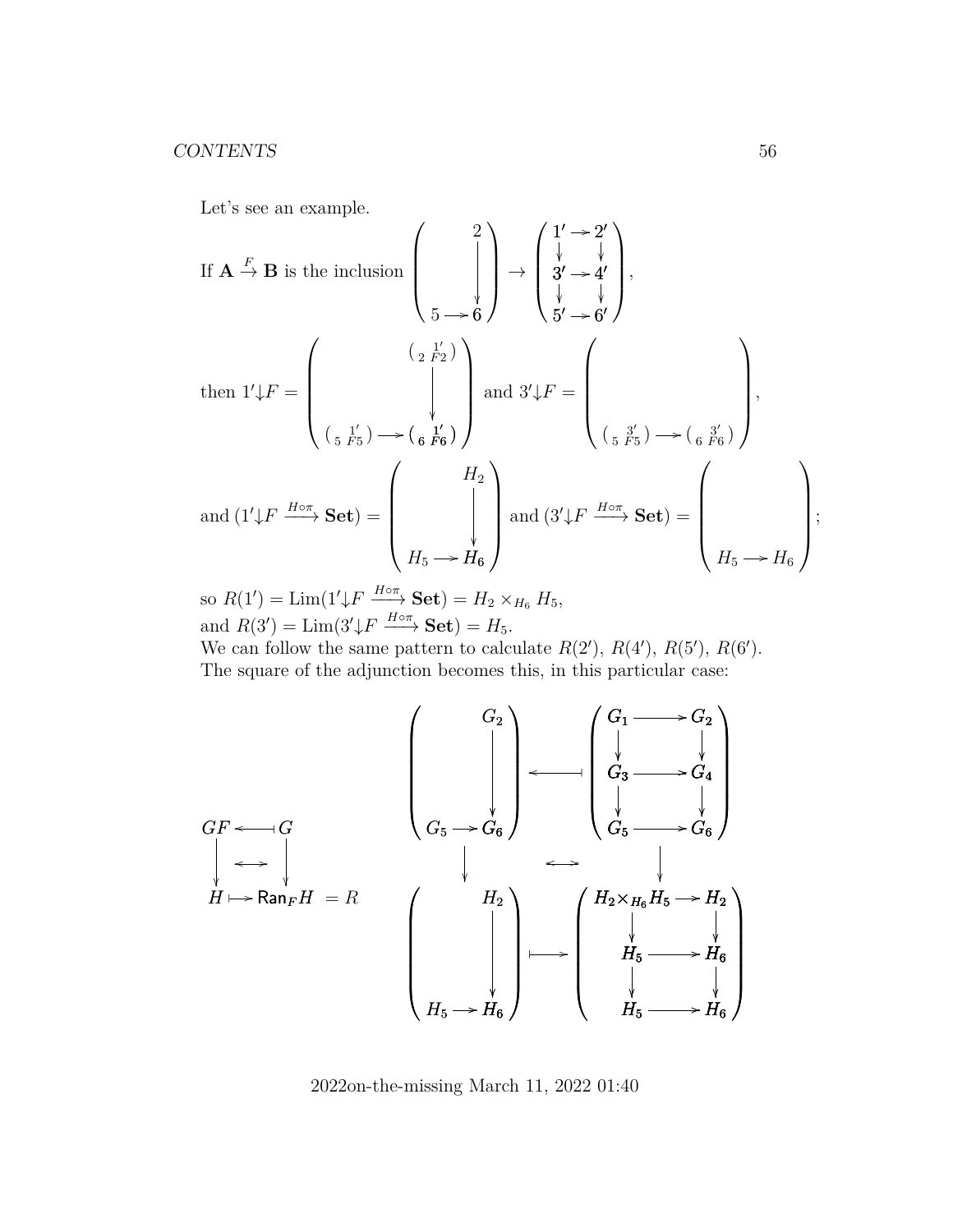Let's see an example.

If $\mathbf{A} \xrightarrow{F} \mathbf{B}$ is the inclusion $\begin{pmatrix} & 2 \\ & \downarrow \\ 5 \to & 6 \end{pmatrix} \to \begin{pmatrix} 1' \to 2' \\ \downarrow \quad \downarrow \\ 3' \to 4' \\ \downarrow \quad \downarrow \\ 5' \to 6' \end{pmatrix}$,

then $1'{\downarrow}F = \begin{pmatrix} & \left( {}_2 \, {}^{1'}_{F2} \right) \\ & \downarrow \\ \left( {}_5 \, {}^{1'}_{F5} \right) \to & \left( {}_6 \, {}^{1'}_{F6} \right) \end{pmatrix}$ and $3'{\downarrow}F = \begin{pmatrix} & \\ & \\ \left( {}_5 \, {}^{3'}_{F5} \right) \to & \left( {}_6 \, {}^{3'}_{F6} \right) \end{pmatrix}$,

and $(1'{\downarrow}F \xrightarrow{H\circ\pi} \mathbf{Set}) = \begin{pmatrix} & H_2 \\ & \downarrow \\ H_5 \to & H_6 \end{pmatrix}$ and $(3'{\downarrow}F \xrightarrow{H\circ\pi} \mathbf{Set}) = \begin{pmatrix} & \\ & \\ H_5 \to & H_6 \end{pmatrix}$;

so $R(1') = \mathrm{Lim}(1'{\downarrow}F \xrightarrow{H\circ\pi} \mathbf{Set}) = H_2 \times_{H_6} H_5$,
and $R(3') = \mathrm{Lim}(3'{\downarrow}F \xrightarrow{H\circ\pi} \mathbf{Set}) = H_5$.
We can follow the same pattern to calculate $R(2')$, $R(4')$, $R(5')$, $R(6')$.
The square of the adjunction becomes this, in this particular case:

$$
\begin{array}{ccc}
GF & \longleftarrow\!\shortmid & G \\
\downarrow & \longleftrightarrow & \downarrow \\
H & \longmapsto & \mathsf{Ran}_F H \;\; = R
\end{array}
\qquad
\begin{array}{ccc}
\begin{pmatrix} & G_2 \\ & \downarrow \\ G_5 \to & G_6 \end{pmatrix} & \longleftarrow\!\shortmid & \begin{pmatrix} G_1 \to G_2 \\ \downarrow \quad \downarrow \\ G_3 \to G_4 \\ \downarrow \quad \downarrow \\ G_5 \to G_6 \end{pmatrix} \\
\downarrow & \longleftrightarrow & \downarrow \\
\begin{pmatrix} & H_2 \\ & \downarrow \\ H_5 \to & H_6 \end{pmatrix} & \longmapsto & \begin{pmatrix} H_2 \times_{H_6} H_5 \to H_2 \\ \downarrow \quad \downarrow \\ H_5 \to H_6 \\ \downarrow \quad \downarrow \\ H_5 \to H_6 \end{pmatrix}
\end{array}
$$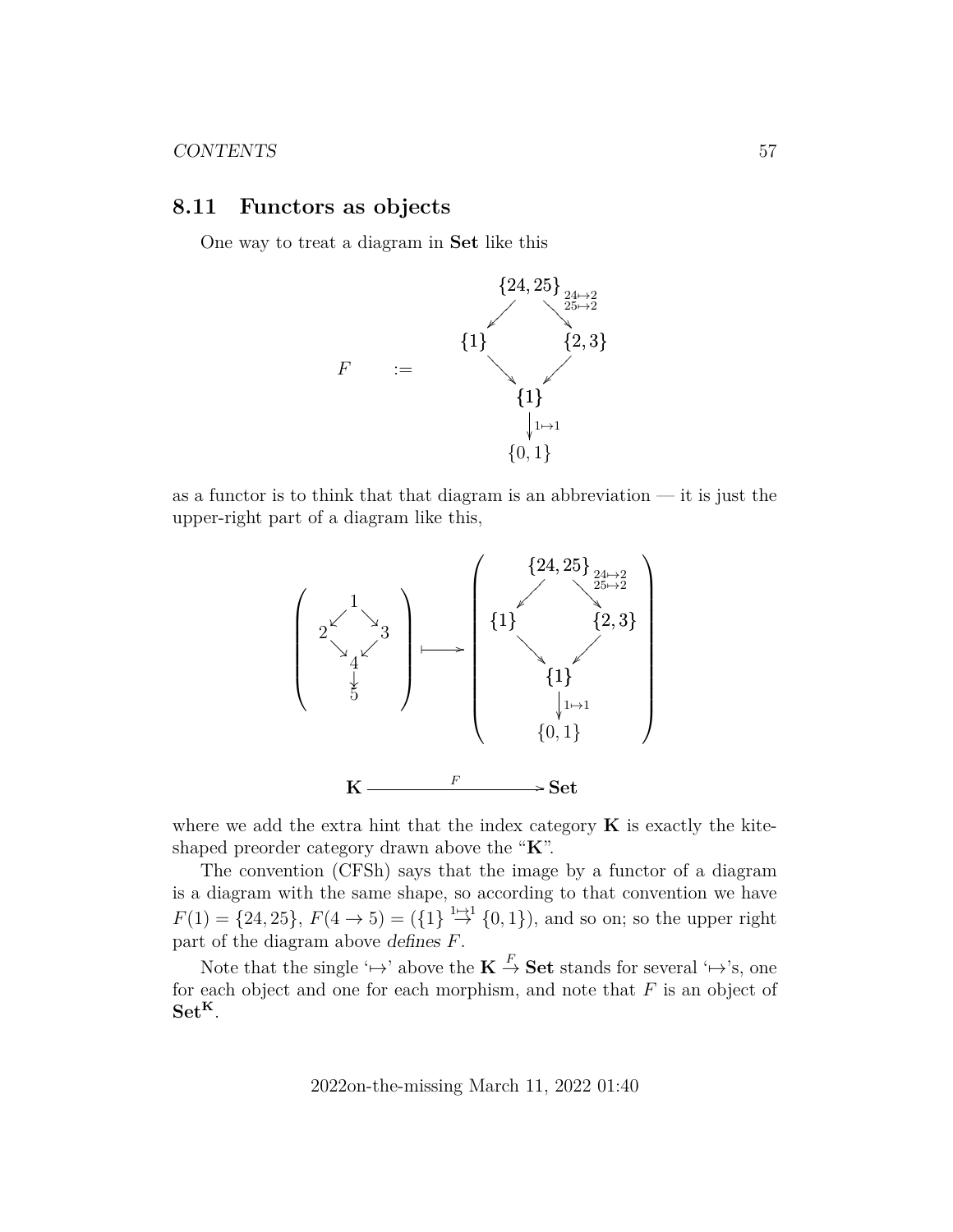## 8.11 Functors as objects

One way to treat a diagram in **Set** like this

$$
F \quad := \quad
\begin{array}{ccccc}
 & & \{24,25\} & & \\
 & \swarrow & & \searrow^{\substack{24\mapsto 2\\ 25\mapsto 2}} & \\
\{1\} & & & & \{2,3\} \\
 & \searrow & & \swarrow & \\
 & & \{1\} & & \\
 & & \downarrow{\scriptstyle 1\mapsto 1} & & \\
 & & \{0,1\} & &
\end{array}
$$

as a functor is to think that that diagram is an abbreviation — it is just the upper-right part of a diagram like this,

$$
\left(
\begin{array}{ccc}
 & 1 & \\
2 \swarrow & & \searrow 3 \\
 & \searrow 4 \swarrow & \\
 & \downarrow & \\
 & 5 &
\end{array}
\right)
\longmapsto
\left(
\begin{array}{ccccc}
 & & \{24,25\} & & \\
 & \swarrow & & \searrow^{\substack{24\mapsto 2\\ 25\mapsto 2}} & \\
\{1\} & & & & \{2,3\} \\
 & \searrow & & \swarrow & \\
 & & \{1\} & & \\
 & & \downarrow{\scriptstyle 1\mapsto 1} & & \\
 & & \{0,1\} & &
\end{array}
\right)
$$

$$
\mathbf{K} \xrightarrow{\quad F \quad} \mathbf{Set}
$$

where we add the extra hint that the index category $\mathbf{K}$ is exactly the kite-shaped preorder category drawn above the "$\mathbf{K}$".

The convention (CFSh) says that the image by a functor of a diagram is a diagram with the same shape, so according to that convention we have $F(1) = \{24, 25\}$, $F(4 \to 5) = (\{1\} \overset{1\mapsto 1}{\to} \{0, 1\})$, and so on; so the upper right part of the diagram above *defines* $F$.

Note that the single '$\mapsto$' above the $\mathbf{K} \overset{F}{\to} \mathbf{Set}$ stands for several '$\mapsto$'s, one for each object and one for each morphism, and note that $F$ is an object of $\mathbf{Set}^{\mathbf{K}}$.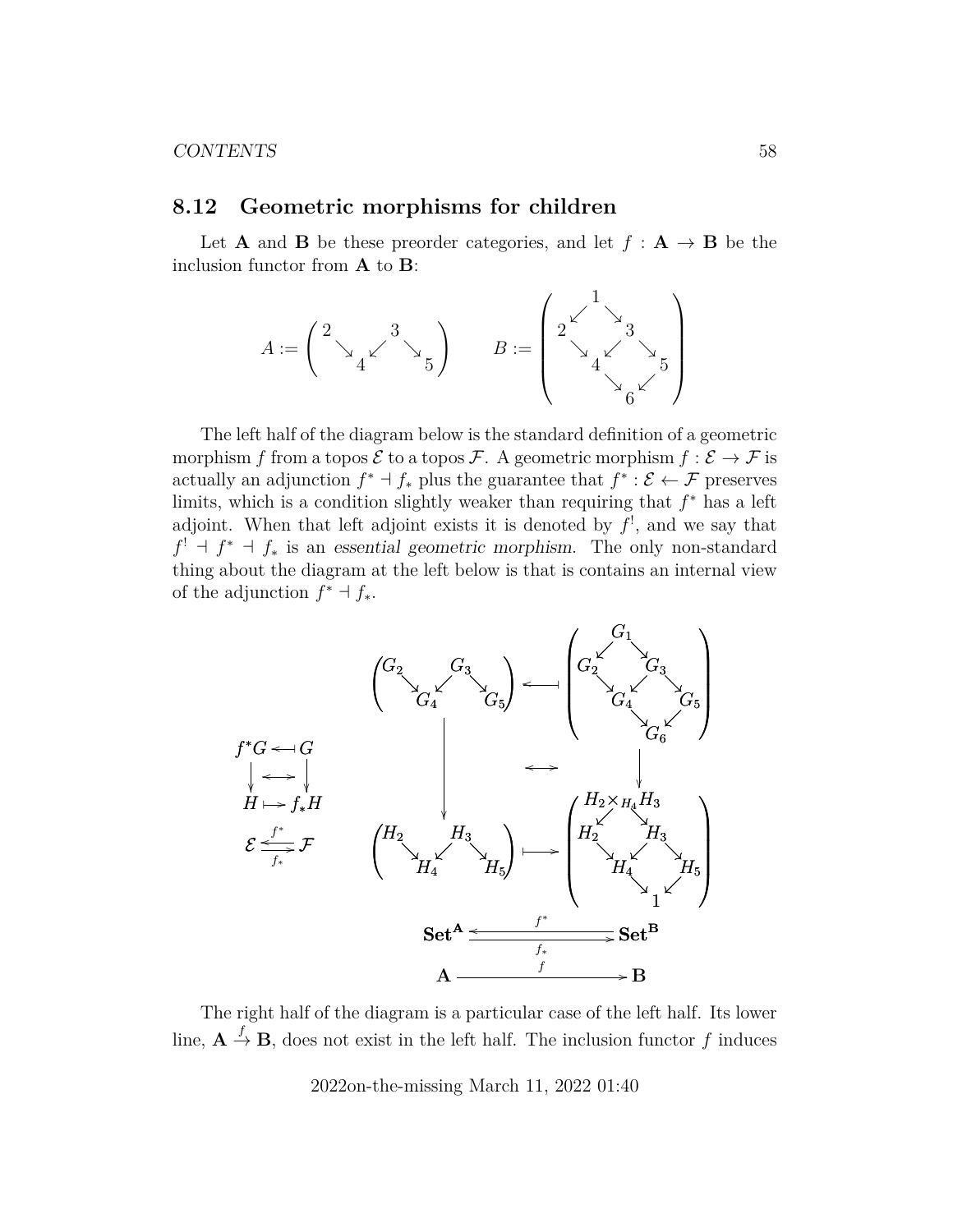## 8.12 Geometric morphisms for children

Let $\mathbf{A}$ and $\mathbf{B}$ be these preorder categories, and let $f : \mathbf{A} \to \mathbf{B}$ be the inclusion functor from $\mathbf{A}$ to $\mathbf{B}$:

$$A := \begin{pmatrix} 2 & & 3 & & \\ & \searrow \; 4 \; \swarrow & & \searrow & 5 \end{pmatrix} \qquad B := \begin{pmatrix} & 1 & \\ 2 \swarrow & & \searrow 3 \\ \searrow 4 \swarrow & & \searrow 5 \\ & \searrow 6 \swarrow & \end{pmatrix}$$

The left half of the diagram below is the standard definition of a geometric morphism $f$ from a topos $\mathcal{E}$ to a topos $\mathcal{F}$. A geometric morphism $f : \mathcal{E} \to \mathcal{F}$ is actually an adjunction $f^* \dashv f_*$ plus the guarantee that $f^* : \mathcal{E} \leftarrow \mathcal{F}$ preserves limits, which is a condition slightly weaker than requiring that $f^*$ has a left adjoint. When that left adjoint exists it is denoted by $f^!$, and we say that $f^! \dashv f^* \dashv f_*$ is an *essential geometric morphism*. The only non-standard thing about the diagram at the left below is that is contains an internal view of the adjunction $f^* \dashv f_*$.

$$\begin{array}{ccc} f^*G & \leftarrow\!\shortmid & G \\ \downarrow & \leftrightarrow & \downarrow \\ H & \mapsto & f_*H \end{array} \qquad \mathcal{E} \underset{f_*}{\overset{f^*}{\rightleftarrows}} \mathcal{F}$$

$$\begin{array}{ccc} \begin{pmatrix} G_2 & & G_3 & & \\ & \searrow G_4 \swarrow & & \searrow & G_5 \end{pmatrix} & \leftarrow\!\shortmid & \begin{pmatrix} & G_1 & \\ G_2 & & G_3 \\ & G_4 & & G_5 \\ & & G_6 & \end{pmatrix} \\ \downarrow & \leftrightarrow & \downarrow \\ \begin{pmatrix} H_2 & & H_3 & & \\ & \searrow H_4 \swarrow & & \searrow & H_5 \end{pmatrix} & \mapsto & \begin{pmatrix} & H_2 \times_{H_4} H_3 & \\ H_2 & & H_3 \\ & H_4 & & H_5 \\ & & 1 & \end{pmatrix} \\ \mathbf{Set}^{\mathbf{A}} & \underset{f_*}{\overset{f^*}{\rightleftarrows}} & \mathbf{Set}^{\mathbf{B}} \\ \mathbf{A} & \xrightarrow{f} & \mathbf{B} \end{array}$$

The right half of the diagram is a particular case of the left half. Its lower line, $\mathbf{A} \xrightarrow{f} \mathbf{B}$, does not exist in the left half. The inclusion functor $f$ induces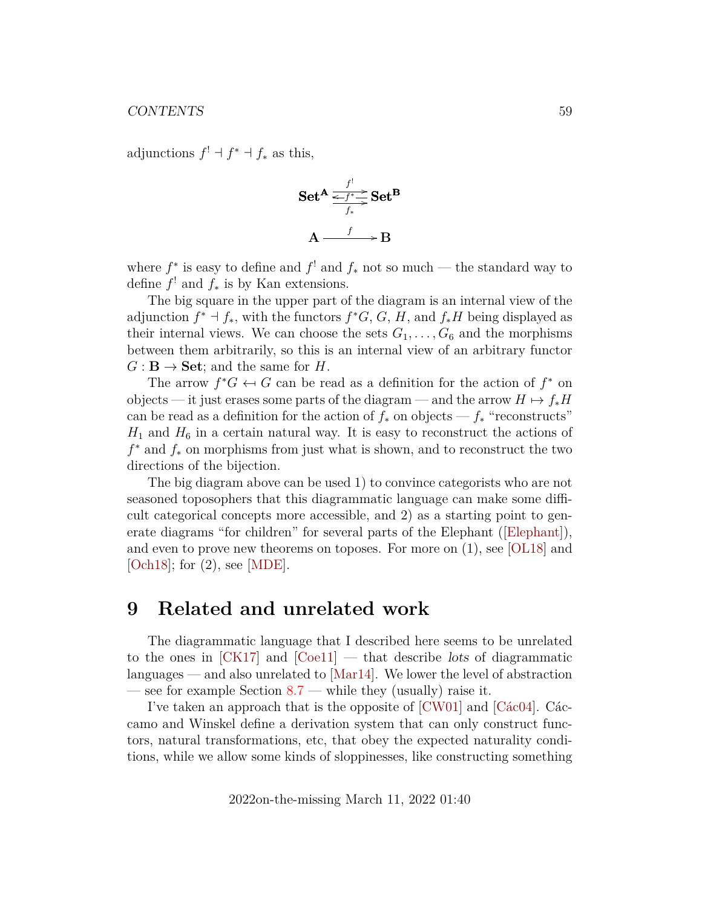adjunctions $f^! \dashv f^* \dashv f_*$ as this,

$$\begin{array}{ccc}
\mathbf{Set^A} & \underset{f_*}{\overset{f^!}{\underset{\longleftarrow f^* \longrightarrow}{\longrightarrow}}} & \mathbf{Set^B} \\
& & \\
\mathbf{A} & \xrightarrow{f} & \mathbf{B}
\end{array}$$

where $f^*$ is easy to define and $f^!$ and $f_*$ not so much — the standard way to define $f^!$ and $f_*$ is by Kan extensions.

The big square in the upper part of the diagram is an internal view of the adjunction $f^* \dashv f_*$, with the functors $f^*G$, $G$, $H$, and $f_*H$ being displayed as their internal views. We can choose the sets $G_1, \ldots, G_6$ and the morphisms between them arbitrarily, so this is an internal view of an arbitrary functor $G : \mathbf{B} \to \mathbf{Set}$; and the same for $H$.

The arrow $f^*G \leftarrow\!\shortmid G$ can be read as a definition for the action of $f^*$ on objects — it just erases some parts of the diagram — and the arrow $H \mapsto f_*H$ can be read as a definition for the action of $f_*$ on objects — $f_*$ "reconstructs" $H_1$ and $H_6$ in a certain natural way. It is easy to reconstruct the actions of $f^*$ and $f_*$ on morphisms from just what is shown, and to reconstruct the two directions of the bijection.

The big diagram above can be used 1) to convince categorists who are not seasoned toposophers that this diagrammatic language can make some difficult categorical concepts more accessible, and 2) as a starting point to generate diagrams "for children" for several parts of the Elephant ([Elephant]), and even to prove new theorems on toposes. For more on (1), see [OL18] and [Och18]; for (2), see [MDE].

# 9 Related and unrelated work

The diagrammatic language that I described here seems to be unrelated to the ones in [CK17] and [Coe11] — that describe *lots* of diagrammatic languages — and also unrelated to [Mar14]. We lower the level of abstraction — see for example Section 8.7 — while they (usually) raise it.

I've taken an approach that is the opposite of [CW01] and [Các04]. Cáccamo and Winskel define a derivation system that can only construct functors, natural transformations, etc, that obey the expected naturality conditions, while we allow some kinds of sloppinesses, like constructing something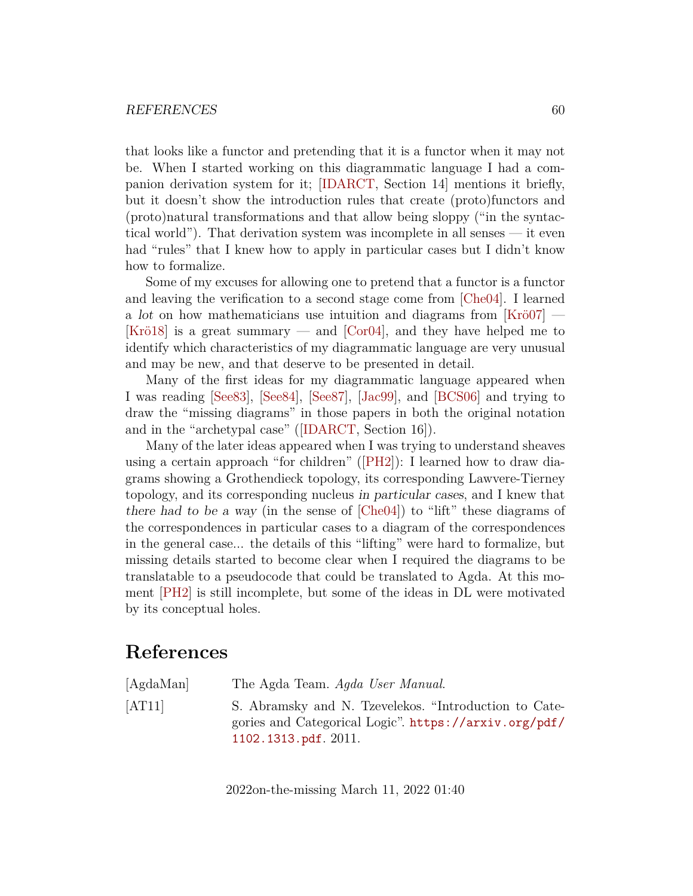that looks like a functor and pretending that it is a functor when it may not be. When I started working on this diagrammatic language I had a companion derivation system for it; [IDARCT, Section 14] mentions it briefly, but it doesn't show the introduction rules that create (proto)functors and (proto)natural transformations and that allow being sloppy ("in the syntactical world"). That derivation system was incomplete in all senses — it even had "rules" that I knew how to apply in particular cases but I didn't know how to formalize.

Some of my excuses for allowing one to pretend that a functor is a functor and leaving the verification to a second stage come from [Che04]. I learned a *lot* on how mathematicians use intuition and diagrams from [Krö07] — [Krö18] is a great summary — and [Cor04], and they have helped me to identify which characteristics of my diagrammatic language are very unusual and may be new, and that deserve to be presented in detail.

Many of the first ideas for my diagrammatic language appeared when I was reading [See83], [See84], [See87], [Jac99], and [BCS06] and trying to draw the "missing diagrams" in those papers in both the original notation and in the "archetypal case" ([IDARCT, Section 16]).

Many of the later ideas appeared when I was trying to understand sheaves using a certain approach "for children" ([PH2]): I learned how to draw diagrams showing a Grothendieck topology, its corresponding Lawvere-Tierney topology, and its corresponding nucleus *in particular cases*, and I knew that *there had to be a way* (in the sense of [Che04]) to "lift" these diagrams of the correspondences in particular cases to a diagram of the correspondences in the general case... the details of this "lifting" were hard to formalize, but missing details started to become clear when I required the diagrams to be translatable to a pseudocode that could be translated to Agda. At this moment [PH2] is still incomplete, but some of the ideas in DL were motivated by its conceptual holes.

## References

[AgdaMan] The Agda Team. *Agda User Manual*.

[AT11] S. Abramsky and N. Tzevelekos. "Introduction to Categories and Categorical Logic". https://arxiv.org/pdf/1102.1313.pdf. 2011.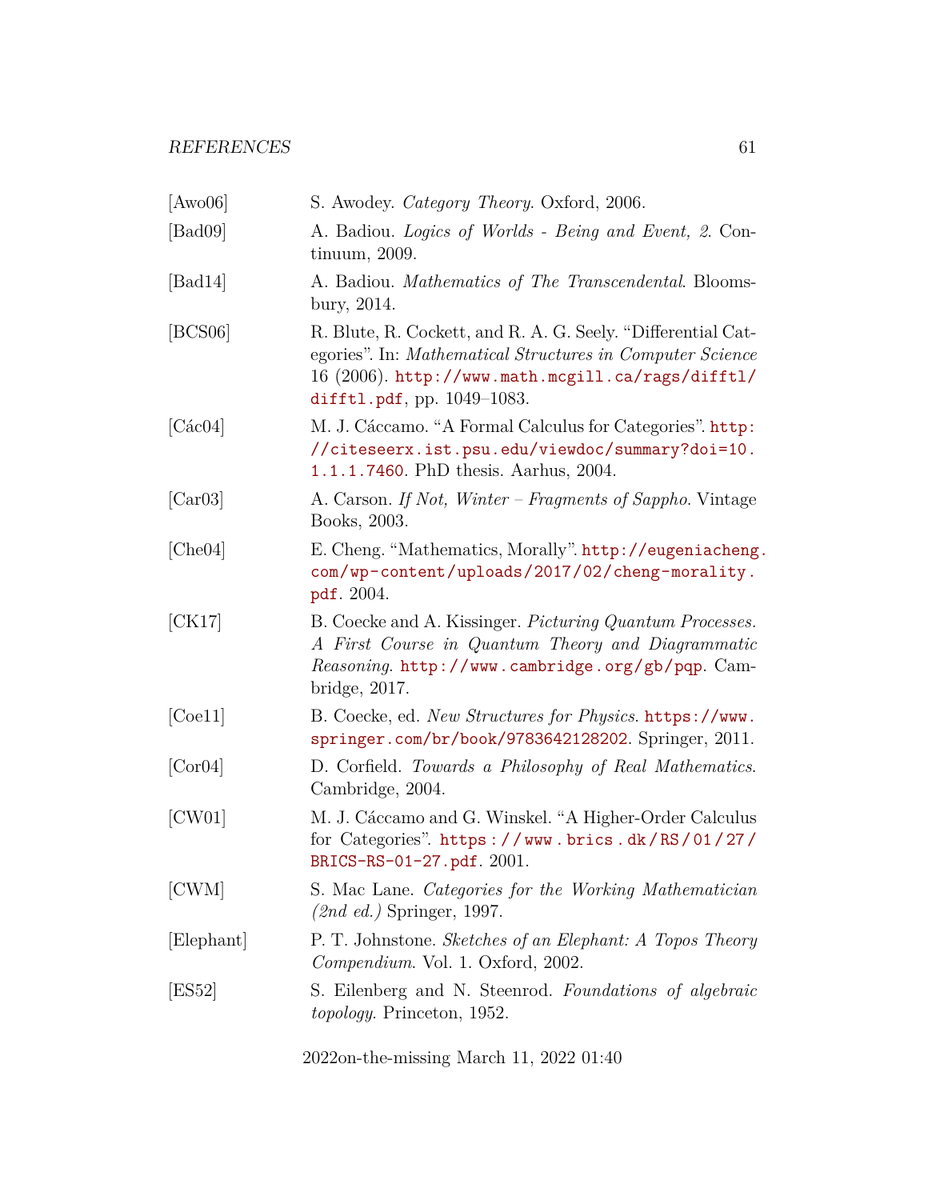[Awo06] S. Awodey. *Category Theory*. Oxford, 2006.

[Bad09] A. Badiou. *Logics of Worlds - Being and Event, 2*. Continuum, 2009.

[Bad14] A. Badiou. *Mathematics of The Transcendental*. Bloomsbury, 2014.

[BCS06] R. Blute, R. Cockett, and R. A. G. Seely. "Differential Categories". In: *Mathematical Structures in Computer Science* 16 (2006). http://www.math.mcgill.ca/rags/difftl/difftl.pdf, pp. 1049–1083.

[Các04] M. J. Cáccamo. "A Formal Calculus for Categories". http://citeseerx.ist.psu.edu/viewdoc/summary?doi=10.1.1.1.7460. PhD thesis. Aarhus, 2004.

[Car03] A. Carson. *If Not, Winter – Fragments of Sappho*. Vintage Books, 2003.

[Che04] E. Cheng. "Mathematics, Morally". http://eugeniacheng.com/wp-content/uploads/2017/02/cheng-morality.pdf. 2004.

[CK17] B. Coecke and A. Kissinger. *Picturing Quantum Processes. A First Course in Quantum Theory and Diagrammatic Reasoning*. http://www.cambridge.org/gb/pqp. Cambridge, 2017.

[Coe11] B. Coecke, ed. *New Structures for Physics*. https://www.springer.com/br/book/9783642128202. Springer, 2011.

[Cor04] D. Corfield. *Towards a Philosophy of Real Mathematics*. Cambridge, 2004.

[CW01] M. J. Cáccamo and G. Winskel. "A Higher-Order Calculus for Categories". https://www.brics.dk/RS/01/27/BRICS-RS-01-27.pdf. 2001.

[CWM] S. Mac Lane. *Categories for the Working Mathematician (2nd ed.)* Springer, 1997.

[Elephant] P. T. Johnstone. *Sketches of an Elephant: A Topos Theory Compendium*. Vol. 1. Oxford, 2002.

[ES52] S. Eilenberg and N. Steenrod. *Foundations of algebraic topology*. Princeton, 1952.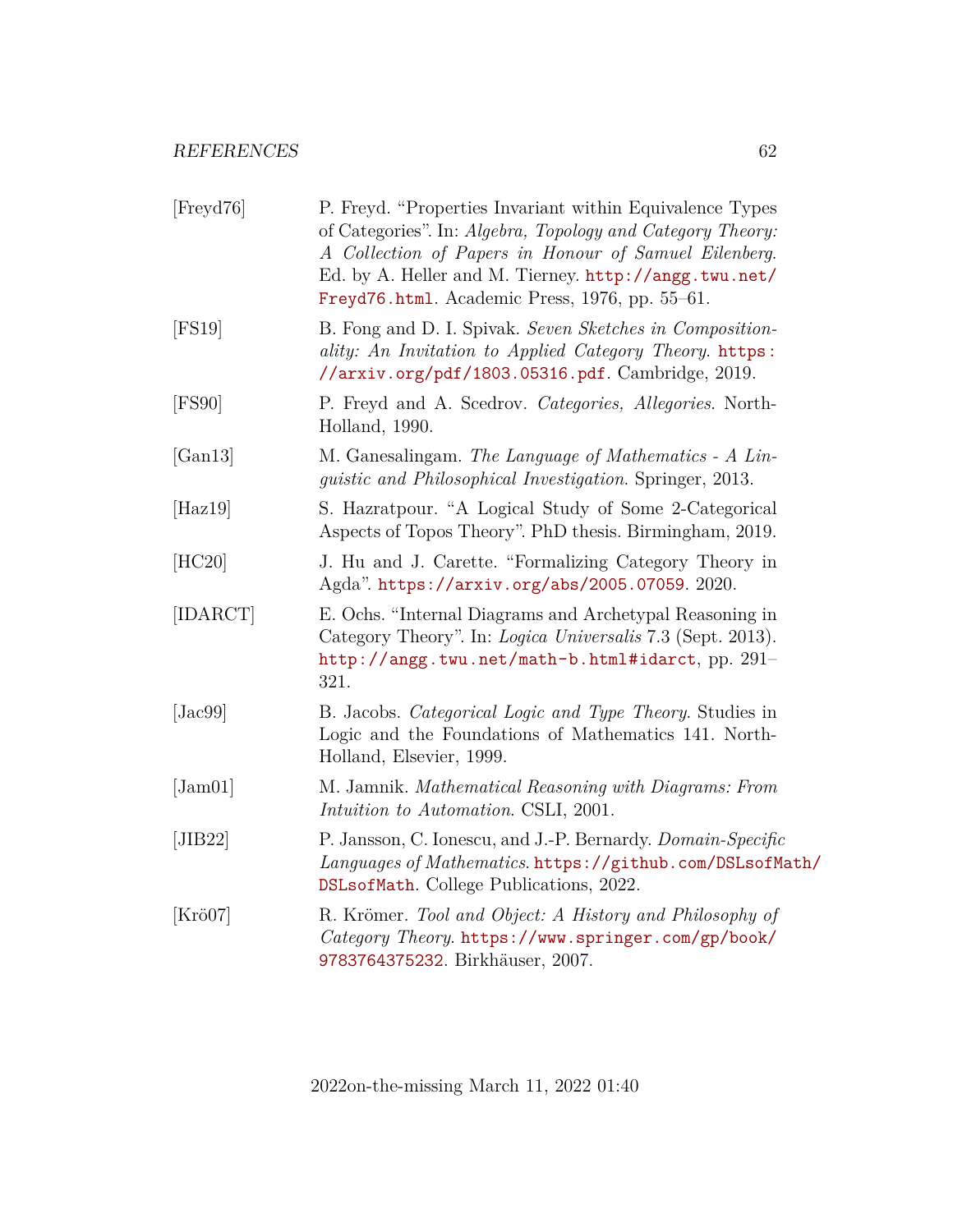[Freyd76] P. Freyd. "Properties Invariant within Equivalence Types of Categories". In: *Algebra, Topology and Category Theory: A Collection of Papers in Honour of Samuel Eilenberg*. Ed. by A. Heller and M. Tierney. http://angg.twu.net/Freyd76.html. Academic Press, 1976, pp. 55–61.

[FS19] B. Fong and D. I. Spivak. *Seven Sketches in Compositionality: An Invitation to Applied Category Theory*. https://arxiv.org/pdf/1803.05316.pdf. Cambridge, 2019.

[FS90] P. Freyd and A. Scedrov. *Categories, Allegories*. North-Holland, 1990.

[Gan13] M. Ganesalingam. *The Language of Mathematics - A Linguistic and Philosophical Investigation*. Springer, 2013.

[Haz19] S. Hazratpour. "A Logical Study of Some 2-Categorical Aspects of Topos Theory". PhD thesis. Birmingham, 2019.

[HC20] J. Hu and J. Carette. "Formalizing Category Theory in Agda". https://arxiv.org/abs/2005.07059. 2020.

[IDARCT] E. Ochs. "Internal Diagrams and Archetypal Reasoning in Category Theory". In: *Logica Universalis* 7.3 (Sept. 2013). http://angg.twu.net/math-b.html#idarct, pp. 291–321.

[Jac99] B. Jacobs. *Categorical Logic and Type Theory*. Studies in Logic and the Foundations of Mathematics 141. North-Holland, Elsevier, 1999.

[Jam01] M. Jamnik. *Mathematical Reasoning with Diagrams: From Intuition to Automation*. CSLI, 2001.

[JIB22] P. Jansson, C. Ionescu, and J.-P. Bernardy. *Domain-Specific Languages of Mathematics*. https://github.com/DSLsofMath/DSLsofMath. College Publications, 2022.

[Krö07] R. Krömer. *Tool and Object: A History and Philosophy of Category Theory*. https://www.springer.com/gp/book/9783764375232. Birkhäuser, 2007.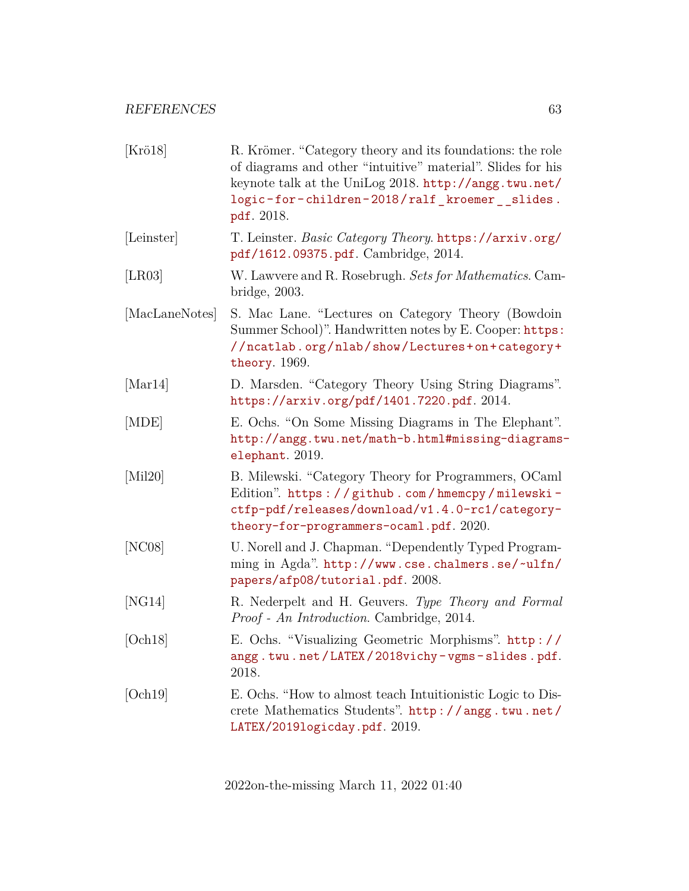[Krö18] R. Krömer. "Category theory and its foundations: the role of diagrams and other "intuitive" material". Slides for his keynote talk at the UniLog 2018. http://angg.twu.net/logic-for-children-2018/ralf_kroemer__slides.pdf. 2018.

[Leinster] T. Leinster. *Basic Category Theory*. https://arxiv.org/pdf/1612.09375.pdf. Cambridge, 2014.

[LR03] W. Lawvere and R. Rosebrugh. *Sets for Mathematics*. Cambridge, 2003.

[MacLaneNotes] S. Mac Lane. "Lectures on Category Theory (Bowdoin Summer School)". Handwritten notes by E. Cooper: https://ncatlab.org/nlab/show/Lectures+on+category+theory. 1969.

[Mar14] D. Marsden. "Category Theory Using String Diagrams". https://arxiv.org/pdf/1401.7220.pdf. 2014.

[MDE] E. Ochs. "On Some Missing Diagrams in The Elephant". http://angg.twu.net/math-b.html#missing-diagrams-elephant. 2019.

[Mil20] B. Milewski. "Category Theory for Programmers, OCaml Edition". https://github.com/hmemcpy/milewski-ctfp-pdf/releases/download/v1.4.0-rc1/category-theory-for-programmers-ocaml.pdf. 2020.

[NC08] U. Norell and J. Chapman. "Dependently Typed Programming in Agda". http://www.cse.chalmers.se/~ulfn/papers/afp08/tutorial.pdf. 2008.

[NG14] R. Nederpelt and H. Geuvers. *Type Theory and Formal Proof - An Introduction*. Cambridge, 2014.

[Och18] E. Ochs. "Visualizing Geometric Morphisms". http://angg.twu.net/LATEX/2018vichy-vgms-slides.pdf. 2018.

[Och19] E. Ochs. "How to almost teach Intuitionistic Logic to Discrete Mathematics Students". http://angg.twu.net/LATEX/2019logicday.pdf. 2019.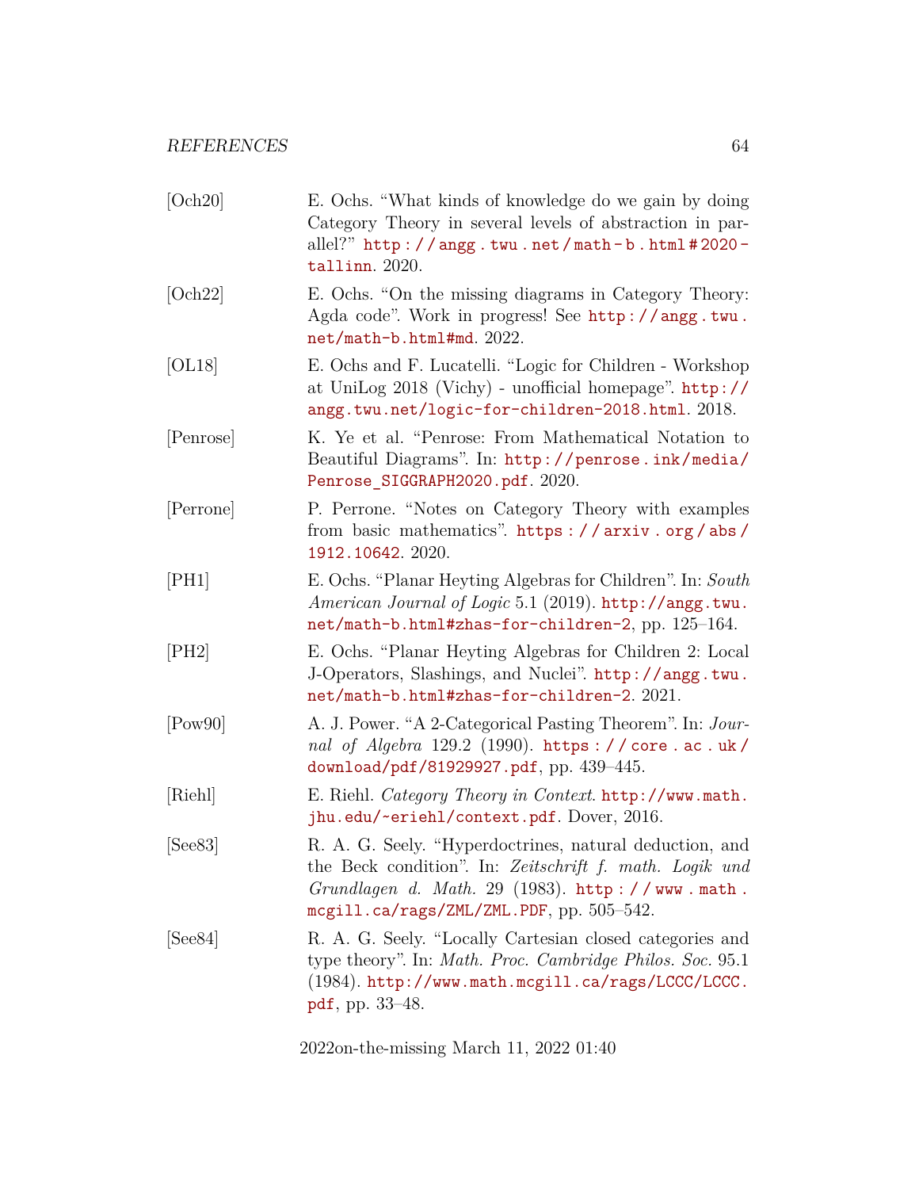[Och20] E. Ochs. "What kinds of knowledge do we gain by doing Category Theory in several levels of abstraction in parallel?" http://angg.twu.net/math-b.html#2020-tallinn. 2020.

[Och22] E. Ochs. "On the missing diagrams in Category Theory: Agda code". Work in progress! See http://angg.twu.net/math-b.html#md. 2022.

[OL18] E. Ochs and F. Lucatelli. "Logic for Children - Workshop at UniLog 2018 (Vichy) - unofficial homepage". http://angg.twu.net/logic-for-children-2018.html. 2018.

[Penrose] K. Ye et al. "Penrose: From Mathematical Notation to Beautiful Diagrams". In: http://penrose.ink/media/Penrose_SIGGRAPH2020.pdf. 2020.

[Perrone] P. Perrone. "Notes on Category Theory with examples from basic mathematics". https://arxiv.org/abs/1912.10642. 2020.

[PH1] E. Ochs. "Planar Heyting Algebras for Children". In: *South American Journal of Logic* 5.1 (2019). http://angg.twu.net/math-b.html#zhas-for-children-2, pp. 125–164.

[PH2] E. Ochs. "Planar Heyting Algebras for Children 2: Local J-Operators, Slashings, and Nuclei". http://angg.twu.net/math-b.html#zhas-for-children-2. 2021.

[Pow90] A. J. Power. "A 2-Categorical Pasting Theorem". In: *Journal of Algebra* 129.2 (1990). https://core.ac.uk/download/pdf/81929927.pdf, pp. 439–445.

[Riehl] E. Riehl. *Category Theory in Context*. http://www.math.jhu.edu/~eriehl/context.pdf. Dover, 2016.

[See83] R. A. G. Seely. "Hyperdoctrines, natural deduction, and the Beck condition". In: *Zeitschrift f. math. Logik und Grundlagen d. Math.* 29 (1983). http://www.math.mcgill.ca/rags/ZML/ZML.PDF, pp. 505–542.

[See84] R. A. G. Seely. "Locally Cartesian closed categories and type theory". In: *Math. Proc. Cambridge Philos. Soc.* 95.1 (1984). http://www.math.mcgill.ca/rags/LCCC/LCCC.pdf, pp. 33–48.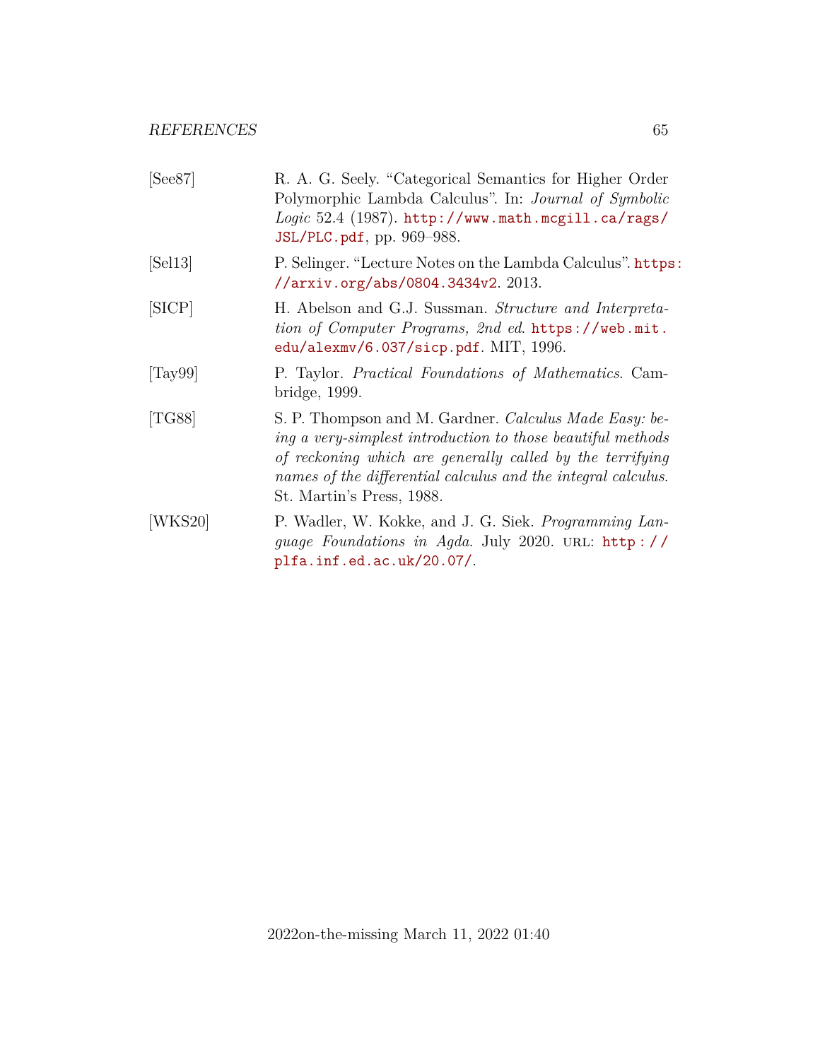[See87] R. A. G. Seely. "Categorical Semantics for Higher Order Polymorphic Lambda Calculus". In: *Journal of Symbolic Logic* 52.4 (1987). http://www.math.mcgill.ca/rags/JSL/PLC.pdf, pp. 969–988.

[Sel13] P. Selinger. "Lecture Notes on the Lambda Calculus". https://arxiv.org/abs/0804.3434v2. 2013.

[SICP] H. Abelson and G.J. Sussman. *Structure and Interpretation of Computer Programs, 2nd ed*. https://web.mit.edu/alexmv/6.037/sicp.pdf. MIT, 1996.

[Tay99] P. Taylor. *Practical Foundations of Mathematics*. Cambridge, 1999.

[TG88] S. P. Thompson and M. Gardner. *Calculus Made Easy: being a very-simplest introduction to those beautiful methods of reckoning which are generally called by the terrifying names of the differential calculus and the integral calculus*. St. Martin's Press, 1988.

[WKS20] P. Wadler, W. Kokke, and J. G. Siek. *Programming Language Foundations in Agda*. July 2020. URL: http://plfa.inf.ed.ac.uk/20.07/.